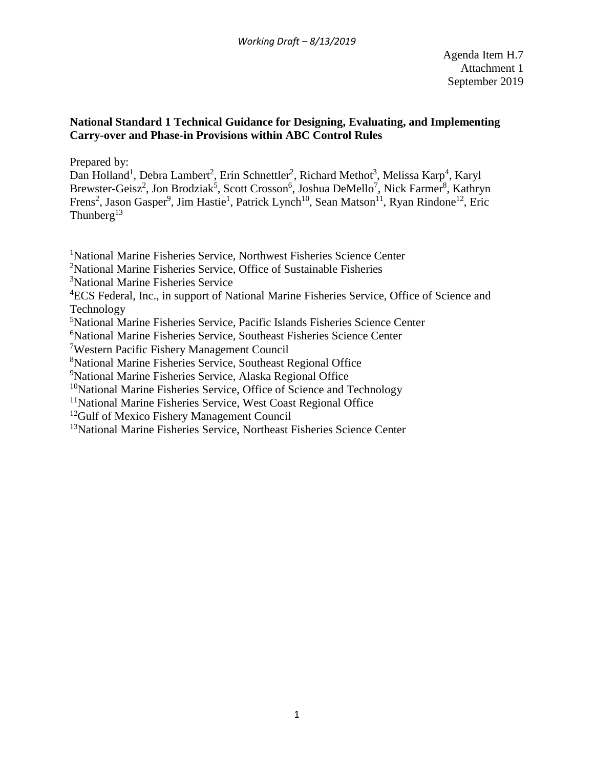Agenda Item H.7
Attachment 1
September 2019

**National Standard 1 Technical Guidance for Designing, Evaluating, and Implementing Carry-over and Phase-in Provisions within ABC Control Rules**

Prepared by:
Dan Holland[1], Debra Lambert[2], Erin Schnettler[2], Richard Methot[3], Melissa Karp[4], Karyl Brewster-Geisz[2], Jon Brodziak[5], Scott Crosson[6], Joshua DeMello[7], Nick Farmer[8], Kathryn Frens[2], Jason Gasper[9], Jim Hastie[1], Patrick Lynch[10], Sean Matson[11], Ryan Rindone[12], Eric Thunberg[13]

[1]National Marine Fisheries Service, Northwest Fisheries Science Center
[2]National Marine Fisheries Service, Office of Sustainable Fisheries
[3]National Marine Fisheries Service
[4]ECS Federal, Inc., in support of National Marine Fisheries Service, Office of Science and Technology
[5]National Marine Fisheries Service, Pacific Islands Fisheries Science Center
[6]National Marine Fisheries Service, Southeast Fisheries Science Center
[7]Western Pacific Fishery Management Council
[8]National Marine Fisheries Service, Southeast Regional Office
[9]National Marine Fisheries Service, Alaska Regional Office
[10]National Marine Fisheries Service, Office of Science and Technology
[11]National Marine Fisheries Service, West Coast Regional Office
[12]Gulf of Mexico Fishery Management Council
[13]National Marine Fisheries Service, Northeast Fisheries Science Center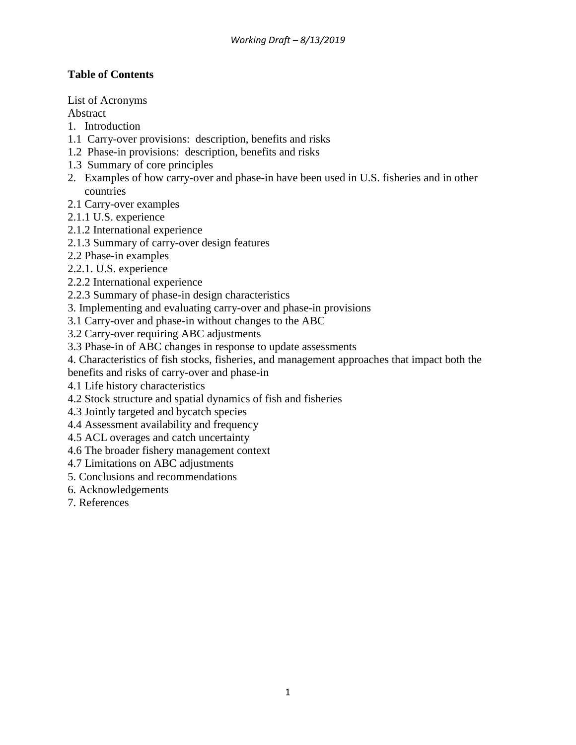**Table of Contents**

List of Acronyms
Abstract
1. Introduction
1.1 Carry-over provisions: description, benefits and risks
1.2 Phase-in provisions: description, benefits and risks
1.3 Summary of core principles
2. Examples of how carry-over and phase-in have been used in U.S. fisheries and in other countries
2.1 Carry-over examples
2.1.1 U.S. experience
2.1.2 International experience
2.1.3 Summary of carry-over design features
2.2 Phase-in examples
2.2.1. U.S. experience
2.2.2 International experience
2.2.3 Summary of phase-in design characteristics
3. Implementing and evaluating carry-over and phase-in provisions
3.1 Carry-over and phase-in without changes to the ABC
3.2 Carry-over requiring ABC adjustments
3.3 Phase-in of ABC changes in response to update assessments
4. Characteristics of fish stocks, fisheries, and management approaches that impact both the benefits and risks of carry-over and phase-in
4.1 Life history characteristics
4.2 Stock structure and spatial dynamics of fish and fisheries
4.3 Jointly targeted and bycatch species
4.4 Assessment availability and frequency
4.5 ACL overages and catch uncertainty
4.6 The broader fishery management context
4.7 Limitations on ABC adjustments
5. Conclusions and recommendations
6. Acknowledgements
7. References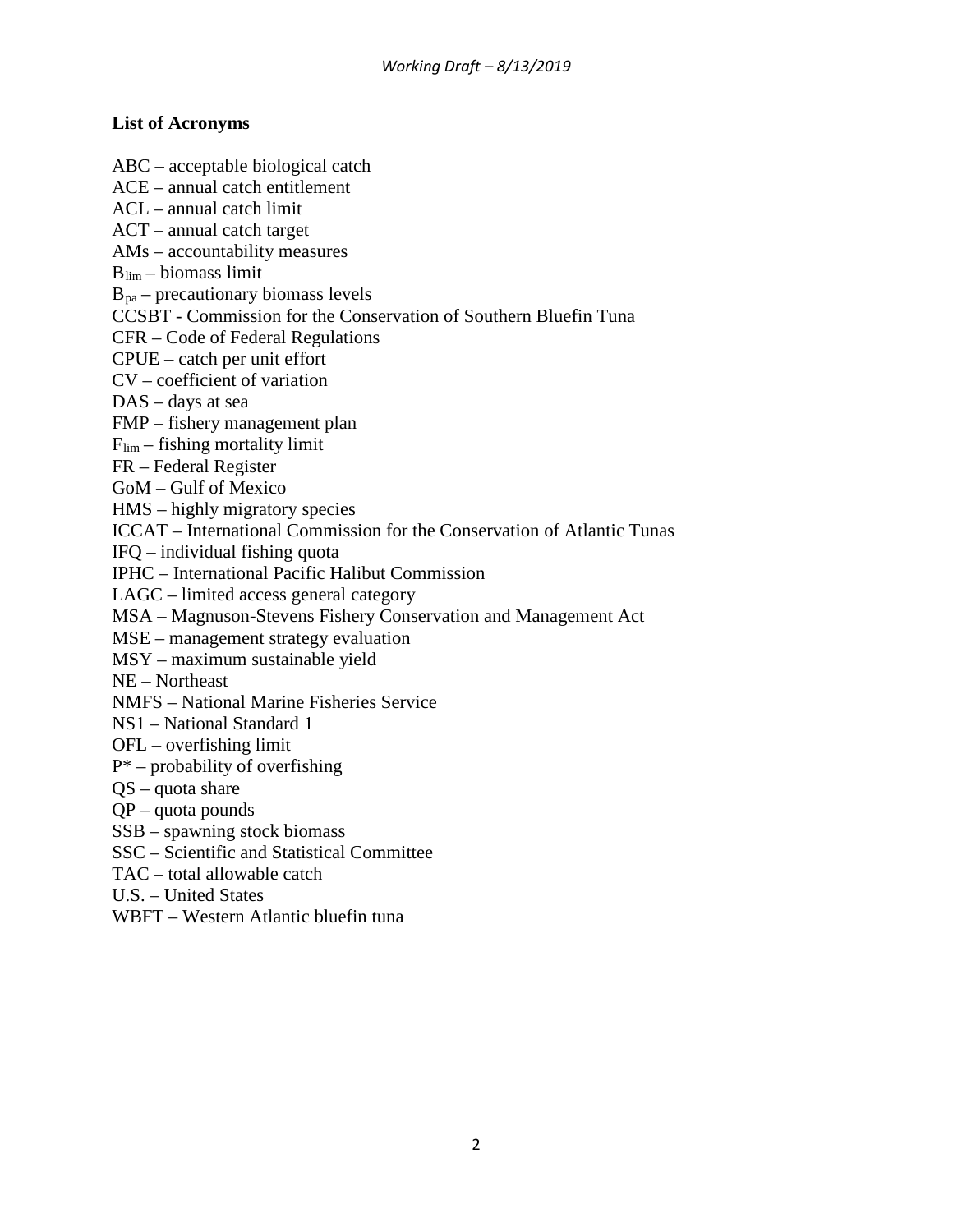**List of Acronyms**

ABC – acceptable biological catch
ACE – annual catch entitlement
ACL – annual catch limit
ACT – annual catch target
AMs – accountability measures
$B_{lim}$ – biomass limit
$B_{pa}$ – precautionary biomass levels
CCSBT - Commission for the Conservation of Southern Bluefin Tuna
CFR – Code of Federal Regulations
CPUE – catch per unit effort
CV – coefficient of variation
DAS – days at sea
FMP – fishery management plan
$F_{lim}$ – fishing mortality limit
FR – Federal Register
GoM – Gulf of Mexico
HMS – highly migratory species
ICCAT – International Commission for the Conservation of Atlantic Tunas
IFQ – individual fishing quota
IPHC – International Pacific Halibut Commission
LAGC – limited access general category
MSA – Magnuson-Stevens Fishery Conservation and Management Act
MSE – management strategy evaluation
MSY – maximum sustainable yield
NE – Northeast
NMFS – National Marine Fisheries Service
NS1 – National Standard 1
OFL – overfishing limit
$P^*$ – probability of overfishing
QS – quota share
QP – quota pounds
SSB – spawning stock biomass
SSC – Scientific and Statistical Committee
TAC – total allowable catch
U.S. – United States
WBFT – Western Atlantic bluefin tuna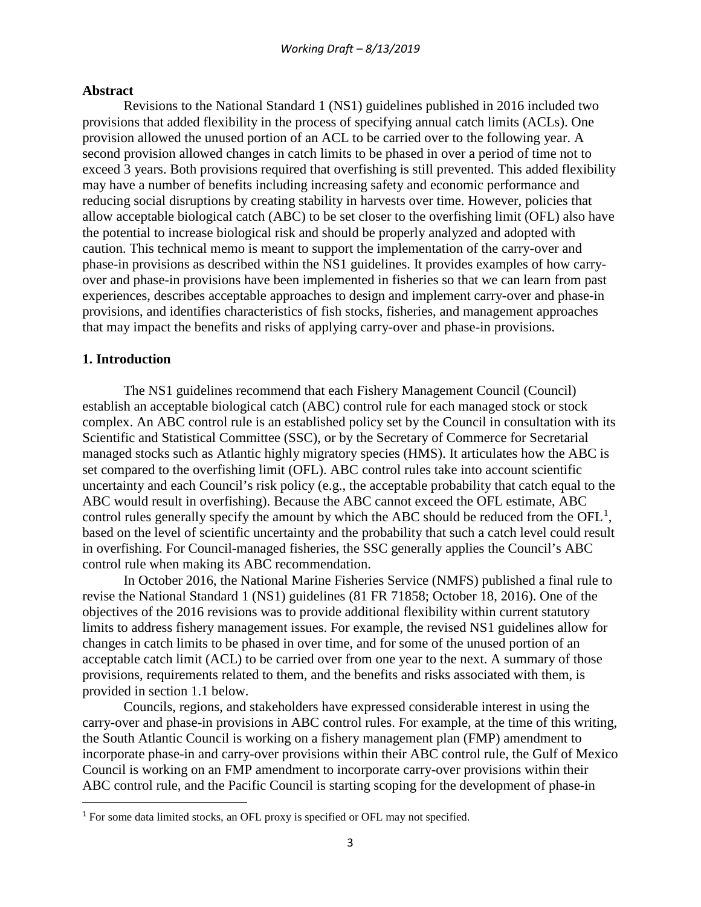**Abstract**

Revisions to the National Standard 1 (NS1) guidelines published in 2016 included two provisions that added flexibility in the process of specifying annual catch limits (ACLs). One provision allowed the unused portion of an ACL to be carried over to the following year. A second provision allowed changes in catch limits to be phased in over a period of time not to exceed 3 years. Both provisions required that overfishing is still prevented. This added flexibility may have a number of benefits including increasing safety and economic performance and reducing social disruptions by creating stability in harvests over time. However, policies that allow acceptable biological catch (ABC) to be set closer to the overfishing limit (OFL) also have the potential to increase biological risk and should be properly analyzed and adopted with caution. This technical memo is meant to support the implementation of the carry-over and phase-in provisions as described within the NS1 guidelines. It provides examples of how carry-over and phase-in provisions have been implemented in fisheries so that we can learn from past experiences, describes acceptable approaches to design and implement carry-over and phase-in provisions, and identifies characteristics of fish stocks, fisheries, and management approaches that may impact the benefits and risks of applying carry-over and phase-in provisions.

## 1. Introduction

The NS1 guidelines recommend that each Fishery Management Council (Council) establish an acceptable biological catch (ABC) control rule for each managed stock or stock complex. An ABC control rule is an established policy set by the Council in consultation with its Scientific and Statistical Committee (SSC), or by the Secretary of Commerce for Secretarial managed stocks such as Atlantic highly migratory species (HMS). It articulates how the ABC is set compared to the overfishing limit (OFL). ABC control rules take into account scientific uncertainty and each Council's risk policy (e.g., the acceptable probability that catch equal to the ABC would result in overfishing). Because the ABC cannot exceed the OFL estimate, ABC control rules generally specify the amount by which the ABC should be reduced from the OFL[1], based on the level of scientific uncertainty and the probability that such a catch level could result in overfishing. For Council-managed fisheries, the SSC generally applies the Council's ABC control rule when making its ABC recommendation.

In October 2016, the National Marine Fisheries Service (NMFS) published a final rule to revise the National Standard 1 (NS1) guidelines (81 FR 71858; October 18, 2016). One of the objectives of the 2016 revisions was to provide additional flexibility within current statutory limits to address fishery management issues. For example, the revised NS1 guidelines allow for changes in catch limits to be phased in over time, and for some of the unused portion of an acceptable catch limit (ACL) to be carried over from one year to the next. A summary of those provisions, requirements related to them, and the benefits and risks associated with them, is provided in section 1.1 below.

Councils, regions, and stakeholders have expressed considerable interest in using the carry-over and phase-in provisions in ABC control rules. For example, at the time of this writing, the South Atlantic Council is working on a fishery management plan (FMP) amendment to incorporate phase-in and carry-over provisions within their ABC control rule, the Gulf of Mexico Council is working on an FMP amendment to incorporate carry-over provisions within their ABC control rule, and the Pacific Council is starting scoping for the development of phase-in

[1] For some data limited stocks, an OFL proxy is specified or OFL may not specified.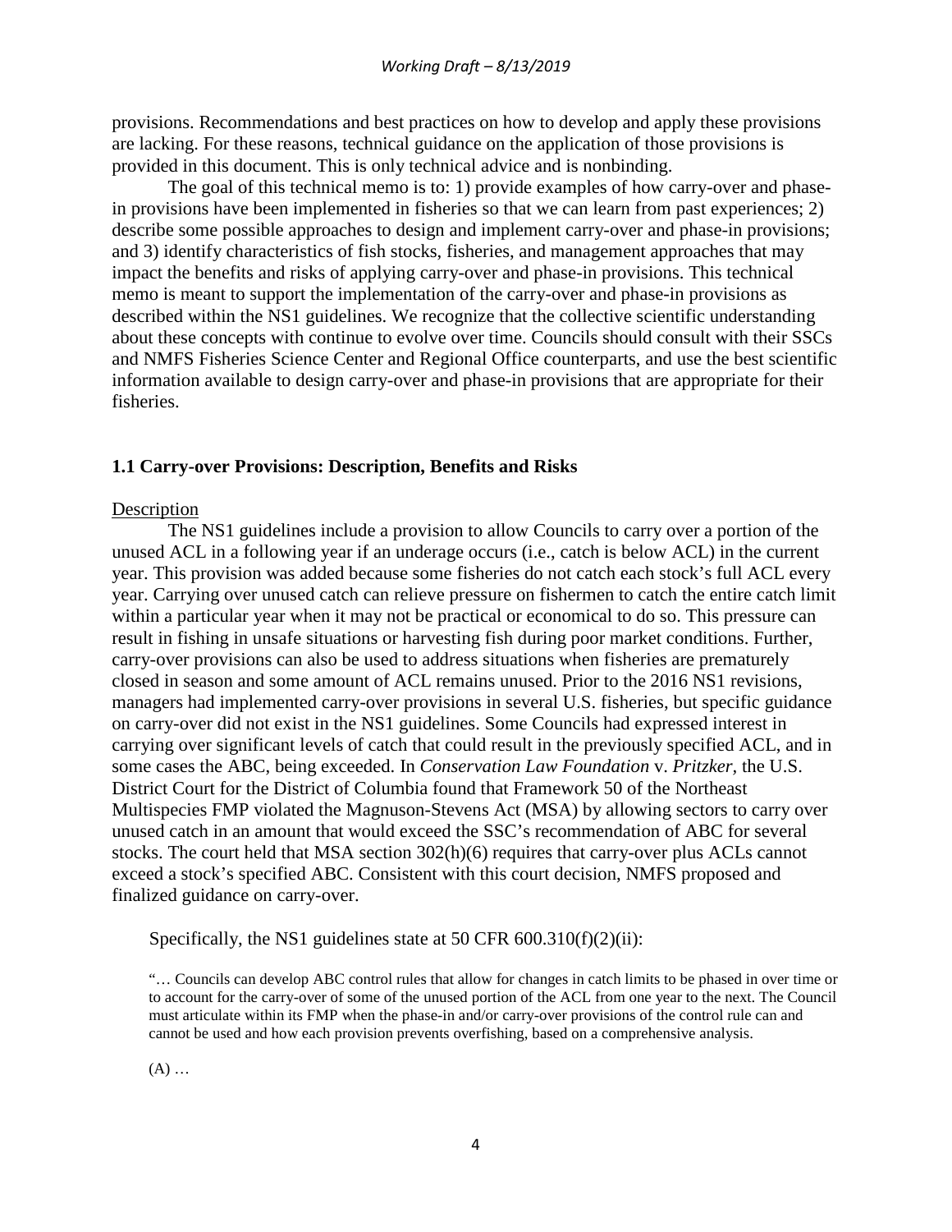provisions. Recommendations and best practices on how to develop and apply these provisions are lacking. For these reasons, technical guidance on the application of those provisions is provided in this document. This is only technical advice and is nonbinding.

The goal of this technical memo is to: 1) provide examples of how carry-over and phase-in provisions have been implemented in fisheries so that we can learn from past experiences; 2) describe some possible approaches to design and implement carry-over and phase-in provisions; and 3) identify characteristics of fish stocks, fisheries, and management approaches that may impact the benefits and risks of applying carry-over and phase-in provisions. This technical memo is meant to support the implementation of the carry-over and phase-in provisions as described within the NS1 guidelines. We recognize that the collective scientific understanding about these concepts with continue to evolve over time. Councils should consult with their SSCs and NMFS Fisheries Science Center and Regional Office counterparts, and use the best scientific information available to design carry-over and phase-in provisions that are appropriate for their fisheries.

### 1.1 Carry-over Provisions: Description, Benefits and Risks

Description

The NS1 guidelines include a provision to allow Councils to carry over a portion of the unused ACL in a following year if an underage occurs (i.e., catch is below ACL) in the current year. This provision was added because some fisheries do not catch each stock's full ACL every year. Carrying over unused catch can relieve pressure on fishermen to catch the entire catch limit within a particular year when it may not be practical or economical to do so. This pressure can result in fishing in unsafe situations or harvesting fish during poor market conditions. Further, carry-over provisions can also be used to address situations when fisheries are prematurely closed in season and some amount of ACL remains unused. Prior to the 2016 NS1 revisions, managers had implemented carry-over provisions in several U.S. fisheries, but specific guidance on carry-over did not exist in the NS1 guidelines. Some Councils had expressed interest in carrying over significant levels of catch that could result in the previously specified ACL, and in some cases the ABC, being exceeded. In *Conservation Law Foundation* v. *Pritzker*, the U.S. District Court for the District of Columbia found that Framework 50 of the Northeast Multispecies FMP violated the Magnuson-Stevens Act (MSA) by allowing sectors to carry over unused catch in an amount that would exceed the SSC's recommendation of ABC for several stocks. The court held that MSA section 302(h)(6) requires that carry-over plus ACLs cannot exceed a stock's specified ABC. Consistent with this court decision, NMFS proposed and finalized guidance on carry-over.

Specifically, the NS1 guidelines state at 50 CFR 600.310(f)(2)(ii):

> "… Councils can develop ABC control rules that allow for changes in catch limits to be phased in over time or to account for the carry-over of some of the unused portion of the ACL from one year to the next. The Council must articulate within its FMP when the phase-in and/or carry-over provisions of the control rule can and cannot be used and how each provision prevents overfishing, based on a comprehensive analysis.
>
> (A) …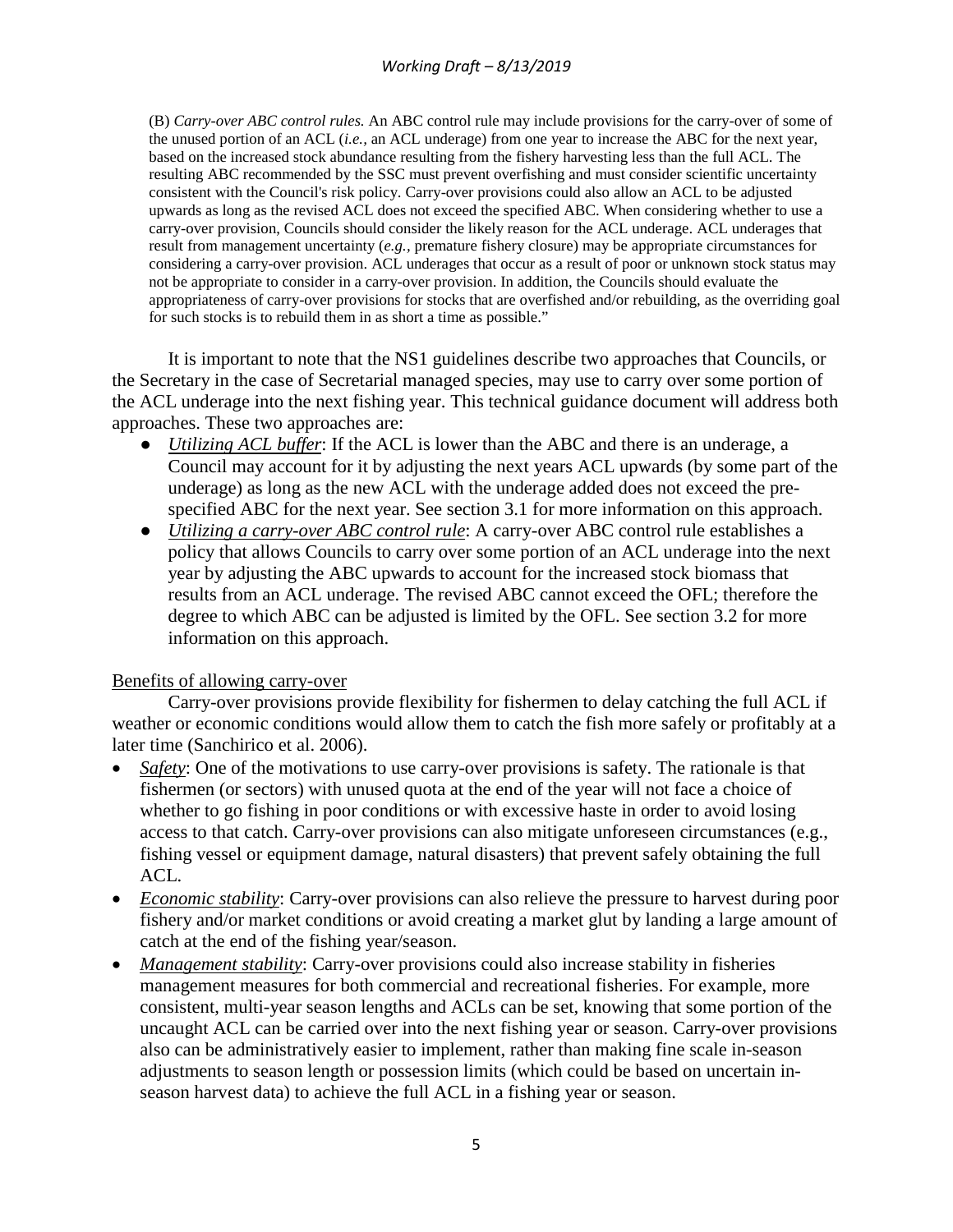(B) *Carry-over ABC control rules.* An ABC control rule may include provisions for the carry-over of some of the unused portion of an ACL (*i.e.,* an ACL underage) from one year to increase the ABC for the next year, based on the increased stock abundance resulting from the fishery harvesting less than the full ACL. The resulting ABC recommended by the SSC must prevent overfishing and must consider scientific uncertainty consistent with the Council's risk policy. Carry-over provisions could also allow an ACL to be adjusted upwards as long as the revised ACL does not exceed the specified ABC. When considering whether to use a carry-over provision, Councils should consider the likely reason for the ACL underage. ACL underages that result from management uncertainty (*e.g.,* premature fishery closure) may be appropriate circumstances for considering a carry-over provision. ACL underages that occur as a result of poor or unknown stock status may not be appropriate to consider in a carry-over provision. In addition, the Councils should evaluate the appropriateness of carry-over provisions for stocks that are overfished and/or rebuilding, as the overriding goal for such stocks is to rebuild them in as short a time as possible."

It is important to note that the NS1 guidelines describe two approaches that Councils, or the Secretary in the case of Secretarial managed species, may use to carry over some portion of the ACL underage into the next fishing year. This technical guidance document will address both approaches. These two approaches are:

- *Utilizing ACL buffer*: If the ACL is lower than the ABC and there is an underage, a Council may account for it by adjusting the next years ACL upwards (by some part of the underage) as long as the new ACL with the underage added does not exceed the pre-specified ABC for the next year. See section 3.1 for more information on this approach.
- *Utilizing a carry-over ABC control rule*: A carry-over ABC control rule establishes a policy that allows Councils to carry over some portion of an ACL underage into the next year by adjusting the ABC upwards to account for the increased stock biomass that results from an ACL underage. The revised ABC cannot exceed the OFL; therefore the degree to which ABC can be adjusted is limited by the OFL. See section 3.2 for more information on this approach.

Benefits of allowing carry-over

Carry-over provisions provide flexibility for fishermen to delay catching the full ACL if weather or economic conditions would allow them to catch the fish more safely or profitably at a later time (Sanchirico et al. 2006).

- *Safety*: One of the motivations to use carry-over provisions is safety. The rationale is that fishermen (or sectors) with unused quota at the end of the year will not face a choice of whether to go fishing in poor conditions or with excessive haste in order to avoid losing access to that catch. Carry-over provisions can also mitigate unforeseen circumstances (e.g., fishing vessel or equipment damage, natural disasters) that prevent safely obtaining the full ACL.
- *Economic stability*: Carry-over provisions can also relieve the pressure to harvest during poor fishery and/or market conditions or avoid creating a market glut by landing a large amount of catch at the end of the fishing year/season.
- *Management stability*: Carry-over provisions could also increase stability in fisheries management measures for both commercial and recreational fisheries. For example, more consistent, multi-year season lengths and ACLs can be set, knowing that some portion of the uncaught ACL can be carried over into the next fishing year or season. Carry-over provisions also can be administratively easier to implement, rather than making fine scale in-season adjustments to season length or possession limits (which could be based on uncertain in-season harvest data) to achieve the full ACL in a fishing year or season.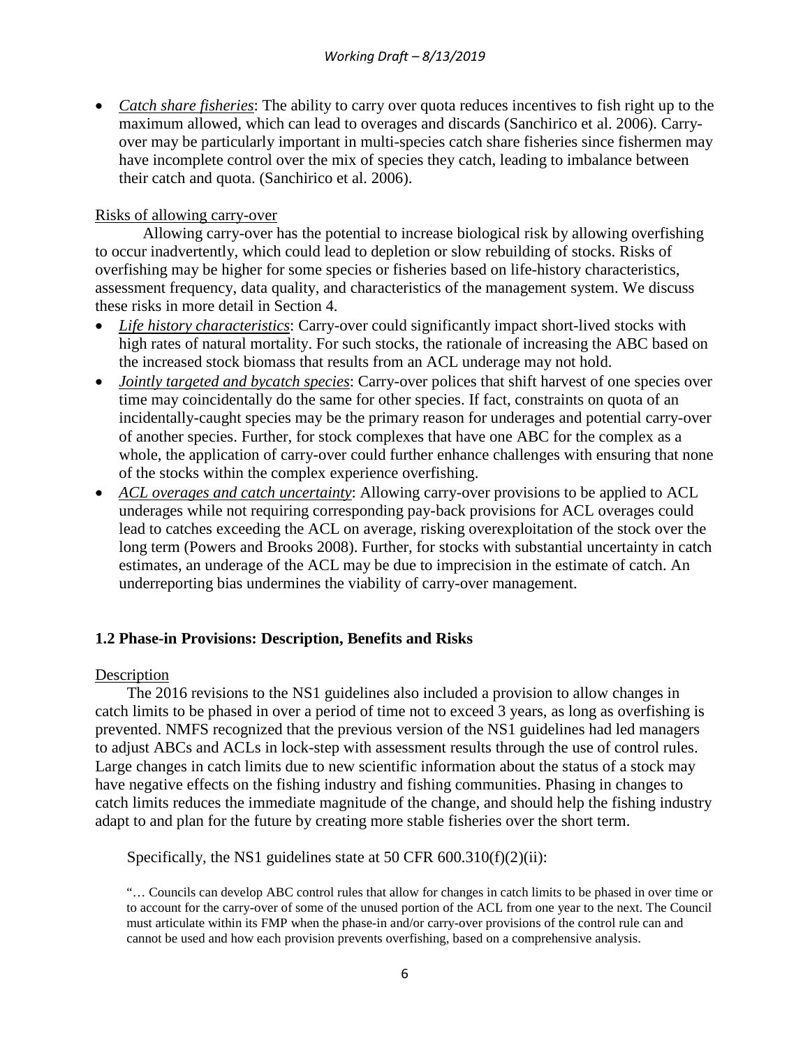- ***Catch share fisheries***: The ability to carry over quota reduces incentives to fish right up to the maximum allowed, which can lead to overages and discards (Sanchirico et al. 2006). Carry-over may be particularly important in multi-species catch share fisheries since fishermen may have incomplete control over the mix of species they catch, leading to imbalance between their catch and quota. (Sanchirico et al. 2006).

Risks of allowing carry-over

Allowing carry-over has the potential to increase biological risk by allowing overfishing to occur inadvertently, which could lead to depletion or slow rebuilding of stocks. Risks of overfishing may be higher for some species or fisheries based on life-history characteristics, assessment frequency, data quality, and characteristics of the management system. We discuss these risks in more detail in Section 4.

- ***Life history characteristics***: Carry-over could significantly impact short-lived stocks with high rates of natural mortality. For such stocks, the rationale of increasing the ABC based on the increased stock biomass that results from an ACL underage may not hold.
- ***Jointly targeted and bycatch species***: Carry-over polices that shift harvest of one species over time may coincidentally do the same for other species. If fact, constraints on quota of an incidentally-caught species may be the primary reason for underages and potential carry-over of another species. Further, for stock complexes that have one ABC for the complex as a whole, the application of carry-over could further enhance challenges with ensuring that none of the stocks within the complex experience overfishing.
- ***ACL overages and catch uncertainty***: Allowing carry-over provisions to be applied to ACL underages while not requiring corresponding pay-back provisions for ACL overages could lead to catches exceeding the ACL on average, risking overexploitation of the stock over the long term (Powers and Brooks 2008). Further, for stocks with substantial uncertainty in catch estimates, an underage of the ACL may be due to imprecision in the estimate of catch. An underreporting bias undermines the viability of carry-over management.

## 1.2 Phase-in Provisions: Description, Benefits and Risks

Description

The 2016 revisions to the NS1 guidelines also included a provision to allow changes in catch limits to be phased in over a period of time not to exceed 3 years, as long as overfishing is prevented. NMFS recognized that the previous version of the NS1 guidelines had led managers to adjust ABCs and ACLs in lock-step with assessment results through the use of control rules. Large changes in catch limits due to new scientific information about the status of a stock may have negative effects on the fishing industry and fishing communities. Phasing in changes to catch limits reduces the immediate magnitude of the change, and should help the fishing industry adapt to and plan for the future by creating more stable fisheries over the short term.

Specifically, the NS1 guidelines state at 50 CFR 600.310(f)(2)(ii):

> "… Councils can develop ABC control rules that allow for changes in catch limits to be phased in over time or to account for the carry-over of some of the unused portion of the ACL from one year to the next. The Council must articulate within its FMP when the phase-in and/or carry-over provisions of the control rule can and cannot be used and how each provision prevents overfishing, based on a comprehensive analysis.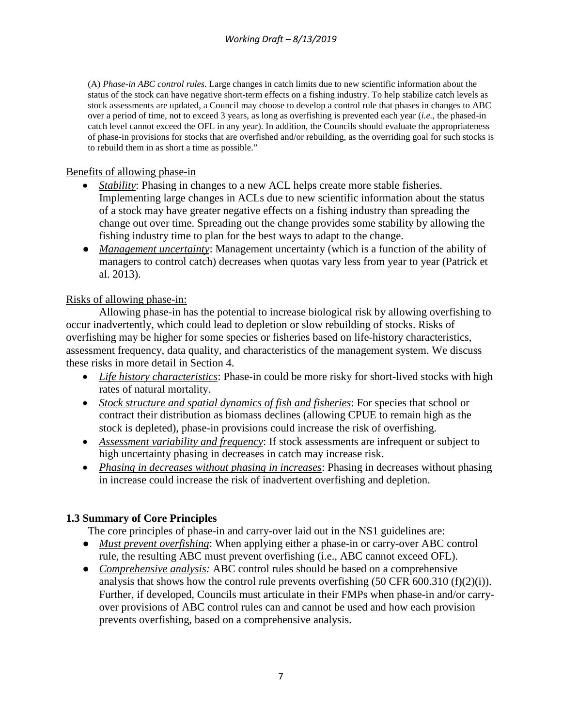(A) *Phase-in ABC control rules.* Large changes in catch limits due to new scientific information about the status of the stock can have negative short-term effects on a fishing industry. To help stabilize catch levels as stock assessments are updated, a Council may choose to develop a control rule that phases in changes to ABC over a period of time, not to exceed 3 years, as long as overfishing is prevented each year (*i.e.,* the phased-in catch level cannot exceed the OFL in any year). In addition, the Councils should evaluate the appropriateness of phase-in provisions for stocks that are overfished and/or rebuilding, as the overriding goal for such stocks is to rebuild them in as short a time as possible."

Benefits of allowing phase-in

- *Stability*: Phasing in changes to a new ACL helps create more stable fisheries. Implementing large changes in ACLs due to new scientific information about the status of a stock may have greater negative effects on a fishing industry than spreading the change out over time. Spreading out the change provides some stability by allowing the fishing industry time to plan for the best ways to adapt to the change.
- *Management uncertainty*: Management uncertainty (which is a function of the ability of managers to control catch) decreases when quotas vary less from year to year (Patrick et al. 2013).

Risks of allowing phase-in:

Allowing phase-in has the potential to increase biological risk by allowing overfishing to occur inadvertently, which could lead to depletion or slow rebuilding of stocks. Risks of overfishing may be higher for some species or fisheries based on life-history characteristics, assessment frequency, data quality, and characteristics of the management system. We discuss these risks in more detail in Section 4.

- *Life history characteristics*: Phase-in could be more risky for short-lived stocks with high rates of natural mortality.
- *Stock structure and spatial dynamics of fish and fisheries*: For species that school or contract their distribution as biomass declines (allowing CPUE to remain high as the stock is depleted), phase-in provisions could increase the risk of overfishing.
- *Assessment variability and frequency*: If stock assessments are infrequent or subject to high uncertainty phasing in decreases in catch may increase risk.
- *Phasing in decreases without phasing in increases*: Phasing in decreases without phasing in increase could increase the risk of inadvertent overfishing and depletion.

### 1.3 Summary of Core Principles

The core principles of phase-in and carry-over laid out in the NS1 guidelines are:

- *Must prevent overfishing*: When applying either a phase-in or carry-over ABC control rule, the resulting ABC must prevent overfishing (i.e., ABC cannot exceed OFL).
- *Comprehensive analysis:* ABC control rules should be based on a comprehensive analysis that shows how the control rule prevents overfishing (50 CFR 600.310 (f)(2)(i)). Further, if developed, Councils must articulate in their FMPs when phase-in and/or carry-over provisions of ABC control rules can and cannot be used and how each provision prevents overfishing, based on a comprehensive analysis.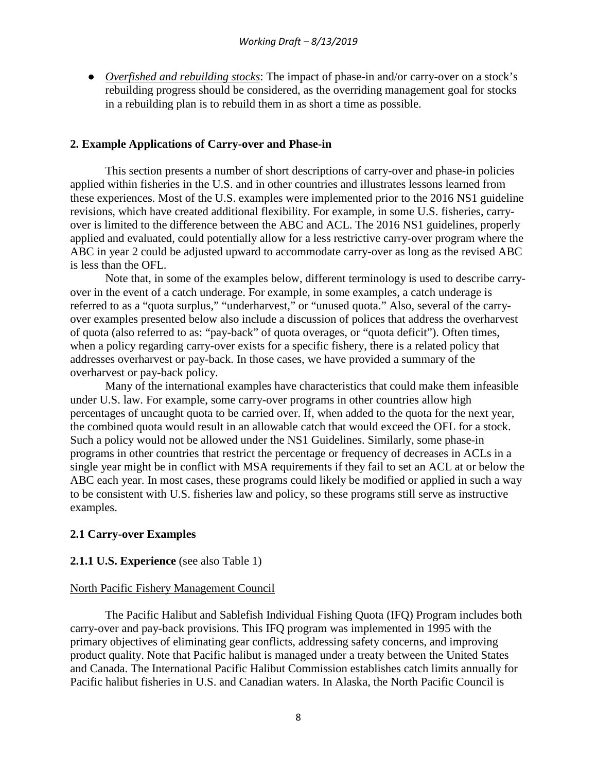- *Overfished and rebuilding stocks*: The impact of phase-in and/or carry-over on a stock's rebuilding progress should be considered, as the overriding management goal for stocks in a rebuilding plan is to rebuild them in as short a time as possible.

## 2. Example Applications of Carry-over and Phase-in

This section presents a number of short descriptions of carry-over and phase-in policies applied within fisheries in the U.S. and in other countries and illustrates lessons learned from these experiences. Most of the U.S. examples were implemented prior to the 2016 NS1 guideline revisions, which have created additional flexibility. For example, in some U.S. fisheries, carry-over is limited to the difference between the ABC and ACL. The 2016 NS1 guidelines, properly applied and evaluated, could potentially allow for a less restrictive carry-over program where the ABC in year 2 could be adjusted upward to accommodate carry-over as long as the revised ABC is less than the OFL.

Note that, in some of the examples below, different terminology is used to describe carry-over in the event of a catch underage. For example, in some examples, a catch underage is referred to as a "quota surplus," "underharvest," or "unused quota." Also, several of the carry-over examples presented below also include a discussion of polices that address the overharvest of quota (also referred to as: "pay-back" of quota overages, or "quota deficit"). Often times, when a policy regarding carry-over exists for a specific fishery, there is a related policy that addresses overharvest or pay-back. In those cases, we have provided a summary of the overharvest or pay-back policy.

Many of the international examples have characteristics that could make them infeasible under U.S. law. For example, some carry-over programs in other countries allow high percentages of uncaught quota to be carried over. If, when added to the quota for the next year, the combined quota would result in an allowable catch that would exceed the OFL for a stock. Such a policy would not be allowed under the NS1 Guidelines. Similarly, some phase-in programs in other countries that restrict the percentage or frequency of decreases in ACLs in a single year might be in conflict with MSA requirements if they fail to set an ACL at or below the ABC each year. In most cases, these programs could likely be modified or applied in such a way to be consistent with U.S. fisheries law and policy, so these programs still serve as instructive examples.

### 2.1 Carry-over Examples

#### 2.1.1 U.S. Experience (see also Table 1)

North Pacific Fishery Management Council

The Pacific Halibut and Sablefish Individual Fishing Quota (IFQ) Program includes both carry-over and pay-back provisions. This IFQ program was implemented in 1995 with the primary objectives of eliminating gear conflicts, addressing safety concerns, and improving product quality. Note that Pacific halibut is managed under a treaty between the United States and Canada. The International Pacific Halibut Commission establishes catch limits annually for Pacific halibut fisheries in U.S. and Canadian waters. In Alaska, the North Pacific Council is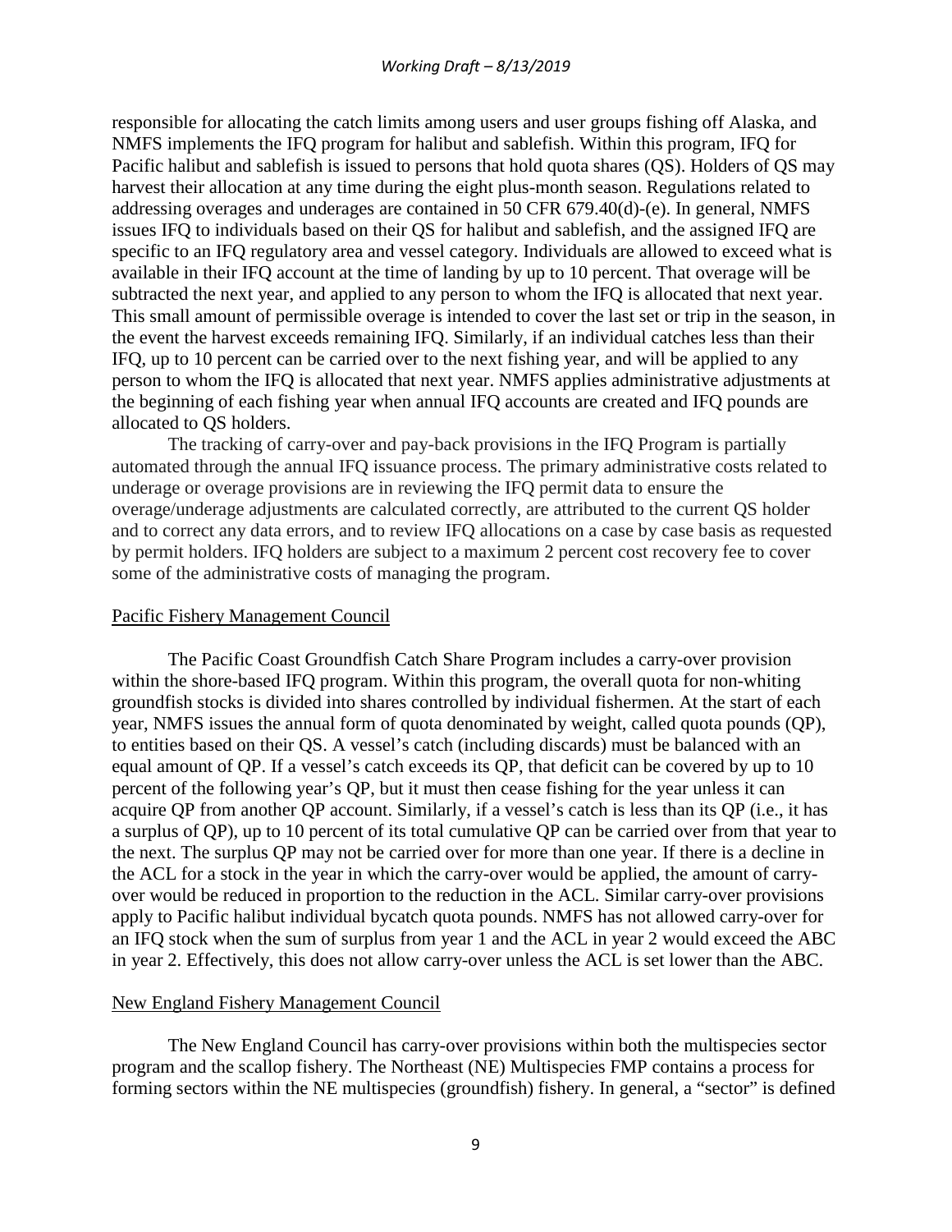responsible for allocating the catch limits among users and user groups fishing off Alaska, and NMFS implements the IFQ program for halibut and sablefish. Within this program, IFQ for Pacific halibut and sablefish is issued to persons that hold quota shares (QS). Holders of QS may harvest their allocation at any time during the eight plus-month season. Regulations related to addressing overages and underages are contained in 50 CFR 679.40(d)-(e). In general, NMFS issues IFQ to individuals based on their QS for halibut and sablefish, and the assigned IFQ are specific to an IFQ regulatory area and vessel category. Individuals are allowed to exceed what is available in their IFQ account at the time of landing by up to 10 percent. That overage will be subtracted the next year, and applied to any person to whom the IFQ is allocated that next year. This small amount of permissible overage is intended to cover the last set or trip in the season, in the event the harvest exceeds remaining IFQ. Similarly, if an individual catches less than their IFQ, up to 10 percent can be carried over to the next fishing year, and will be applied to any person to whom the IFQ is allocated that next year. NMFS applies administrative adjustments at the beginning of each fishing year when annual IFQ accounts are created and IFQ pounds are allocated to QS holders.

The tracking of carry-over and pay-back provisions in the IFQ Program is partially automated through the annual IFQ issuance process. The primary administrative costs related to underage or overage provisions are in reviewing the IFQ permit data to ensure the overage/underage adjustments are calculated correctly, are attributed to the current QS holder and to correct any data errors, and to review IFQ allocations on a case by case basis as requested by permit holders. IFQ holders are subject to a maximum 2 percent cost recovery fee to cover some of the administrative costs of managing the program.

## Pacific Fishery Management Council

The Pacific Coast Groundfish Catch Share Program includes a carry-over provision within the shore-based IFQ program. Within this program, the overall quota for non-whiting groundfish stocks is divided into shares controlled by individual fishermen. At the start of each year, NMFS issues the annual form of quota denominated by weight, called quota pounds (QP), to entities based on their QS. A vessel's catch (including discards) must be balanced with an equal amount of QP. If a vessel's catch exceeds its QP, that deficit can be covered by up to 10 percent of the following year's QP, but it must then cease fishing for the year unless it can acquire QP from another QP account. Similarly, if a vessel's catch is less than its QP (i.e., it has a surplus of QP), up to 10 percent of its total cumulative QP can be carried over from that year to the next. The surplus QP may not be carried over for more than one year. If there is a decline in the ACL for a stock in the year in which the carry-over would be applied, the amount of carry-over would be reduced in proportion to the reduction in the ACL. Similar carry-over provisions apply to Pacific halibut individual bycatch quota pounds. NMFS has not allowed carry-over for an IFQ stock when the sum of surplus from year 1 and the ACL in year 2 would exceed the ABC in year 2. Effectively, this does not allow carry-over unless the ACL is set lower than the ABC.

## New England Fishery Management Council

The New England Council has carry-over provisions within both the multispecies sector program and the scallop fishery. The Northeast (NE) Multispecies FMP contains a process for forming sectors within the NE multispecies (groundfish) fishery. In general, a "sector" is defined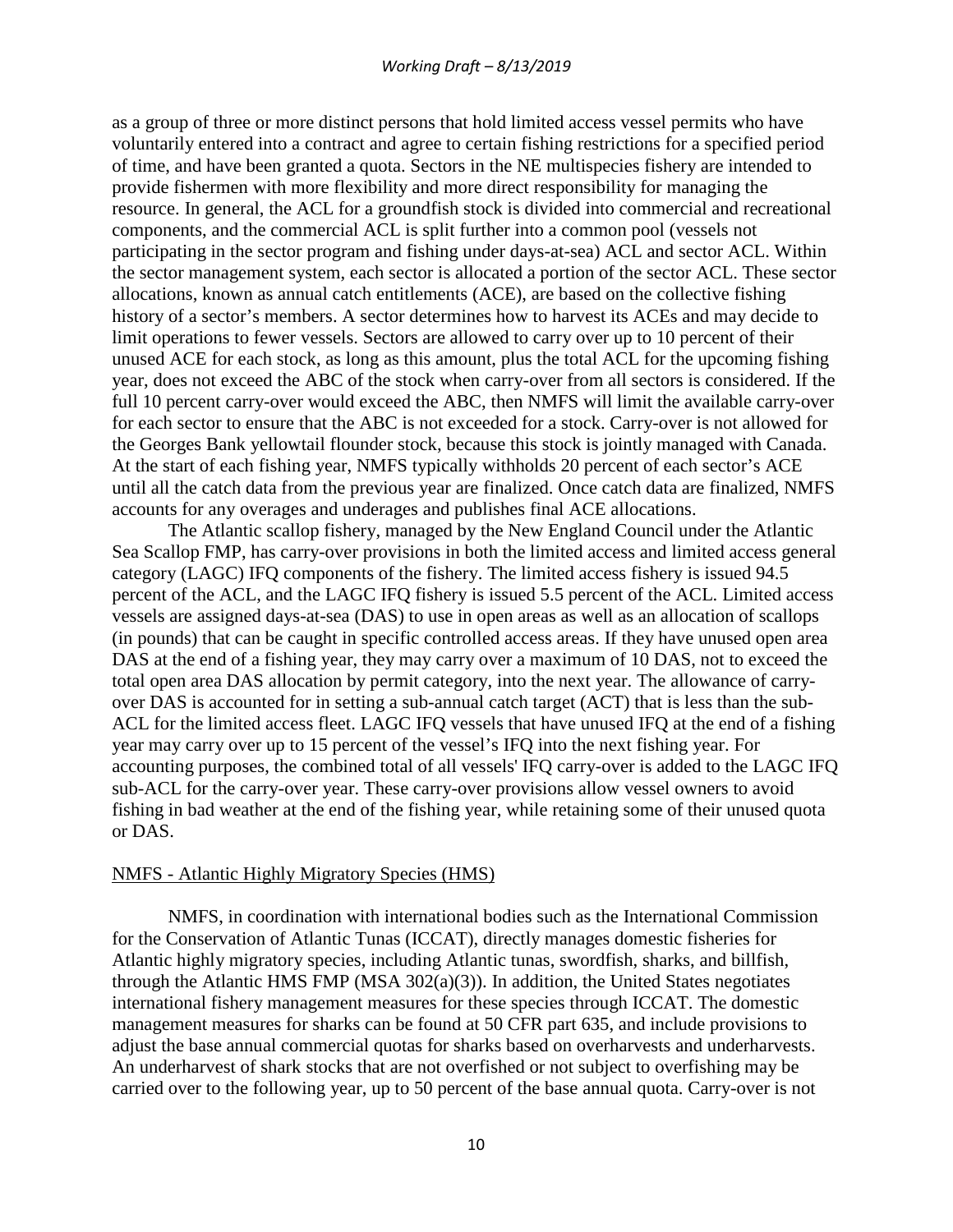as a group of three or more distinct persons that hold limited access vessel permits who have voluntarily entered into a contract and agree to certain fishing restrictions for a specified period of time, and have been granted a quota. Sectors in the NE multispecies fishery are intended to provide fishermen with more flexibility and more direct responsibility for managing the resource. In general, the ACL for a groundfish stock is divided into commercial and recreational components, and the commercial ACL is split further into a common pool (vessels not participating in the sector program and fishing under days-at-sea) ACL and sector ACL. Within the sector management system, each sector is allocated a portion of the sector ACL. These sector allocations, known as annual catch entitlements (ACE), are based on the collective fishing history of a sector's members. A sector determines how to harvest its ACEs and may decide to limit operations to fewer vessels. Sectors are allowed to carry over up to 10 percent of their unused ACE for each stock, as long as this amount, plus the total ACL for the upcoming fishing year, does not exceed the ABC of the stock when carry-over from all sectors is considered. If the full 10 percent carry-over would exceed the ABC, then NMFS will limit the available carry-over for each sector to ensure that the ABC is not exceeded for a stock. Carry-over is not allowed for the Georges Bank yellowtail flounder stock, because this stock is jointly managed with Canada. At the start of each fishing year, NMFS typically withholds 20 percent of each sector's ACE until all the catch data from the previous year are finalized. Once catch data are finalized, NMFS accounts for any overages and underages and publishes final ACE allocations.

The Atlantic scallop fishery, managed by the New England Council under the Atlantic Sea Scallop FMP, has carry-over provisions in both the limited access and limited access general category (LAGC) IFQ components of the fishery. The limited access fishery is issued 94.5 percent of the ACL, and the LAGC IFQ fishery is issued 5.5 percent of the ACL. Limited access vessels are assigned days-at-sea (DAS) to use in open areas as well as an allocation of scallops (in pounds) that can be caught in specific controlled access areas. If they have unused open area DAS at the end of a fishing year, they may carry over a maximum of 10 DAS, not to exceed the total open area DAS allocation by permit category, into the next year. The allowance of carry-over DAS is accounted for in setting a sub-annual catch target (ACT) that is less than the sub-ACL for the limited access fleet. LAGC IFQ vessels that have unused IFQ at the end of a fishing year may carry over up to 15 percent of the vessel's IFQ into the next fishing year. For accounting purposes, the combined total of all vessels' IFQ carry-over is added to the LAGC IFQ sub-ACL for the carry-over year. These carry-over provisions allow vessel owners to avoid fishing in bad weather at the end of the fishing year, while retaining some of their unused quota or DAS.

### NMFS - Atlantic Highly Migratory Species (HMS)

NMFS, in coordination with international bodies such as the International Commission for the Conservation of Atlantic Tunas (ICCAT), directly manages domestic fisheries for Atlantic highly migratory species, including Atlantic tunas, swordfish, sharks, and billfish, through the Atlantic HMS FMP (MSA 302(a)(3)). In addition, the United States negotiates international fishery management measures for these species through ICCAT. The domestic management measures for sharks can be found at 50 CFR part 635, and include provisions to adjust the base annual commercial quotas for sharks based on overharvests and underharvests. An underharvest of shark stocks that are not overfished or not subject to overfishing may be carried over to the following year, up to 50 percent of the base annual quota. Carry-over is not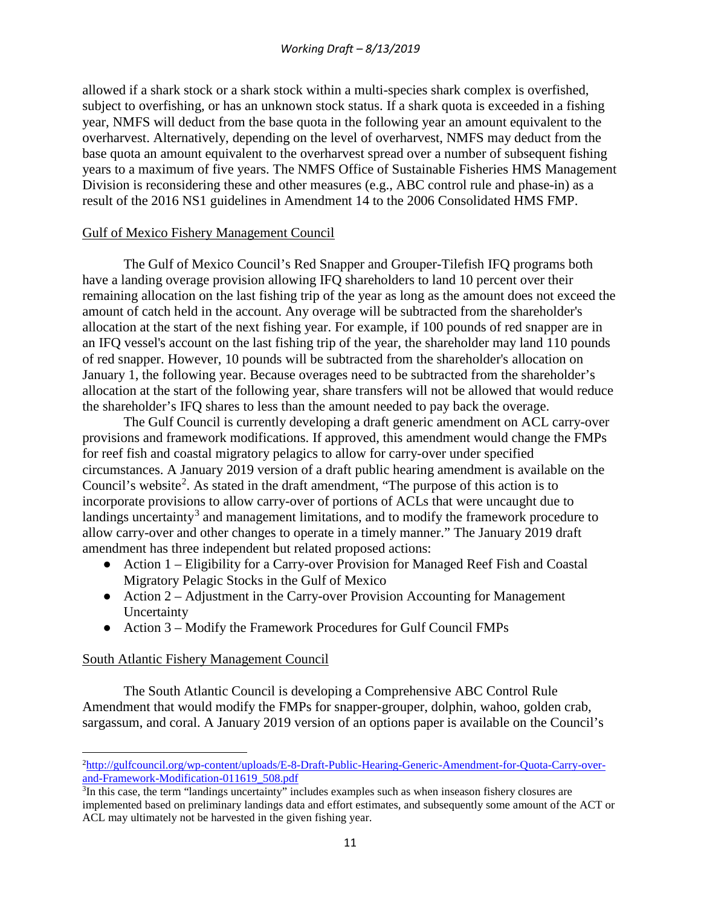allowed if a shark stock or a shark stock within a multi-species shark complex is overfished, subject to overfishing, or has an unknown stock status. If a shark quota is exceeded in a fishing year, NMFS will deduct from the base quota in the following year an amount equivalent to the overharvest. Alternatively, depending on the level of overharvest, NMFS may deduct from the base quota an amount equivalent to the overharvest spread over a number of subsequent fishing years to a maximum of five years. The NMFS Office of Sustainable Fisheries HMS Management Division is reconsidering these and other measures (e.g., ABC control rule and phase-in) as a result of the 2016 NS1 guidelines in Amendment 14 to the 2006 Consolidated HMS FMP.

Gulf of Mexico Fishery Management Council

The Gulf of Mexico Council's Red Snapper and Grouper-Tilefish IFQ programs both have a landing overage provision allowing IFQ shareholders to land 10 percent over their remaining allocation on the last fishing trip of the year as long as the amount does not exceed the amount of catch held in the account. Any overage will be subtracted from the shareholder's allocation at the start of the next fishing year. For example, if 100 pounds of red snapper are in an IFQ vessel's account on the last fishing trip of the year, the shareholder may land 110 pounds of red snapper. However, 10 pounds will be subtracted from the shareholder's allocation on January 1, the following year. Because overages need to be subtracted from the shareholder's allocation at the start of the following year, share transfers will not be allowed that would reduce the shareholder's IFQ shares to less than the amount needed to pay back the overage.

The Gulf Council is currently developing a draft generic amendment on ACL carry-over provisions and framework modifications. If approved, this amendment would change the FMPs for reef fish and coastal migratory pelagics to allow for carry-over under specified circumstances. A January 2019 version of a draft public hearing amendment is available on the Council's website[2]. As stated in the draft amendment, "The purpose of this action is to incorporate provisions to allow carry-over of portions of ACLs that were uncaught due to landings uncertainty[3] and management limitations, and to modify the framework procedure to allow carry-over and other changes to operate in a timely manner." The January 2019 draft amendment has three independent but related proposed actions:

- Action 1 – Eligibility for a Carry-over Provision for Managed Reef Fish and Coastal Migratory Pelagic Stocks in the Gulf of Mexico
- Action 2 – Adjustment in the Carry-over Provision Accounting for Management Uncertainty
- Action 3 – Modify the Framework Procedures for Gulf Council FMPs

South Atlantic Fishery Management Council

The South Atlantic Council is developing a Comprehensive ABC Control Rule Amendment that would modify the FMPs for snapper-grouper, dolphin, wahoo, golden crab, sargassum, and coral. A January 2019 version of an options paper is available on the Council's

---

[2] http://gulfcouncil.org/wp-content/uploads/E-8-Draft-Public-Hearing-Generic-Amendment-for-Quota-Carry-over-and-Framework-Modification-011619_508.pdf

[3] In this case, the term "landings uncertainty" includes examples such as when inseason fishery closures are implemented based on preliminary landings data and effort estimates, and subsequently some amount of the ACT or ACL may ultimately not be harvested in the given fishing year.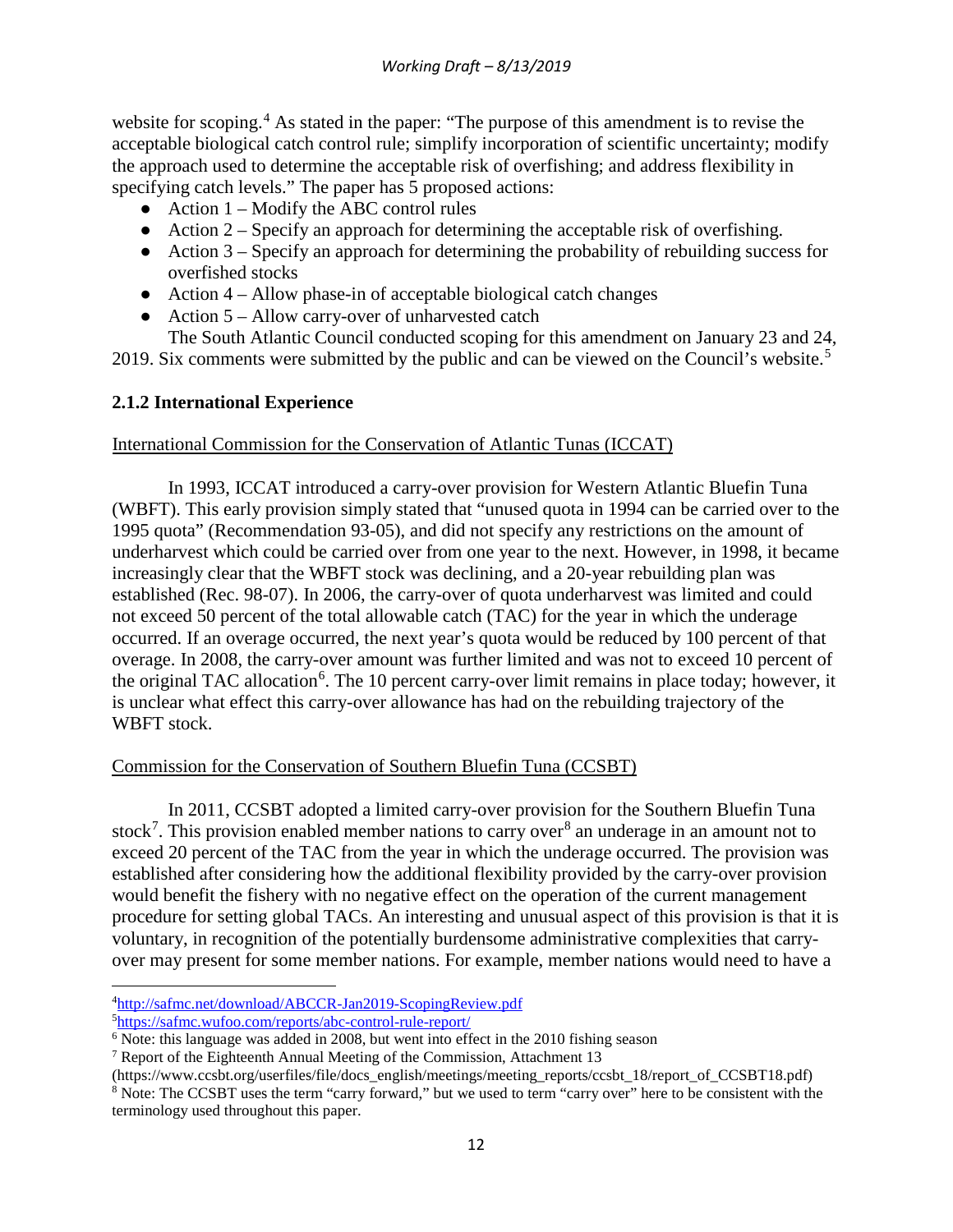website for scoping.[4] As stated in the paper: "The purpose of this amendment is to revise the acceptable biological catch control rule; simplify incorporation of scientific uncertainty; modify the approach used to determine the acceptable risk of overfishing; and address flexibility in specifying catch levels." The paper has 5 proposed actions:

- Action 1 – Modify the ABC control rules
- Action 2 – Specify an approach for determining the acceptable risk of overfishing.
- Action 3 – Specify an approach for determining the probability of rebuilding success for overfished stocks
- Action 4 – Allow phase-in of acceptable biological catch changes
- Action 5 – Allow carry-over of unharvested catch

The South Atlantic Council conducted scoping for this amendment on January 23 and 24, 2019. Six comments were submitted by the public and can be viewed on the Council's website.[5]

### 2.1.2 International Experience

International Commission for the Conservation of Atlantic Tunas (ICCAT)

In 1993, ICCAT introduced a carry-over provision for Western Atlantic Bluefin Tuna (WBFT). This early provision simply stated that "unused quota in 1994 can be carried over to the 1995 quota" (Recommendation 93-05), and did not specify any restrictions on the amount of underharvest which could be carried over from one year to the next. However, in 1998, it became increasingly clear that the WBFT stock was declining, and a 20-year rebuilding plan was established (Rec. 98-07). In 2006, the carry-over of quota underharvest was limited and could not exceed 50 percent of the total allowable catch (TAC) for the year in which the underage occurred. If an overage occurred, the next year's quota would be reduced by 100 percent of that overage. In 2008, the carry-over amount was further limited and was not to exceed 10 percent of the original TAC allocation[6]. The 10 percent carry-over limit remains in place today; however, it is unclear what effect this carry-over allowance has had on the rebuilding trajectory of the WBFT stock.

Commission for the Conservation of Southern Bluefin Tuna (CCSBT)

In 2011, CCSBT adopted a limited carry-over provision for the Southern Bluefin Tuna stock[7]. This provision enabled member nations to carry over[8] an underage in an amount not to exceed 20 percent of the TAC from the year in which the underage occurred. The provision was established after considering how the additional flexibility provided by the carry-over provision would benefit the fishery with no negative effect on the operation of the current management procedure for setting global TACs. An interesting and unusual aspect of this provision is that it is voluntary, in recognition of the potentially burdensome administrative complexities that carry-over may present for some member nations. For example, member nations would need to have a

---

[4] http://safmc.net/download/ABCCR-Jan2019-ScopingReview.pdf

[5] https://safmc.wufoo.com/reports/abc-control-rule-report/

[6] Note: this language was added in 2008, but went into effect in the 2010 fishing season

[7] Report of the Eighteenth Annual Meeting of the Commission, Attachment 13 (https://www.ccsbt.org/userfiles/file/docs_english/meetings/meeting_reports/ccsbt_18/report_of_CCSBT18.pdf)

[8] Note: The CCSBT uses the term "carry forward," but we used to term "carry over" here to be consistent with the terminology used throughout this paper.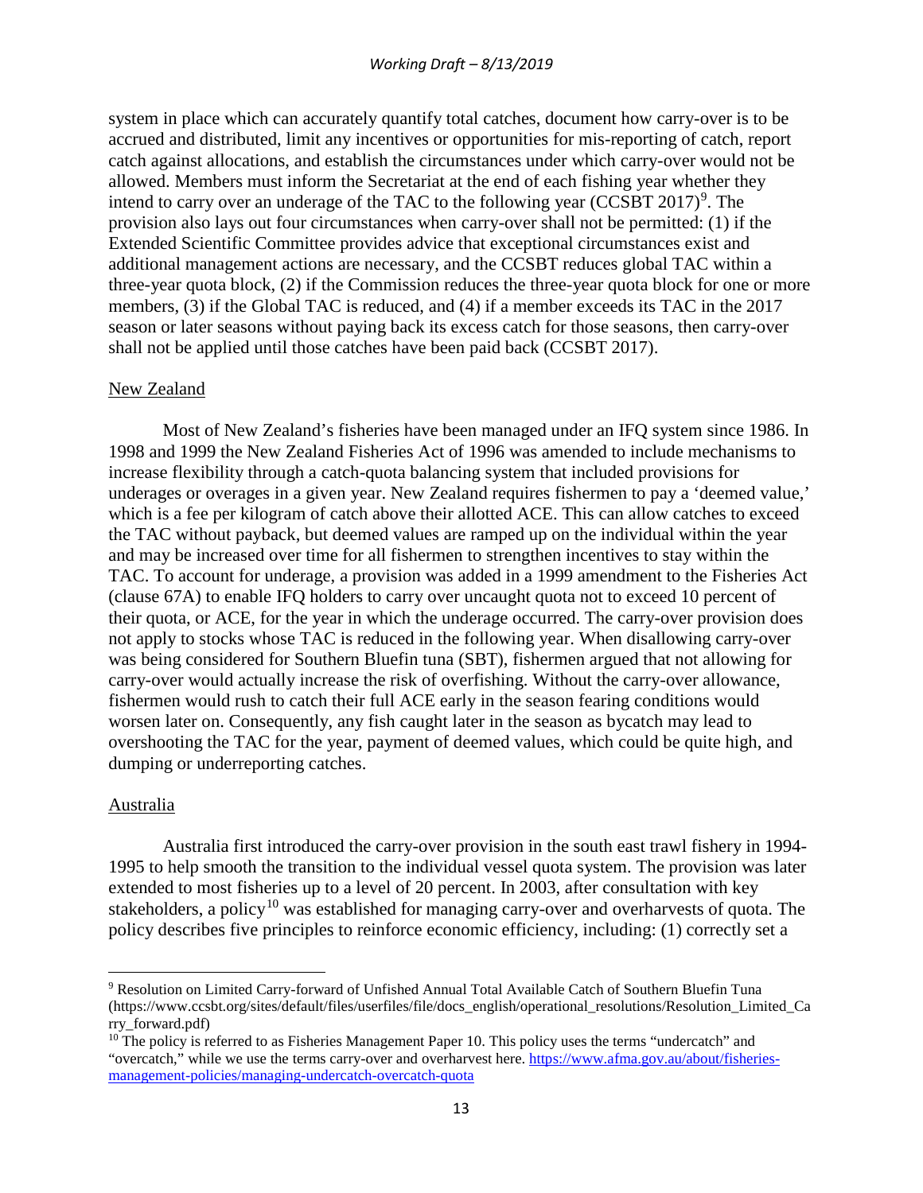system in place which can accurately quantify total catches, document how carry-over is to be accrued and distributed, limit any incentives or opportunities for mis-reporting of catch, report catch against allocations, and establish the circumstances under which carry-over would not be allowed. Members must inform the Secretariat at the end of each fishing year whether they intend to carry over an underage of the TAC to the following year (CCSBT 2017)[9]. The provision also lays out four circumstances when carry-over shall not be permitted: (1) if the Extended Scientific Committee provides advice that exceptional circumstances exist and additional management actions are necessary, and the CCSBT reduces global TAC within a three-year quota block, (2) if the Commission reduces the three-year quota block for one or more members, (3) if the Global TAC is reduced, and (4) if a member exceeds its TAC in the 2017 season or later seasons without paying back its excess catch for those seasons, then carry-over shall not be applied until those catches have been paid back (CCSBT 2017).

New Zealand

Most of New Zealand's fisheries have been managed under an IFQ system since 1986. In 1998 and 1999 the New Zealand Fisheries Act of 1996 was amended to include mechanisms to increase flexibility through a catch-quota balancing system that included provisions for underages or overages in a given year. New Zealand requires fishermen to pay a 'deemed value,' which is a fee per kilogram of catch above their allotted ACE. This can allow catches to exceed the TAC without payback, but deemed values are ramped up on the individual within the year and may be increased over time for all fishermen to strengthen incentives to stay within the TAC. To account for underage, a provision was added in a 1999 amendment to the Fisheries Act (clause 67A) to enable IFQ holders to carry over uncaught quota not to exceed 10 percent of their quota, or ACE, for the year in which the underage occurred. The carry-over provision does not apply to stocks whose TAC is reduced in the following year. When disallowing carry-over was being considered for Southern Bluefin tuna (SBT), fishermen argued that not allowing for carry-over would actually increase the risk of overfishing. Without the carry-over allowance, fishermen would rush to catch their full ACE early in the season fearing conditions would worsen later on. Consequently, any fish caught later in the season as bycatch may lead to overshooting the TAC for the year, payment of deemed values, which could be quite high, and dumping or underreporting catches.

Australia

Australia first introduced the carry-over provision in the south east trawl fishery in 1994-1995 to help smooth the transition to the individual vessel quota system. The provision was later extended to most fisheries up to a level of 20 percent. In 2003, after consultation with key stakeholders, a policy[10] was established for managing carry-over and overharvests of quota. The policy describes five principles to reinforce economic efficiency, including: (1) correctly set a

[9] Resolution on Limited Carry-forward of Unfished Annual Total Available Catch of Southern Bluefin Tuna (https://www.ccsbt.org/sites/default/files/userfiles/file/docs_english/operational_resolutions/Resolution_Limited_Carry_forward.pdf)

[10] The policy is referred to as Fisheries Management Paper 10. This policy uses the terms "undercatch" and "overcatch," while we use the terms carry-over and overharvest here. https://www.afma.gov.au/about/fisheries-management-policies/managing-undercatch-overcatch-quota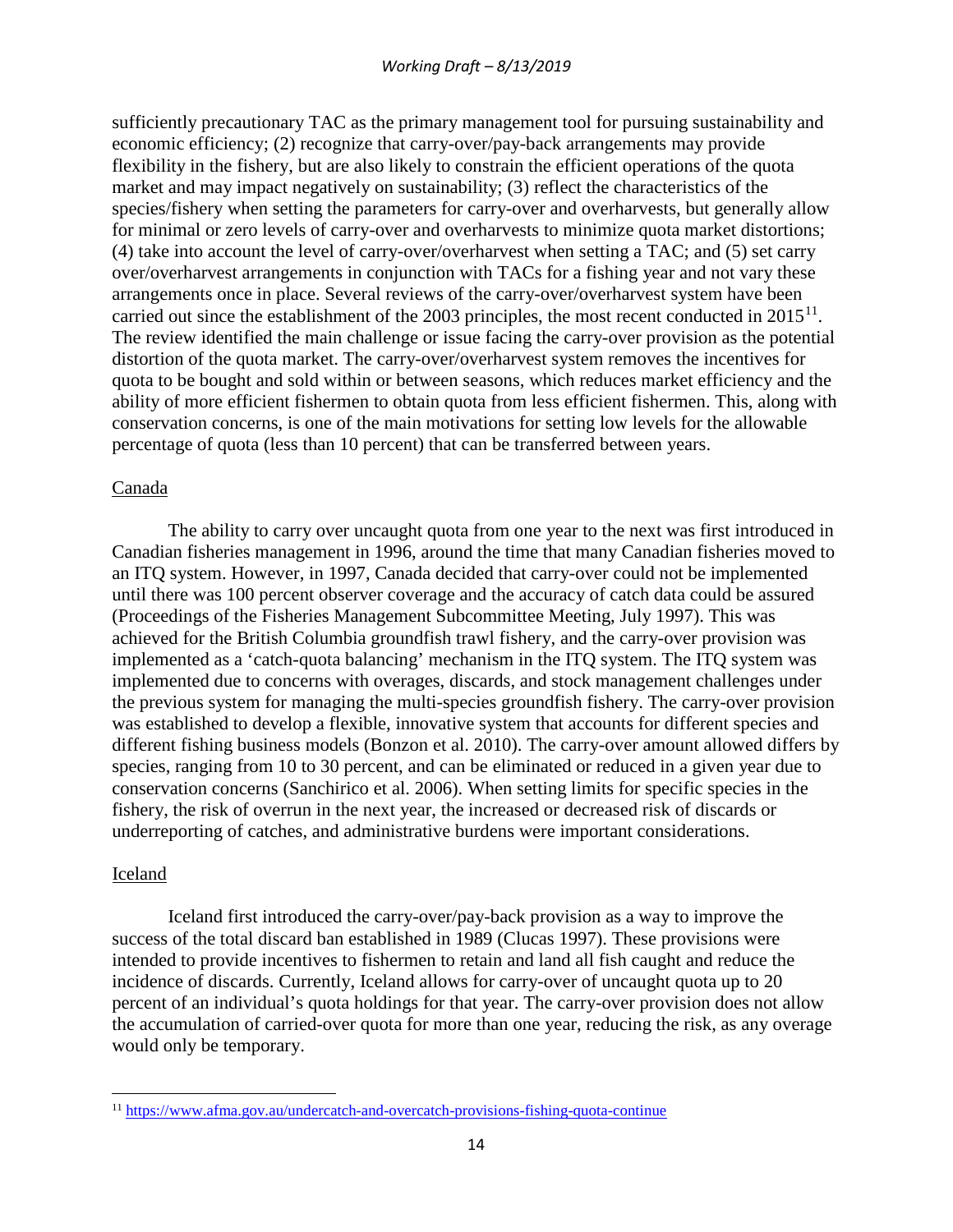sufficiently precautionary TAC as the primary management tool for pursuing sustainability and economic efficiency; (2) recognize that carry-over/pay-back arrangements may provide flexibility in the fishery, but are also likely to constrain the efficient operations of the quota market and may impact negatively on sustainability; (3) reflect the characteristics of the species/fishery when setting the parameters for carry-over and overharvests, but generally allow for minimal or zero levels of carry-over and overharvests to minimize quota market distortions; (4) take into account the level of carry-over/overharvest when setting a TAC; and (5) set carry over/overharvest arrangements in conjunction with TACs for a fishing year and not vary these arrangements once in place. Several reviews of the carry-over/overharvest system have been carried out since the establishment of the 2003 principles, the most recent conducted in 2015[11]. The review identified the main challenge or issue facing the carry-over provision as the potential distortion of the quota market. The carry-over/overharvest system removes the incentives for quota to be bought and sold within or between seasons, which reduces market efficiency and the ability of more efficient fishermen to obtain quota from less efficient fishermen. This, along with conservation concerns, is one of the main motivations for setting low levels for the allowable percentage of quota (less than 10 percent) that can be transferred between years.

## Canada

The ability to carry over uncaught quota from one year to the next was first introduced in Canadian fisheries management in 1996, around the time that many Canadian fisheries moved to an ITQ system. However, in 1997, Canada decided that carry-over could not be implemented until there was 100 percent observer coverage and the accuracy of catch data could be assured (Proceedings of the Fisheries Management Subcommittee Meeting, July 1997). This was achieved for the British Columbia groundfish trawl fishery, and the carry-over provision was implemented as a 'catch-quota balancing' mechanism in the ITQ system. The ITQ system was implemented due to concerns with overages, discards, and stock management challenges under the previous system for managing the multi-species groundfish fishery. The carry-over provision was established to develop a flexible, innovative system that accounts for different species and different fishing business models (Bonzon et al. 2010). The carry-over amount allowed differs by species, ranging from 10 to 30 percent, and can be eliminated or reduced in a given year due to conservation concerns (Sanchirico et al. 2006). When setting limits for specific species in the fishery, the risk of overrun in the next year, the increased or decreased risk of discards or underreporting of catches, and administrative burdens were important considerations.

## Iceland

Iceland first introduced the carry-over/pay-back provision as a way to improve the success of the total discard ban established in 1989 (Clucas 1997). These provisions were intended to provide incentives to fishermen to retain and land all fish caught and reduce the incidence of discards. Currently, Iceland allows for carry-over of uncaught quota up to 20 percent of an individual's quota holdings for that year. The carry-over provision does not allow the accumulation of carried-over quota for more than one year, reducing the risk, as any overage would only be temporary.

---

[11] https://www.afma.gov.au/undercatch-and-overcatch-provisions-fishing-quota-continue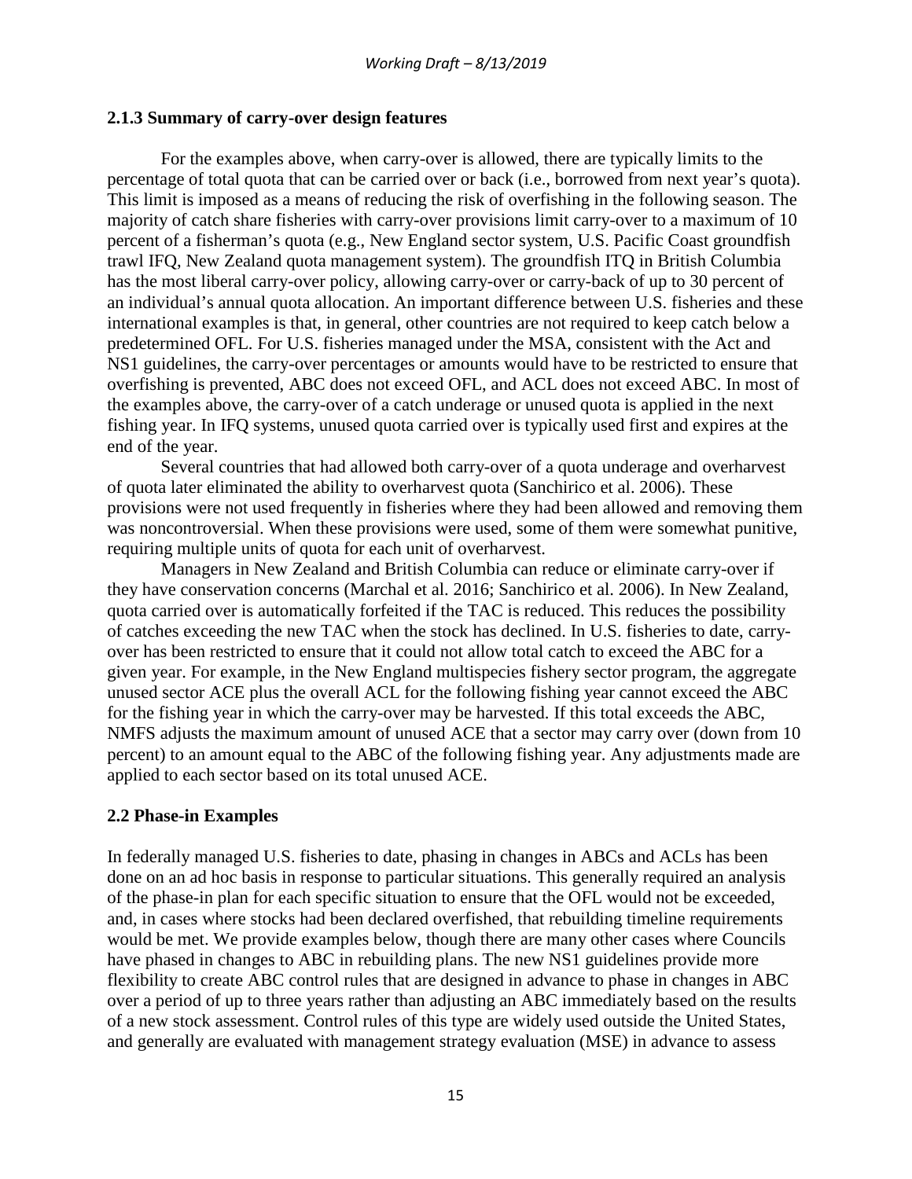### 2.1.3 Summary of carry-over design features

For the examples above, when carry-over is allowed, there are typically limits to the percentage of total quota that can be carried over or back (i.e., borrowed from next year's quota). This limit is imposed as a means of reducing the risk of overfishing in the following season. The majority of catch share fisheries with carry-over provisions limit carry-over to a maximum of 10 percent of a fisherman's quota (e.g., New England sector system, U.S. Pacific Coast groundfish trawl IFQ, New Zealand quota management system). The groundfish ITQ in British Columbia has the most liberal carry-over policy, allowing carry-over or carry-back of up to 30 percent of an individual's annual quota allocation. An important difference between U.S. fisheries and these international examples is that, in general, other countries are not required to keep catch below a predetermined OFL. For U.S. fisheries managed under the MSA, consistent with the Act and NS1 guidelines, the carry-over percentages or amounts would have to be restricted to ensure that overfishing is prevented, ABC does not exceed OFL, and ACL does not exceed ABC. In most of the examples above, the carry-over of a catch underage or unused quota is applied in the next fishing year. In IFQ systems, unused quota carried over is typically used first and expires at the end of the year.

Several countries that had allowed both carry-over of a quota underage and overharvest of quota later eliminated the ability to overharvest quota (Sanchirico et al. 2006). These provisions were not used frequently in fisheries where they had been allowed and removing them was noncontroversial. When these provisions were used, some of them were somewhat punitive, requiring multiple units of quota for each unit of overharvest.

Managers in New Zealand and British Columbia can reduce or eliminate carry-over if they have conservation concerns (Marchal et al. 2016; Sanchirico et al. 2006). In New Zealand, quota carried over is automatically forfeited if the TAC is reduced. This reduces the possibility of catches exceeding the new TAC when the stock has declined. In U.S. fisheries to date, carry-over has been restricted to ensure that it could not allow total catch to exceed the ABC for a given year. For example, in the New England multispecies fishery sector program, the aggregate unused sector ACE plus the overall ACL for the following fishing year cannot exceed the ABC for the fishing year in which the carry-over may be harvested. If this total exceeds the ABC, NMFS adjusts the maximum amount of unused ACE that a sector may carry over (down from 10 percent) to an amount equal to the ABC of the following fishing year. Any adjustments made are applied to each sector based on its total unused ACE.

## 2.2 Phase-in Examples

In federally managed U.S. fisheries to date, phasing in changes in ABCs and ACLs has been done on an ad hoc basis in response to particular situations. This generally required an analysis of the phase-in plan for each specific situation to ensure that the OFL would not be exceeded, and, in cases where stocks had been declared overfished, that rebuilding timeline requirements would be met. We provide examples below, though there are many other cases where Councils have phased in changes to ABC in rebuilding plans. The new NS1 guidelines provide more flexibility to create ABC control rules that are designed in advance to phase in changes in ABC over a period of up to three years rather than adjusting an ABC immediately based on the results of a new stock assessment. Control rules of this type are widely used outside the United States, and generally are evaluated with management strategy evaluation (MSE) in advance to assess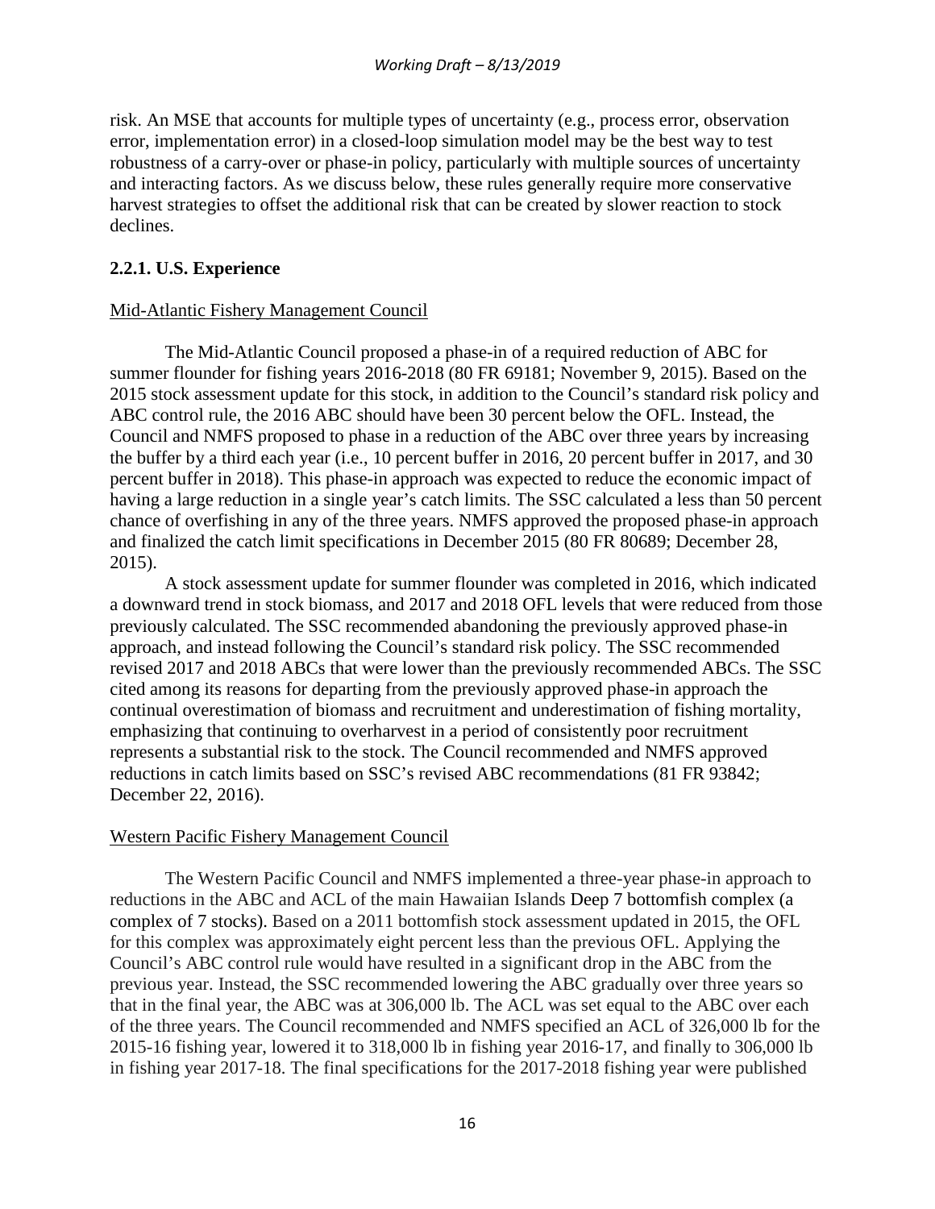risk. An MSE that accounts for multiple types of uncertainty (e.g., process error, observation error, implementation error) in a closed-loop simulation model may be the best way to test robustness of a carry-over or phase-in policy, particularly with multiple sources of uncertainty and interacting factors. As we discuss below, these rules generally require more conservative harvest strategies to offset the additional risk that can be created by slower reaction to stock declines.

### 2.2.1. U.S. Experience

Mid-Atlantic Fishery Management Council

The Mid-Atlantic Council proposed a phase-in of a required reduction of ABC for summer flounder for fishing years 2016-2018 (80 FR 69181; November 9, 2015). Based on the 2015 stock assessment update for this stock, in addition to the Council's standard risk policy and ABC control rule, the 2016 ABC should have been 30 percent below the OFL. Instead, the Council and NMFS proposed to phase in a reduction of the ABC over three years by increasing the buffer by a third each year (i.e., 10 percent buffer in 2016, 20 percent buffer in 2017, and 30 percent buffer in 2018). This phase-in approach was expected to reduce the economic impact of having a large reduction in a single year's catch limits. The SSC calculated a less than 50 percent chance of overfishing in any of the three years. NMFS approved the proposed phase-in approach and finalized the catch limit specifications in December 2015 (80 FR 80689; December 28, 2015).

A stock assessment update for summer flounder was completed in 2016, which indicated a downward trend in stock biomass, and 2017 and 2018 OFL levels that were reduced from those previously calculated. The SSC recommended abandoning the previously approved phase-in approach, and instead following the Council's standard risk policy. The SSC recommended revised 2017 and 2018 ABCs that were lower than the previously recommended ABCs. The SSC cited among its reasons for departing from the previously approved phase-in approach the continual overestimation of biomass and recruitment and underestimation of fishing mortality, emphasizing that continuing to overharvest in a period of consistently poor recruitment represents a substantial risk to the stock. The Council recommended and NMFS approved reductions in catch limits based on SSC's revised ABC recommendations (81 FR 93842; December 22, 2016).

Western Pacific Fishery Management Council

The Western Pacific Council and NMFS implemented a three-year phase-in approach to reductions in the ABC and ACL of the main Hawaiian Islands Deep 7 bottomfish complex (a complex of 7 stocks). Based on a 2011 bottomfish stock assessment updated in 2015, the OFL for this complex was approximately eight percent less than the previous OFL. Applying the Council's ABC control rule would have resulted in a significant drop in the ABC from the previous year. Instead, the SSC recommended lowering the ABC gradually over three years so that in the final year, the ABC was at 306,000 lb. The ACL was set equal to the ABC over each of the three years. The Council recommended and NMFS specified an ACL of 326,000 lb for the 2015-16 fishing year, lowered it to 318,000 lb in fishing year 2016-17, and finally to 306,000 lb in fishing year 2017-18. The final specifications for the 2017-2018 fishing year were published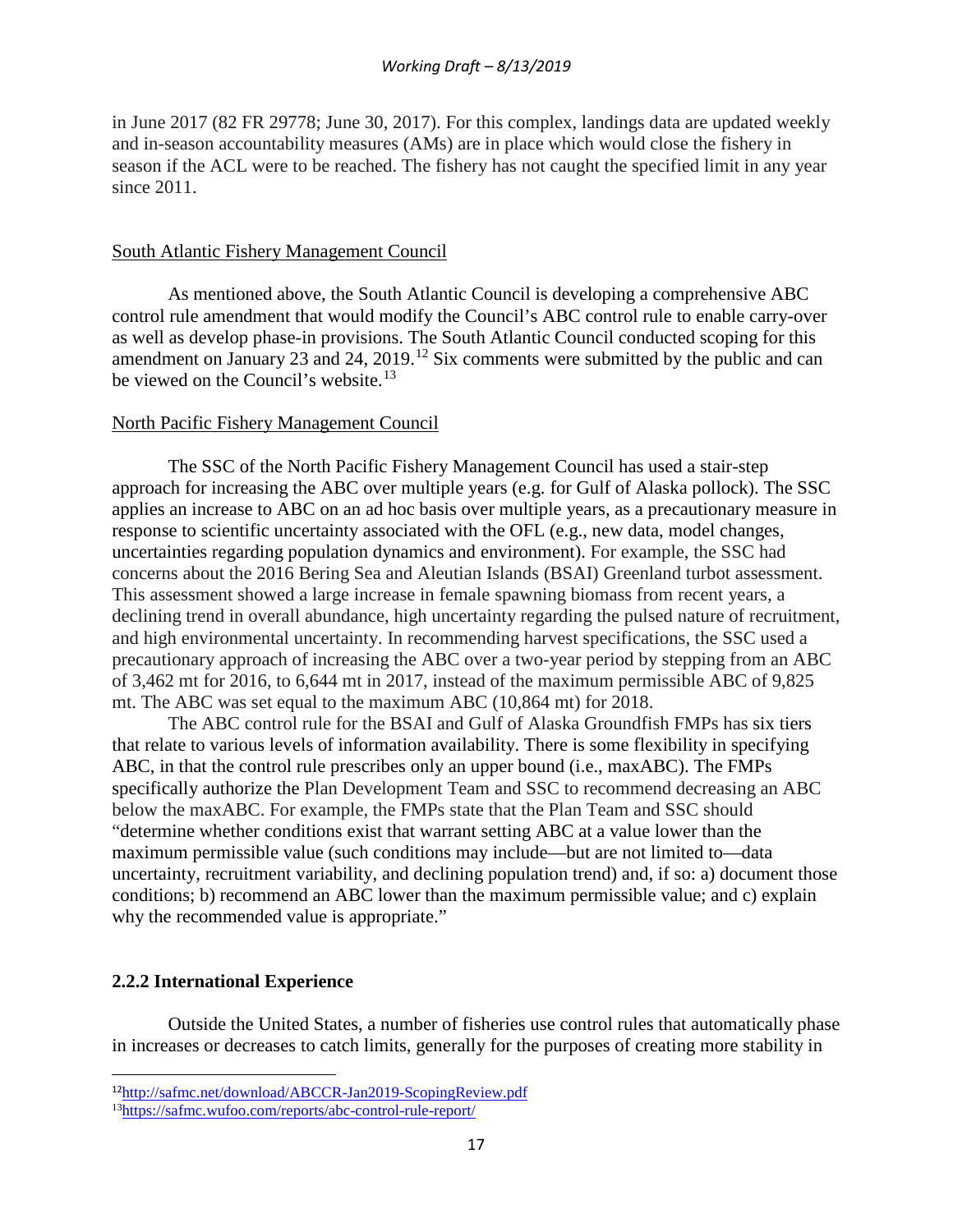in June 2017 (82 FR 29778; June 30, 2017). For this complex, landings data are updated weekly and in-season accountability measures (AMs) are in place which would close the fishery in season if the ACL were to be reached. The fishery has not caught the specified limit in any year since 2011.

South Atlantic Fishery Management Council

As mentioned above, the South Atlantic Council is developing a comprehensive ABC control rule amendment that would modify the Council's ABC control rule to enable carry-over as well as develop phase-in provisions. The South Atlantic Council conducted scoping for this amendment on January 23 and 24, 2019.[12] Six comments were submitted by the public and can be viewed on the Council's website.[13]

North Pacific Fishery Management Council

The SSC of the North Pacific Fishery Management Council has used a stair-step approach for increasing the ABC over multiple years (e.g. for Gulf of Alaska pollock). The SSC applies an increase to ABC on an ad hoc basis over multiple years, as a precautionary measure in response to scientific uncertainty associated with the OFL (e.g., new data, model changes, uncertainties regarding population dynamics and environment). For example, the SSC had concerns about the 2016 Bering Sea and Aleutian Islands (BSAI) Greenland turbot assessment. This assessment showed a large increase in female spawning biomass from recent years, a declining trend in overall abundance, high uncertainty regarding the pulsed nature of recruitment, and high environmental uncertainty. In recommending harvest specifications, the SSC used a precautionary approach of increasing the ABC over a two-year period by stepping from an ABC of 3,462 mt for 2016, to 6,644 mt in 2017, instead of the maximum permissible ABC of 9,825 mt. The ABC was set equal to the maximum ABC (10,864 mt) for 2018.

The ABC control rule for the BSAI and Gulf of Alaska Groundfish FMPs has six tiers that relate to various levels of information availability. There is some flexibility in specifying ABC, in that the control rule prescribes only an upper bound (i.e., maxABC). The FMPs specifically authorize the Plan Development Team and SSC to recommend decreasing an ABC below the maxABC. For example, the FMPs state that the Plan Team and SSC should "determine whether conditions exist that warrant setting ABC at a value lower than the maximum permissible value (such conditions may include—but are not limited to—data uncertainty, recruitment variability, and declining population trend) and, if so: a) document those conditions; b) recommend an ABC lower than the maximum permissible value; and c) explain why the recommended value is appropriate."

### 2.2.2 International Experience

Outside the United States, a number of fisheries use control rules that automatically phase in increases or decreases to catch limits, generally for the purposes of creating more stability in

[12] http://safmc.net/download/ABCCR-Jan2019-ScopingReview.pdf

[13] https://safmc.wufoo.com/reports/abc-control-rule-report/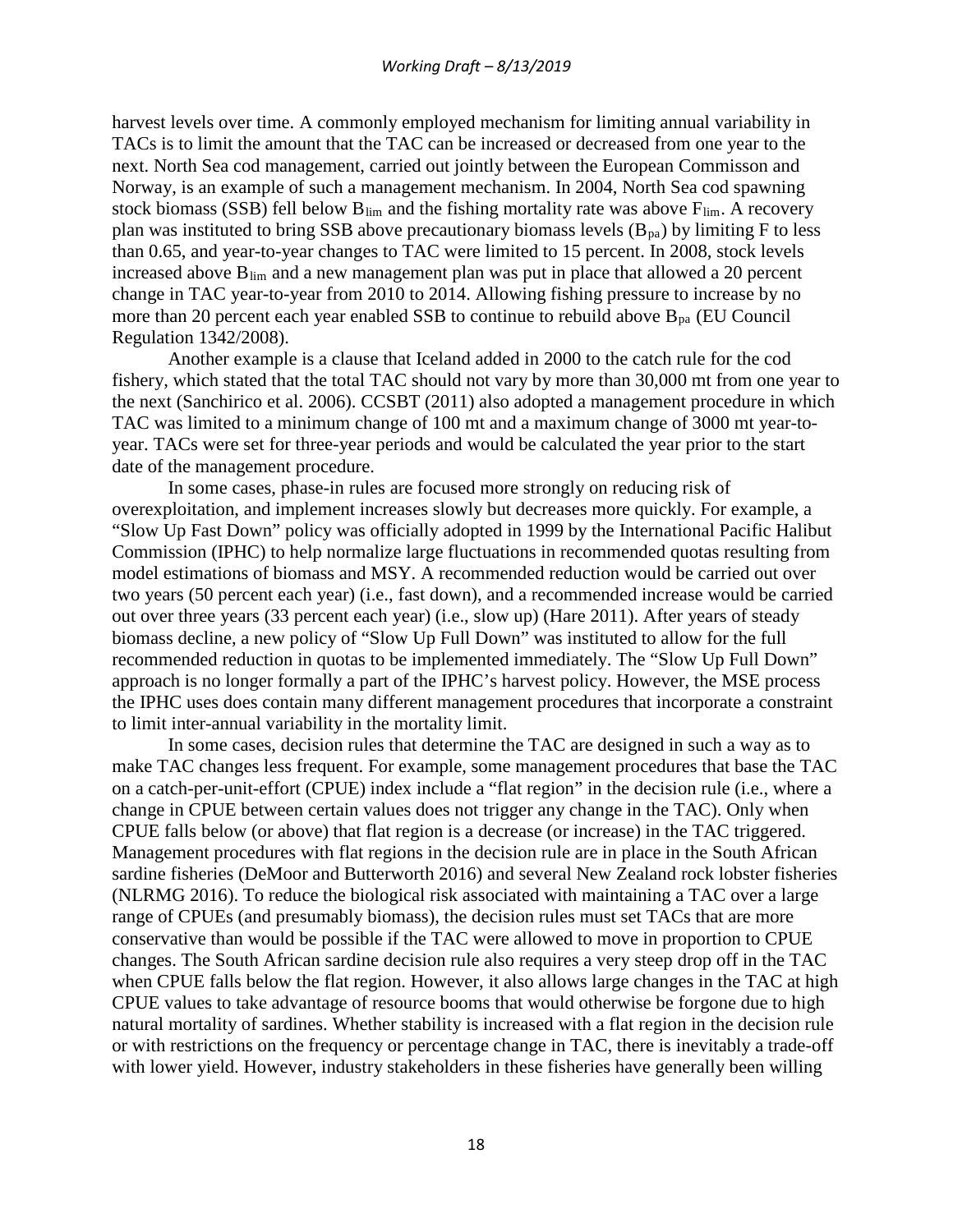harvest levels over time. A commonly employed mechanism for limiting annual variability in TACs is to limit the amount that the TAC can be increased or decreased from one year to the next. North Sea cod management, carried out jointly between the European Commisson and Norway, is an example of such a management mechanism. In 2004, North Sea cod spawning stock biomass (SSB) fell below $B_{lim}$ and the fishing mortality rate was above $F_{lim}$. A recovery plan was instituted to bring SSB above precautionary biomass levels ($B_{pa}$) by limiting F to less than 0.65, and year-to-year changes to TAC were limited to 15 percent. In 2008, stock levels increased above $B_{lim}$ and a new management plan was put in place that allowed a 20 percent change in TAC year-to-year from 2010 to 2014. Allowing fishing pressure to increase by no more than 20 percent each year enabled SSB to continue to rebuild above $B_{pa}$ (EU Council Regulation 1342/2008).

Another example is a clause that Iceland added in 2000 to the catch rule for the cod fishery, which stated that the total TAC should not vary by more than 30,000 mt from one year to the next (Sanchirico et al. 2006). CCSBT (2011) also adopted a management procedure in which TAC was limited to a minimum change of 100 mt and a maximum change of 3000 mt year-to-year. TACs were set for three-year periods and would be calculated the year prior to the start date of the management procedure.

In some cases, phase-in rules are focused more strongly on reducing risk of overexploitation, and implement increases slowly but decreases more quickly. For example, a "Slow Up Fast Down" policy was officially adopted in 1999 by the International Pacific Halibut Commission (IPHC) to help normalize large fluctuations in recommended quotas resulting from model estimations of biomass and MSY. A recommended reduction would be carried out over two years (50 percent each year) (i.e., fast down), and a recommended increase would be carried out over three years (33 percent each year) (i.e., slow up) (Hare 2011). After years of steady biomass decline, a new policy of "Slow Up Full Down" was instituted to allow for the full recommended reduction in quotas to be implemented immediately. The "Slow Up Full Down" approach is no longer formally a part of the IPHC's harvest policy. However, the MSE process the IPHC uses does contain many different management procedures that incorporate a constraint to limit inter-annual variability in the mortality limit.

In some cases, decision rules that determine the TAC are designed in such a way as to make TAC changes less frequent. For example, some management procedures that base the TAC on a catch-per-unit-effort (CPUE) index include a "flat region" in the decision rule (i.e., where a change in CPUE between certain values does not trigger any change in the TAC). Only when CPUE falls below (or above) that flat region is a decrease (or increase) in the TAC triggered. Management procedures with flat regions in the decision rule are in place in the South African sardine fisheries (DeMoor and Butterworth 2016) and several New Zealand rock lobster fisheries (NLRMG 2016). To reduce the biological risk associated with maintaining a TAC over a large range of CPUEs (and presumably biomass), the decision rules must set TACs that are more conservative than would be possible if the TAC were allowed to move in proportion to CPUE changes. The South African sardine decision rule also requires a very steep drop off in the TAC when CPUE falls below the flat region. However, it also allows large changes in the TAC at high CPUE values to take advantage of resource booms that would otherwise be forgone due to high natural mortality of sardines. Whether stability is increased with a flat region in the decision rule or with restrictions on the frequency or percentage change in TAC, there is inevitably a trade-off with lower yield. However, industry stakeholders in these fisheries have generally been willing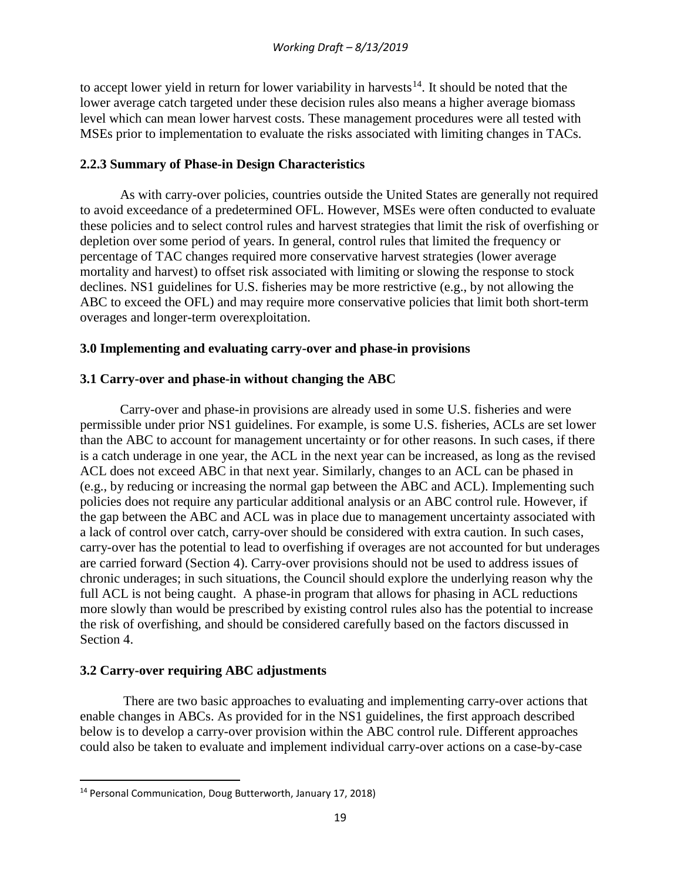to accept lower yield in return for lower variability in harvests[14]. It should be noted that the lower average catch targeted under these decision rules also means a higher average biomass level which can mean lower harvest costs. These management procedures were all tested with MSEs prior to implementation to evaluate the risks associated with limiting changes in TACs.

### 2.2.3 Summary of Phase-in Design Characteristics

As with carry-over policies, countries outside the United States are generally not required to avoid exceedance of a predetermined OFL. However, MSEs were often conducted to evaluate these policies and to select control rules and harvest strategies that limit the risk of overfishing or depletion over some period of years. In general, control rules that limited the frequency or percentage of TAC changes required more conservative harvest strategies (lower average mortality and harvest) to offset risk associated with limiting or slowing the response to stock declines. NS1 guidelines for U.S. fisheries may be more restrictive (e.g., by not allowing the ABC to exceed the OFL) and may require more conservative policies that limit both short-term overages and longer-term overexploitation.

## 3.0 Implementing and evaluating carry-over and phase-in provisions

### 3.1 Carry-over and phase-in without changing the ABC

Carry-over and phase-in provisions are already used in some U.S. fisheries and were permissible under prior NS1 guidelines. For example, is some U.S. fisheries, ACLs are set lower than the ABC to account for management uncertainty or for other reasons. In such cases, if there is a catch underage in one year, the ACL in the next year can be increased, as long as the revised ACL does not exceed ABC in that next year. Similarly, changes to an ACL can be phased in (e.g., by reducing or increasing the normal gap between the ABC and ACL). Implementing such policies does not require any particular additional analysis or an ABC control rule. However, if the gap between the ABC and ACL was in place due to management uncertainty associated with a lack of control over catch, carry-over should be considered with extra caution. In such cases, carry-over has the potential to lead to overfishing if overages are not accounted for but underages are carried forward (Section 4). Carry-over provisions should not be used to address issues of chronic underages; in such situations, the Council should explore the underlying reason why the full ACL is not being caught. A phase-in program that allows for phasing in ACL reductions more slowly than would be prescribed by existing control rules also has the potential to increase the risk of overfishing, and should be considered carefully based on the factors discussed in Section 4.

### 3.2 Carry-over requiring ABC adjustments

There are two basic approaches to evaluating and implementing carry-over actions that enable changes in ABCs. As provided for in the NS1 guidelines, the first approach described below is to develop a carry-over provision within the ABC control rule. Different approaches could also be taken to evaluate and implement individual carry-over actions on a case-by-case

---

[14] Personal Communication, Doug Butterworth, January 17, 2018)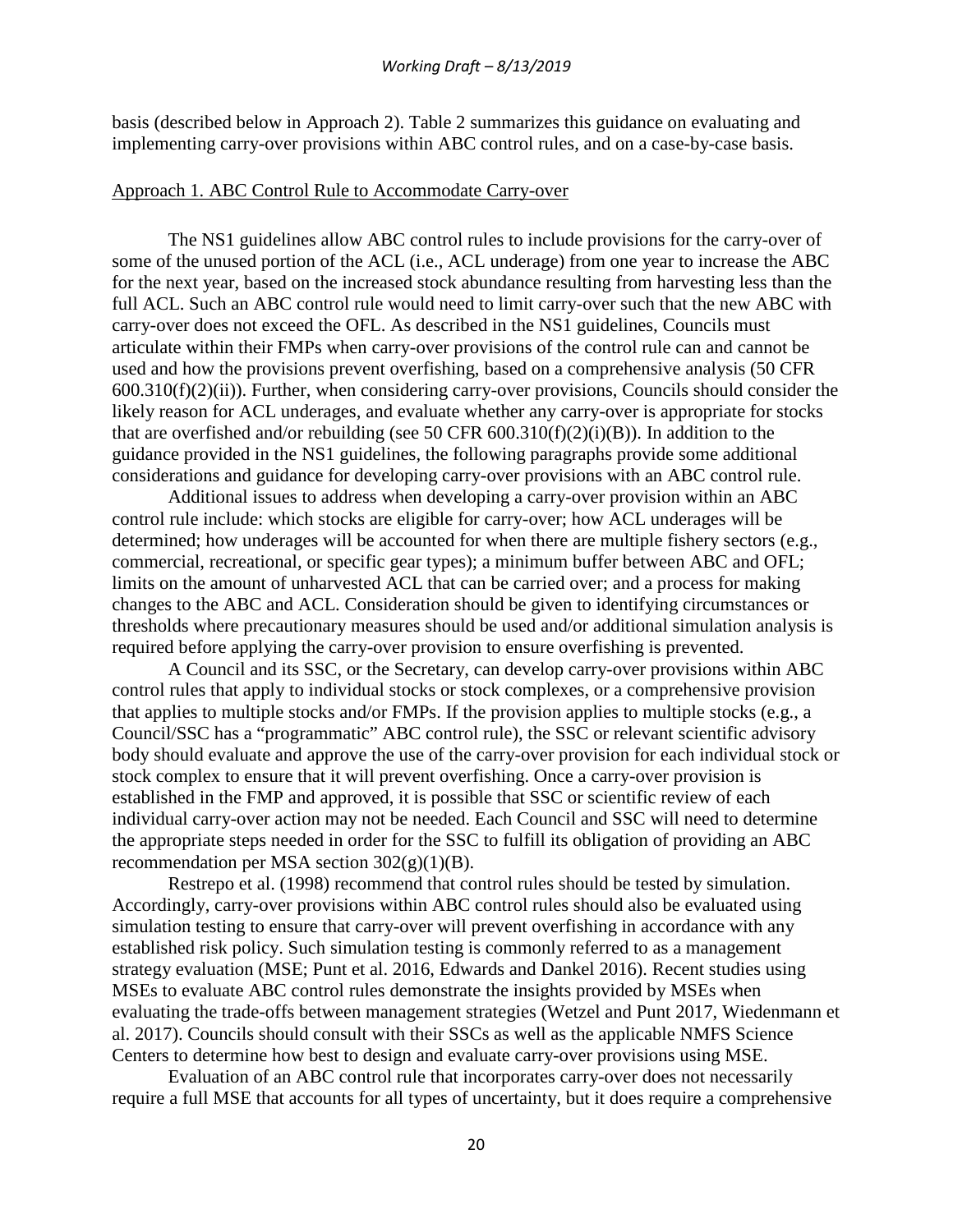basis (described below in Approach 2). Table 2 summarizes this guidance on evaluating and implementing carry-over provisions within ABC control rules, and on a case-by-case basis.

<u>Approach 1. ABC Control Rule to Accommodate Carry-over</u>

The NS1 guidelines allow ABC control rules to include provisions for the carry-over of some of the unused portion of the ACL (i.e., ACL underage) from one year to increase the ABC for the next year, based on the increased stock abundance resulting from harvesting less than the full ACL. Such an ABC control rule would need to limit carry-over such that the new ABC with carry-over does not exceed the OFL. As described in the NS1 guidelines, Councils must articulate within their FMPs when carry-over provisions of the control rule can and cannot be used and how the provisions prevent overfishing, based on a comprehensive analysis (50 CFR 600.310(f)(2)(ii)). Further, when considering carry-over provisions, Councils should consider the likely reason for ACL underages, and evaluate whether any carry-over is appropriate for stocks that are overfished and/or rebuilding (see 50 CFR 600.310(f)(2)(i)(B)). In addition to the guidance provided in the NS1 guidelines, the following paragraphs provide some additional considerations and guidance for developing carry-over provisions with an ABC control rule.

Additional issues to address when developing a carry-over provision within an ABC control rule include: which stocks are eligible for carry-over; how ACL underages will be determined; how underages will be accounted for when there are multiple fishery sectors (e.g., commercial, recreational, or specific gear types); a minimum buffer between ABC and OFL; limits on the amount of unharvested ACL that can be carried over; and a process for making changes to the ABC and ACL. Consideration should be given to identifying circumstances or thresholds where precautionary measures should be used and/or additional simulation analysis is required before applying the carry-over provision to ensure overfishing is prevented.

A Council and its SSC, or the Secretary, can develop carry-over provisions within ABC control rules that apply to individual stocks or stock complexes, or a comprehensive provision that applies to multiple stocks and/or FMPs. If the provision applies to multiple stocks (e.g., a Council/SSC has a "programmatic" ABC control rule), the SSC or relevant scientific advisory body should evaluate and approve the use of the carry-over provision for each individual stock or stock complex to ensure that it will prevent overfishing. Once a carry-over provision is established in the FMP and approved, it is possible that SSC or scientific review of each individual carry-over action may not be needed. Each Council and SSC will need to determine the appropriate steps needed in order for the SSC to fulfill its obligation of providing an ABC recommendation per MSA section 302(g)(1)(B).

Restrepo et al. (1998) recommend that control rules should be tested by simulation. Accordingly, carry-over provisions within ABC control rules should also be evaluated using simulation testing to ensure that carry-over will prevent overfishing in accordance with any established risk policy. Such simulation testing is commonly referred to as a management strategy evaluation (MSE; Punt et al. 2016, Edwards and Dankel 2016). Recent studies using MSEs to evaluate ABC control rules demonstrate the insights provided by MSEs when evaluating the trade-offs between management strategies (Wetzel and Punt 2017, Wiedenmann et al. 2017). Councils should consult with their SSCs as well as the applicable NMFS Science Centers to determine how best to design and evaluate carry-over provisions using MSE.

Evaluation of an ABC control rule that incorporates carry-over does not necessarily require a full MSE that accounts for all types of uncertainty, but it does require a comprehensive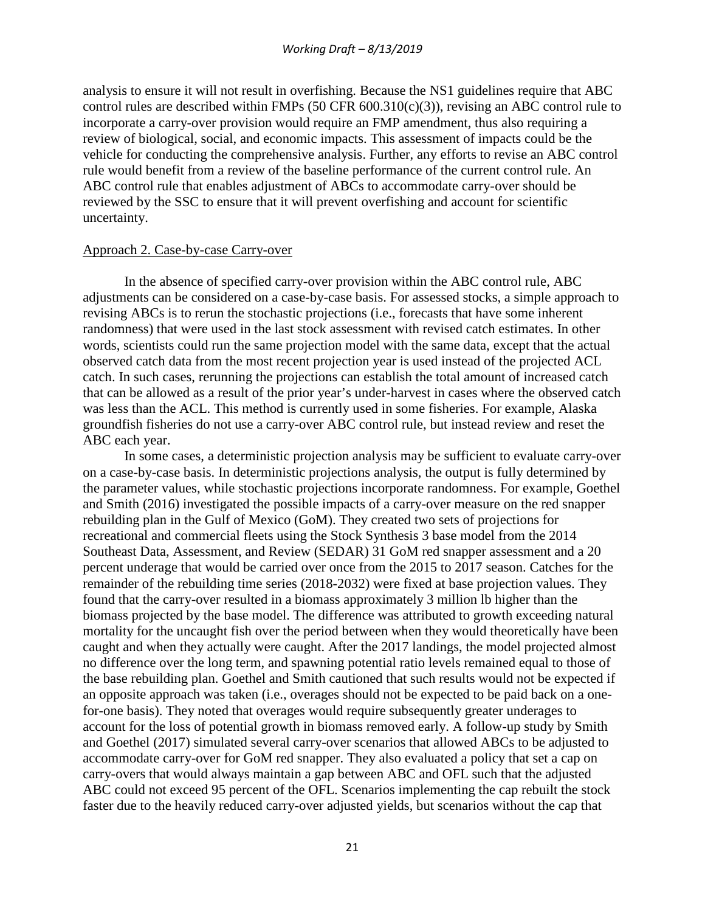analysis to ensure it will not result in overfishing. Because the NS1 guidelines require that ABC control rules are described within FMPs (50 CFR 600.310(c)(3)), revising an ABC control rule to incorporate a carry-over provision would require an FMP amendment, thus also requiring a review of biological, social, and economic impacts. This assessment of impacts could be the vehicle for conducting the comprehensive analysis. Further, any efforts to revise an ABC control rule would benefit from a review of the baseline performance of the current control rule. An ABC control rule that enables adjustment of ABCs to accommodate carry-over should be reviewed by the SSC to ensure that it will prevent overfishing and account for scientific uncertainty.

Approach 2. Case-by-case Carry-over

In the absence of specified carry-over provision within the ABC control rule, ABC adjustments can be considered on a case-by-case basis. For assessed stocks, a simple approach to revising ABCs is to rerun the stochastic projections (i.e., forecasts that have some inherent randomness) that were used in the last stock assessment with revised catch estimates. In other words, scientists could run the same projection model with the same data, except that the actual observed catch data from the most recent projection year is used instead of the projected ACL catch. In such cases, rerunning the projections can establish the total amount of increased catch that can be allowed as a result of the prior year's under-harvest in cases where the observed catch was less than the ACL. This method is currently used in some fisheries. For example, Alaska groundfish fisheries do not use a carry-over ABC control rule, but instead review and reset the ABC each year.

In some cases, a deterministic projection analysis may be sufficient to evaluate carry-over on a case-by-case basis. In deterministic projections analysis, the output is fully determined by the parameter values, while stochastic projections incorporate randomness. For example, Goethel and Smith (2016) investigated the possible impacts of a carry-over measure on the red snapper rebuilding plan in the Gulf of Mexico (GoM). They created two sets of projections for recreational and commercial fleets using the Stock Synthesis 3 base model from the 2014 Southeast Data, Assessment, and Review (SEDAR) 31 GoM red snapper assessment and a 20 percent underage that would be carried over once from the 2015 to 2017 season. Catches for the remainder of the rebuilding time series (2018-2032) were fixed at base projection values. They found that the carry-over resulted in a biomass approximately 3 million lb higher than the biomass projected by the base model. The difference was attributed to growth exceeding natural mortality for the uncaught fish over the period between when they would theoretically have been caught and when they actually were caught. After the 2017 landings, the model projected almost no difference over the long term, and spawning potential ratio levels remained equal to those of the base rebuilding plan. Goethel and Smith cautioned that such results would not be expected if an opposite approach was taken (i.e., overages should not be expected to be paid back on a one-for-one basis). They noted that overages would require subsequently greater underages to account for the loss of potential growth in biomass removed early. A follow-up study by Smith and Goethel (2017) simulated several carry-over scenarios that allowed ABCs to be adjusted to accommodate carry-over for GoM red snapper. They also evaluated a policy that set a cap on carry-overs that would always maintain a gap between ABC and OFL such that the adjusted ABC could not exceed 95 percent of the OFL. Scenarios implementing the cap rebuilt the stock faster due to the heavily reduced carry-over adjusted yields, but scenarios without the cap that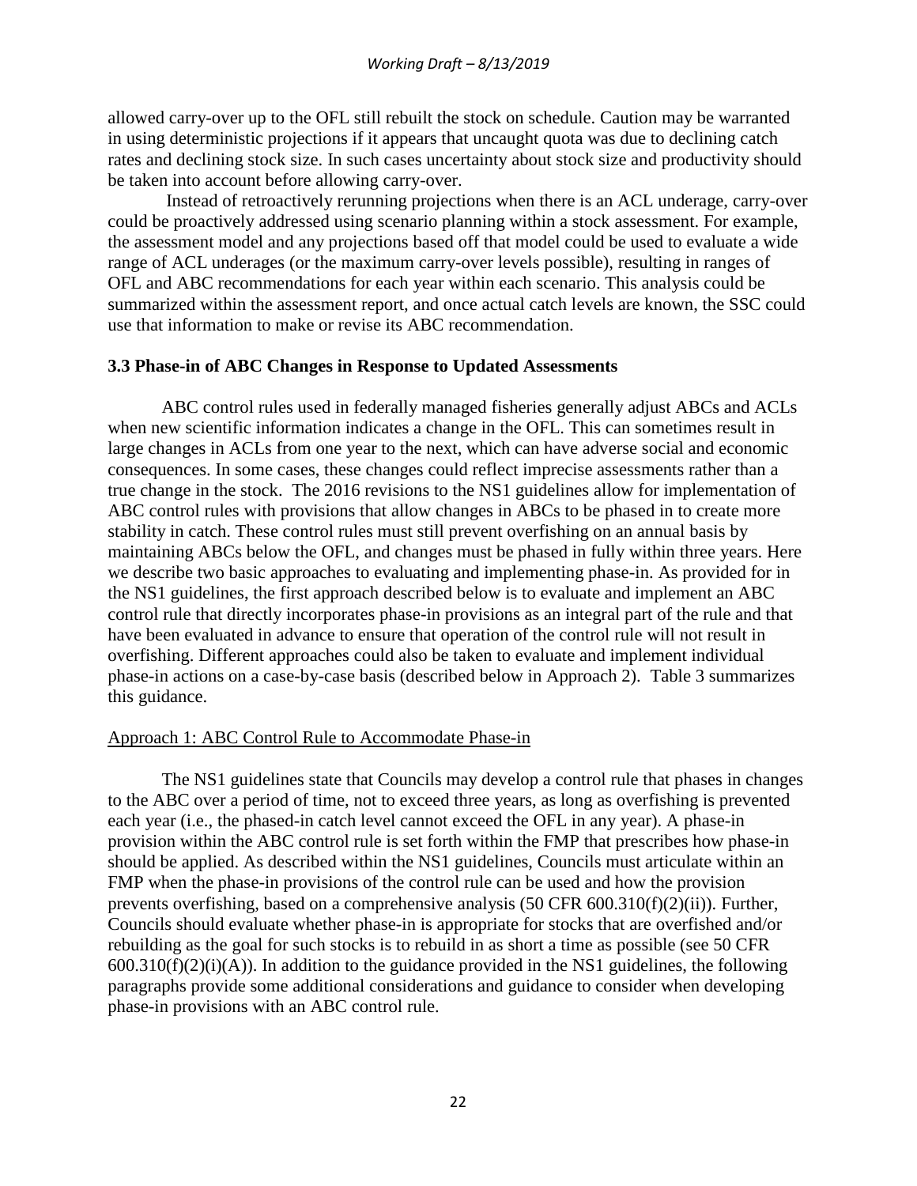allowed carry-over up to the OFL still rebuilt the stock on schedule. Caution may be warranted in using deterministic projections if it appears that uncaught quota was due to declining catch rates and declining stock size. In such cases uncertainty about stock size and productivity should be taken into account before allowing carry-over.

Instead of retroactively rerunning projections when there is an ACL underage, carry-over could be proactively addressed using scenario planning within a stock assessment. For example, the assessment model and any projections based off that model could be used to evaluate a wide range of ACL underages (or the maximum carry-over levels possible), resulting in ranges of OFL and ABC recommendations for each year within each scenario. This analysis could be summarized within the assessment report, and once actual catch levels are known, the SSC could use that information to make or revise its ABC recommendation.

### 3.3 Phase-in of ABC Changes in Response to Updated Assessments

ABC control rules used in federally managed fisheries generally adjust ABCs and ACLs when new scientific information indicates a change in the OFL. This can sometimes result in large changes in ACLs from one year to the next, which can have adverse social and economic consequences. In some cases, these changes could reflect imprecise assessments rather than a true change in the stock. The 2016 revisions to the NS1 guidelines allow for implementation of ABC control rules with provisions that allow changes in ABCs to be phased in to create more stability in catch. These control rules must still prevent overfishing on an annual basis by maintaining ABCs below the OFL, and changes must be phased in fully within three years. Here we describe two basic approaches to evaluating and implementing phase-in. As provided for in the NS1 guidelines, the first approach described below is to evaluate and implement an ABC control rule that directly incorporates phase-in provisions as an integral part of the rule and that have been evaluated in advance to ensure that operation of the control rule will not result in overfishing. Different approaches could also be taken to evaluate and implement individual phase-in actions on a case-by-case basis (described below in Approach 2). Table 3 summarizes this guidance.

#### Approach 1: ABC Control Rule to Accommodate Phase-in

The NS1 guidelines state that Councils may develop a control rule that phases in changes to the ABC over a period of time, not to exceed three years, as long as overfishing is prevented each year (i.e., the phased-in catch level cannot exceed the OFL in any year). A phase-in provision within the ABC control rule is set forth within the FMP that prescribes how phase-in should be applied. As described within the NS1 guidelines, Councils must articulate within an FMP when the phase-in provisions of the control rule can be used and how the provision prevents overfishing, based on a comprehensive analysis (50 CFR 600.310(f)(2)(ii)). Further, Councils should evaluate whether phase-in is appropriate for stocks that are overfished and/or rebuilding as the goal for such stocks is to rebuild in as short a time as possible (see 50 CFR 600.310(f)(2)(i)(A)). In addition to the guidance provided in the NS1 guidelines, the following paragraphs provide some additional considerations and guidance to consider when developing phase-in provisions with an ABC control rule.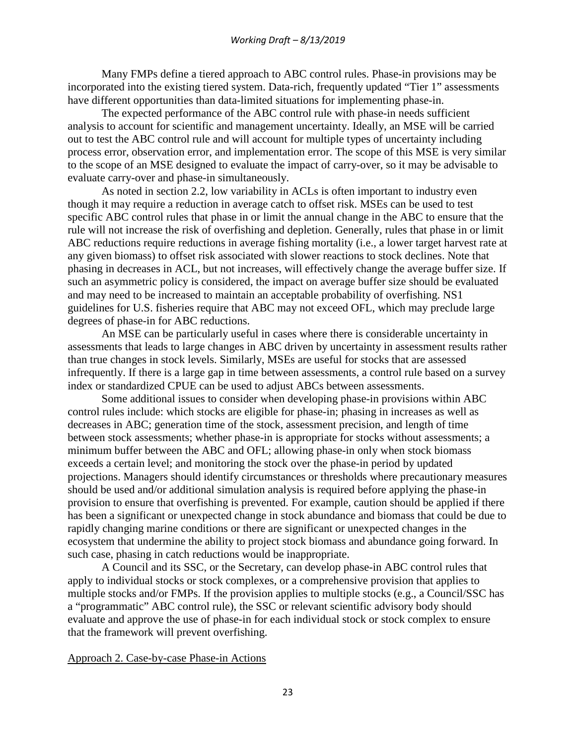Many FMPs define a tiered approach to ABC control rules. Phase-in provisions may be incorporated into the existing tiered system. Data-rich, frequently updated "Tier 1" assessments have different opportunities than data-limited situations for implementing phase-in.

The expected performance of the ABC control rule with phase-in needs sufficient analysis to account for scientific and management uncertainty. Ideally, an MSE will be carried out to test the ABC control rule and will account for multiple types of uncertainty including process error, observation error, and implementation error. The scope of this MSE is very similar to the scope of an MSE designed to evaluate the impact of carry-over, so it may be advisable to evaluate carry-over and phase-in simultaneously.

As noted in section 2.2, low variability in ACLs is often important to industry even though it may require a reduction in average catch to offset risk. MSEs can be used to test specific ABC control rules that phase in or limit the annual change in the ABC to ensure that the rule will not increase the risk of overfishing and depletion. Generally, rules that phase in or limit ABC reductions require reductions in average fishing mortality (i.e., a lower target harvest rate at any given biomass) to offset risk associated with slower reactions to stock declines. Note that phasing in decreases in ACL, but not increases, will effectively change the average buffer size. If such an asymmetric policy is considered, the impact on average buffer size should be evaluated and may need to be increased to maintain an acceptable probability of overfishing. NS1 guidelines for U.S. fisheries require that ABC may not exceed OFL, which may preclude large degrees of phase-in for ABC reductions.

An MSE can be particularly useful in cases where there is considerable uncertainty in assessments that leads to large changes in ABC driven by uncertainty in assessment results rather than true changes in stock levels. Similarly, MSEs are useful for stocks that are assessed infrequently. If there is a large gap in time between assessments, a control rule based on a survey index or standardized CPUE can be used to adjust ABCs between assessments.

Some additional issues to consider when developing phase-in provisions within ABC control rules include: which stocks are eligible for phase-in; phasing in increases as well as decreases in ABC; generation time of the stock, assessment precision, and length of time between stock assessments; whether phase-in is appropriate for stocks without assessments; a minimum buffer between the ABC and OFL; allowing phase-in only when stock biomass exceeds a certain level; and monitoring the stock over the phase-in period by updated projections. Managers should identify circumstances or thresholds where precautionary measures should be used and/or additional simulation analysis is required before applying the phase-in provision to ensure that overfishing is prevented. For example, caution should be applied if there has been a significant or unexpected change in stock abundance and biomass that could be due to rapidly changing marine conditions or there are significant or unexpected changes in the ecosystem that undermine the ability to project stock biomass and abundance going forward. In such case, phasing in catch reductions would be inappropriate.

A Council and its SSC, or the Secretary, can develop phase-in ABC control rules that apply to individual stocks or stock complexes, or a comprehensive provision that applies to multiple stocks and/or FMPs. If the provision applies to multiple stocks (e.g., a Council/SSC has a "programmatic" ABC control rule), the SSC or relevant scientific advisory body should evaluate and approve the use of phase-in for each individual stock or stock complex to ensure that the framework will prevent overfishing.

Approach 2. Case-by-case Phase-in Actions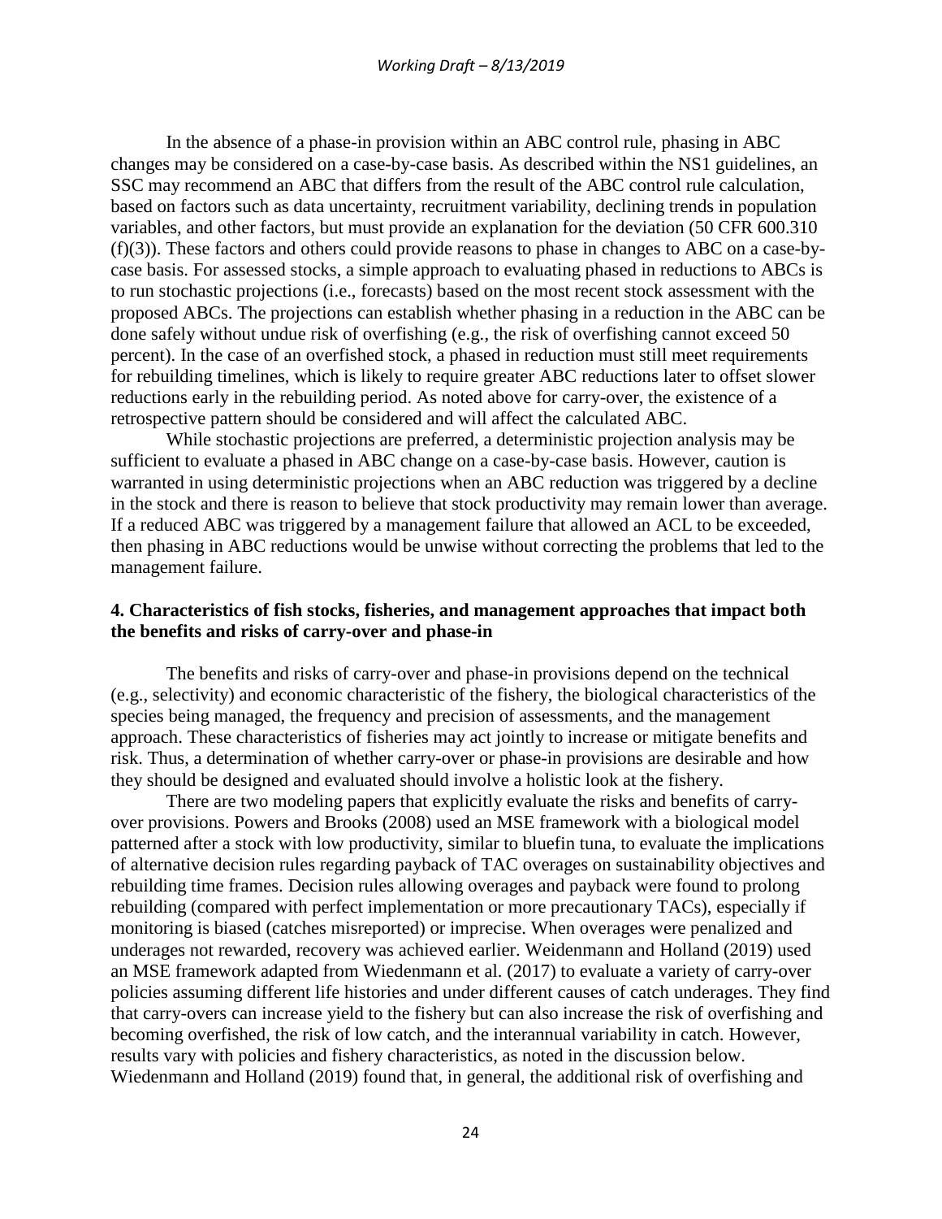In the absence of a phase-in provision within an ABC control rule, phasing in ABC changes may be considered on a case-by-case basis. As described within the NS1 guidelines, an SSC may recommend an ABC that differs from the result of the ABC control rule calculation, based on factors such as data uncertainty, recruitment variability, declining trends in population variables, and other factors, but must provide an explanation for the deviation (50 CFR 600.310 (f)(3)). These factors and others could provide reasons to phase in changes to ABC on a case-by-case basis. For assessed stocks, a simple approach to evaluating phased in reductions to ABCs is to run stochastic projections (i.e., forecasts) based on the most recent stock assessment with the proposed ABCs. The projections can establish whether phasing in a reduction in the ABC can be done safely without undue risk of overfishing (e.g., the risk of overfishing cannot exceed 50 percent). In the case of an overfished stock, a phased in reduction must still meet requirements for rebuilding timelines, which is likely to require greater ABC reductions later to offset slower reductions early in the rebuilding period. As noted above for carry-over, the existence of a retrospective pattern should be considered and will affect the calculated ABC.

While stochastic projections are preferred, a deterministic projection analysis may be sufficient to evaluate a phased in ABC change on a case-by-case basis. However, caution is warranted in using deterministic projections when an ABC reduction was triggered by a decline in the stock and there is reason to believe that stock productivity may remain lower than average. If a reduced ABC was triggered by a management failure that allowed an ACL to be exceeded, then phasing in ABC reductions would be unwise without correcting the problems that led to the management failure.

## 4. Characteristics of fish stocks, fisheries, and management approaches that impact both the benefits and risks of carry-over and phase-in

The benefits and risks of carry-over and phase-in provisions depend on the technical (e.g., selectivity) and economic characteristic of the fishery, the biological characteristics of the species being managed, the frequency and precision of assessments, and the management approach. These characteristics of fisheries may act jointly to increase or mitigate benefits and risk. Thus, a determination of whether carry-over or phase-in provisions are desirable and how they should be designed and evaluated should involve a holistic look at the fishery.

There are two modeling papers that explicitly evaluate the risks and benefits of carry-over provisions. Powers and Brooks (2008) used an MSE framework with a biological model patterned after a stock with low productivity, similar to bluefin tuna, to evaluate the implications of alternative decision rules regarding payback of TAC overages on sustainability objectives and rebuilding time frames. Decision rules allowing overages and payback were found to prolong rebuilding (compared with perfect implementation or more precautionary TACs), especially if monitoring is biased (catches misreported) or imprecise. When overages were penalized and underages not rewarded, recovery was achieved earlier. Weidenmann and Holland (2019) used an MSE framework adapted from Wiedenmann et al. (2017) to evaluate a variety of carry-over policies assuming different life histories and under different causes of catch underages. They find that carry-overs can increase yield to the fishery but can also increase the risk of overfishing and becoming overfished, the risk of low catch, and the interannual variability in catch. However, results vary with policies and fishery characteristics, as noted in the discussion below. Wiedenmann and Holland (2019) found that, in general, the additional risk of overfishing and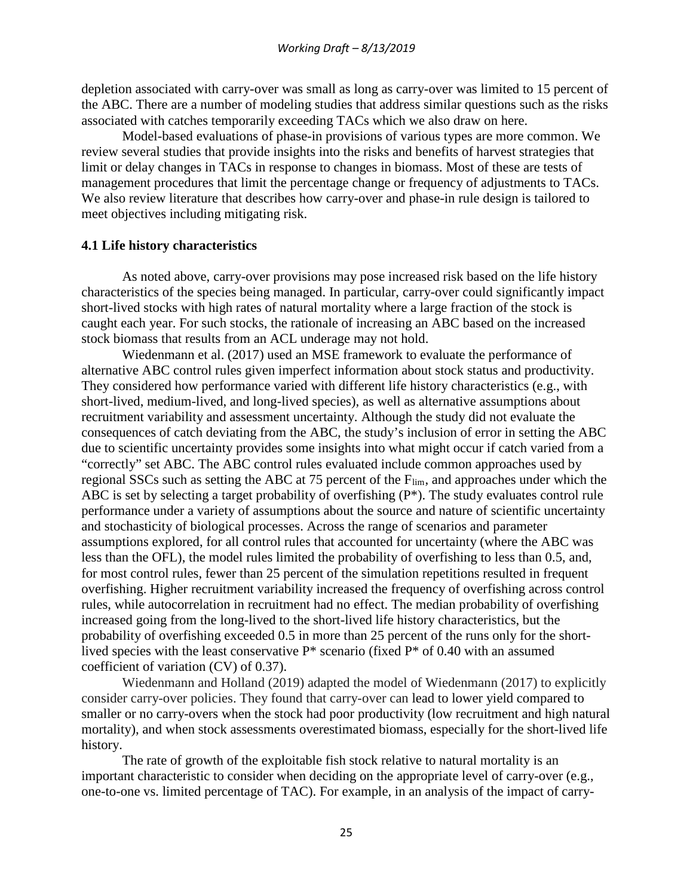depletion associated with carry-over was small as long as carry-over was limited to 15 percent of the ABC. There are a number of modeling studies that address similar questions such as the risks associated with catches temporarily exceeding TACs which we also draw on here.

Model-based evaluations of phase-in provisions of various types are more common. We review several studies that provide insights into the risks and benefits of harvest strategies that limit or delay changes in TACs in response to changes in biomass. Most of these are tests of management procedures that limit the percentage change or frequency of adjustments to TACs. We also review literature that describes how carry-over and phase-in rule design is tailored to meet objectives including mitigating risk.

### 4.1 Life history characteristics

As noted above, carry-over provisions may pose increased risk based on the life history characteristics of the species being managed. In particular, carry-over could significantly impact short-lived stocks with high rates of natural mortality where a large fraction of the stock is caught each year. For such stocks, the rationale of increasing an ABC based on the increased stock biomass that results from an ACL underage may not hold.

Wiedenmann et al. (2017) used an MSE framework to evaluate the performance of alternative ABC control rules given imperfect information about stock status and productivity. They considered how performance varied with different life history characteristics (e.g., with short-lived, medium-lived, and long-lived species), as well as alternative assumptions about recruitment variability and assessment uncertainty. Although the study did not evaluate the consequences of catch deviating from the ABC, the study's inclusion of error in setting the ABC due to scientific uncertainty provides some insights into what might occur if catch varied from a "correctly" set ABC. The ABC control rules evaluated include common approaches used by regional SSCs such as setting the ABC at 75 percent of the $F_{lim}$, and approaches under which the ABC is set by selecting a target probability of overfishing (P*). The study evaluates control rule performance under a variety of assumptions about the source and nature of scientific uncertainty and stochasticity of biological processes. Across the range of scenarios and parameter assumptions explored, for all control rules that accounted for uncertainty (where the ABC was less than the OFL), the model rules limited the probability of overfishing to less than 0.5, and, for most control rules, fewer than 25 percent of the simulation repetitions resulted in frequent overfishing. Higher recruitment variability increased the frequency of overfishing across control rules, while autocorrelation in recruitment had no effect. The median probability of overfishing increased going from the long-lived to the short-lived life history characteristics, but the probability of overfishing exceeded 0.5 in more than 25 percent of the runs only for the short-lived species with the least conservative P* scenario (fixed P* of 0.40 with an assumed coefficient of variation (CV) of 0.37).

Wiedenmann and Holland (2019) adapted the model of Wiedenmann (2017) to explicitly consider carry-over policies. They found that carry-over can lead to lower yield compared to smaller or no carry-overs when the stock had poor productivity (low recruitment and high natural mortality), and when stock assessments overestimated biomass, especially for the short-lived life history.

The rate of growth of the exploitable fish stock relative to natural mortality is an important characteristic to consider when deciding on the appropriate level of carry-over (e.g., one-to-one vs. limited percentage of TAC). For example, in an analysis of the impact of carry-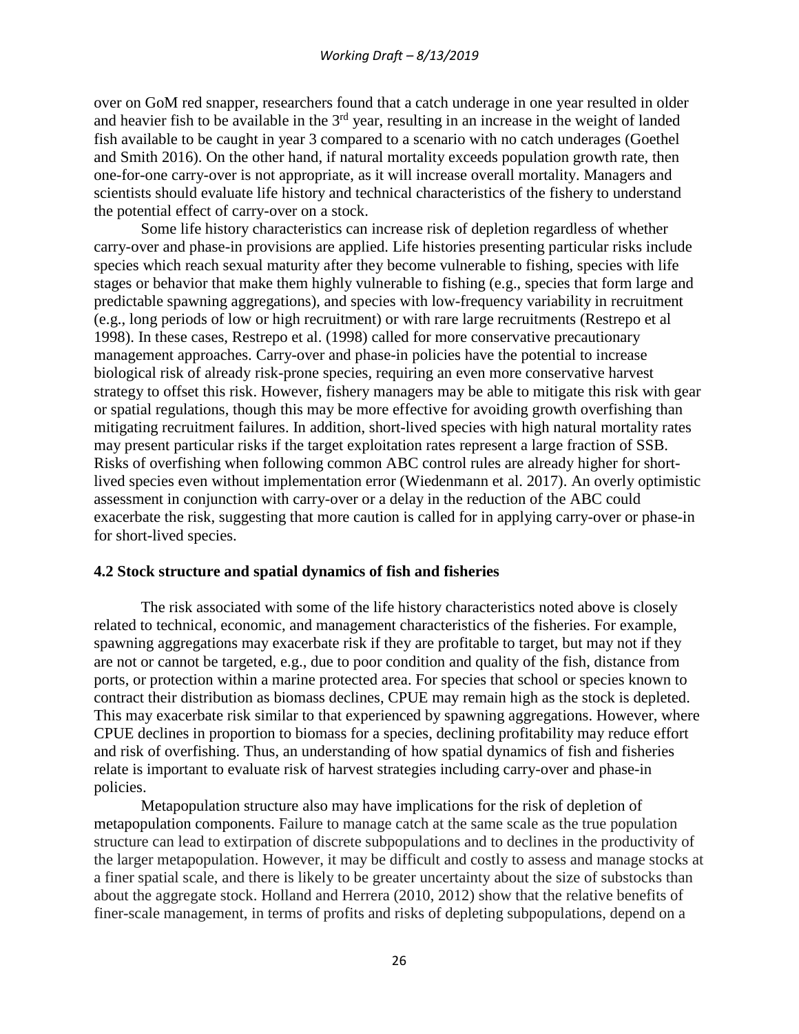over on GoM red snapper, researchers found that a catch underage in one year resulted in older and heavier fish to be available in the 3rd year, resulting in an increase in the weight of landed fish available to be caught in year 3 compared to a scenario with no catch underages (Goethel and Smith 2016). On the other hand, if natural mortality exceeds population growth rate, then one-for-one carry-over is not appropriate, as it will increase overall mortality. Managers and scientists should evaluate life history and technical characteristics of the fishery to understand the potential effect of carry-over on a stock.

Some life history characteristics can increase risk of depletion regardless of whether carry-over and phase-in provisions are applied. Life histories presenting particular risks include species which reach sexual maturity after they become vulnerable to fishing, species with life stages or behavior that make them highly vulnerable to fishing (e.g., species that form large and predictable spawning aggregations), and species with low-frequency variability in recruitment (e.g., long periods of low or high recruitment) or with rare large recruitments (Restrepo et al 1998). In these cases, Restrepo et al. (1998) called for more conservative precautionary management approaches. Carry-over and phase-in policies have the potential to increase biological risk of already risk-prone species, requiring an even more conservative harvest strategy to offset this risk. However, fishery managers may be able to mitigate this risk with gear or spatial regulations, though this may be more effective for avoiding growth overfishing than mitigating recruitment failures. In addition, short-lived species with high natural mortality rates may present particular risks if the target exploitation rates represent a large fraction of SSB. Risks of overfishing when following common ABC control rules are already higher for short-lived species even without implementation error (Wiedenmann et al. 2017). An overly optimistic assessment in conjunction with carry-over or a delay in the reduction of the ABC could exacerbate the risk, suggesting that more caution is called for in applying carry-over or phase-in for short-lived species.

### 4.2 Stock structure and spatial dynamics of fish and fisheries

The risk associated with some of the life history characteristics noted above is closely related to technical, economic, and management characteristics of the fisheries. For example, spawning aggregations may exacerbate risk if they are profitable to target, but may not if they are not or cannot be targeted, e.g., due to poor condition and quality of the fish, distance from ports, or protection within a marine protected area. For species that school or species known to contract their distribution as biomass declines, CPUE may remain high as the stock is depleted. This may exacerbate risk similar to that experienced by spawning aggregations. However, where CPUE declines in proportion to biomass for a species, declining profitability may reduce effort and risk of overfishing. Thus, an understanding of how spatial dynamics of fish and fisheries relate is important to evaluate risk of harvest strategies including carry-over and phase-in policies.

Metapopulation structure also may have implications for the risk of depletion of metapopulation components. Failure to manage catch at the same scale as the true population structure can lead to extirpation of discrete subpopulations and to declines in the productivity of the larger metapopulation. However, it may be difficult and costly to assess and manage stocks at a finer spatial scale, and there is likely to be greater uncertainty about the size of substocks than about the aggregate stock. Holland and Herrera (2010, 2012) show that the relative benefits of finer-scale management, in terms of profits and risks of depleting subpopulations, depend on a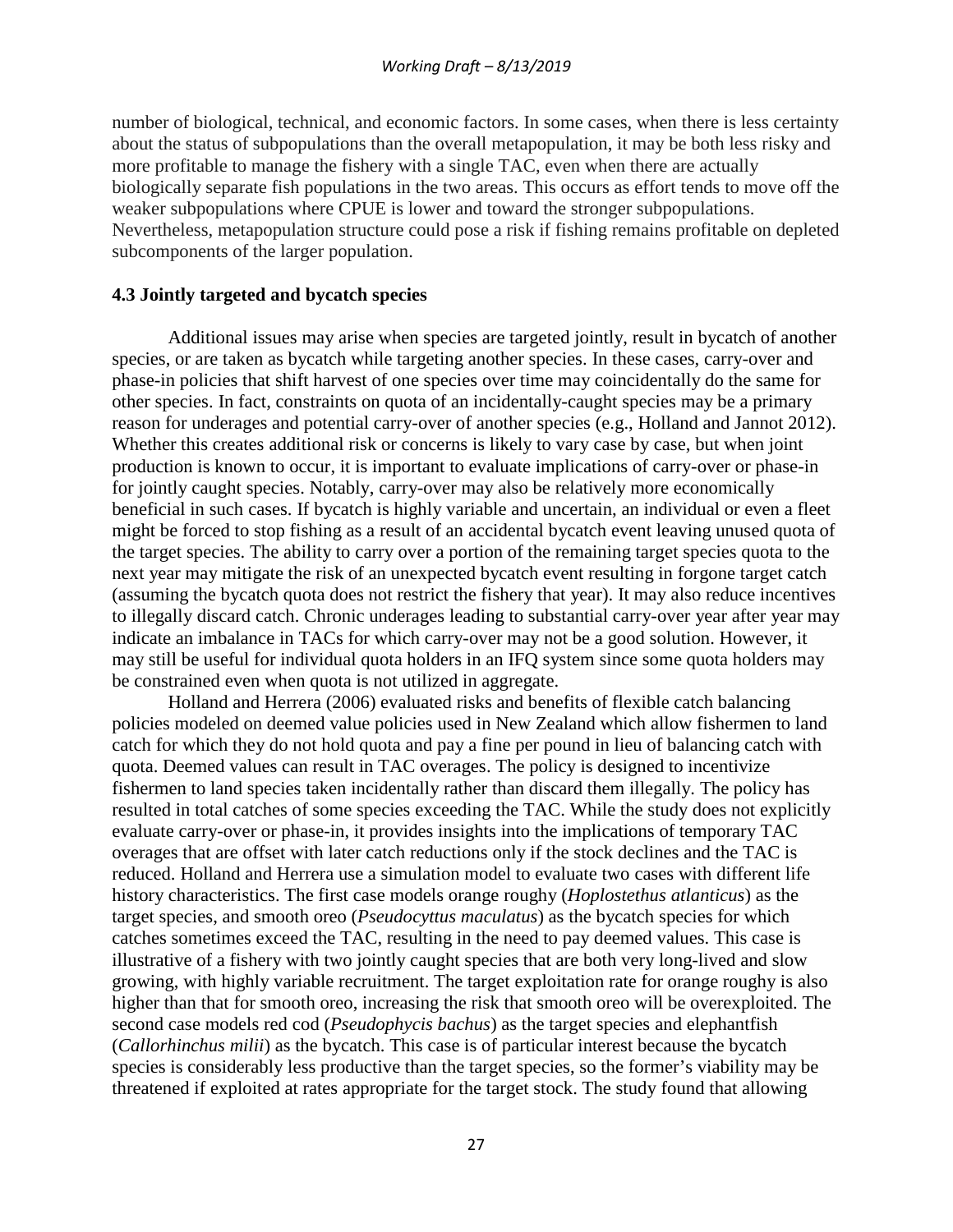number of biological, technical, and economic factors. In some cases, when there is less certainty about the status of subpopulations than the overall metapopulation, it may be both less risky and more profitable to manage the fishery with a single TAC, even when there are actually biologically separate fish populations in the two areas. This occurs as effort tends to move off the weaker subpopulations where CPUE is lower and toward the stronger subpopulations. Nevertheless, metapopulation structure could pose a risk if fishing remains profitable on depleted subcomponents of the larger population.

### 4.3 Jointly targeted and bycatch species

Additional issues may arise when species are targeted jointly, result in bycatch of another species, or are taken as bycatch while targeting another species. In these cases, carry-over and phase-in policies that shift harvest of one species over time may coincidentally do the same for other species. In fact, constraints on quota of an incidentally-caught species may be a primary reason for underages and potential carry-over of another species (e.g., Holland and Jannot 2012). Whether this creates additional risk or concerns is likely to vary case by case, but when joint production is known to occur, it is important to evaluate implications of carry-over or phase-in for jointly caught species. Notably, carry-over may also be relatively more economically beneficial in such cases. If bycatch is highly variable and uncertain, an individual or even a fleet might be forced to stop fishing as a result of an accidental bycatch event leaving unused quota of the target species. The ability to carry over a portion of the remaining target species quota to the next year may mitigate the risk of an unexpected bycatch event resulting in forgone target catch (assuming the bycatch quota does not restrict the fishery that year). It may also reduce incentives to illegally discard catch. Chronic underages leading to substantial carry-over year after year may indicate an imbalance in TACs for which carry-over may not be a good solution. However, it may still be useful for individual quota holders in an IFQ system since some quota holders may be constrained even when quota is not utilized in aggregate.

Holland and Herrera (2006) evaluated risks and benefits of flexible catch balancing policies modeled on deemed value policies used in New Zealand which allow fishermen to land catch for which they do not hold quota and pay a fine per pound in lieu of balancing catch with quota. Deemed values can result in TAC overages. The policy is designed to incentivize fishermen to land species taken incidentally rather than discard them illegally. The policy has resulted in total catches of some species exceeding the TAC. While the study does not explicitly evaluate carry-over or phase-in, it provides insights into the implications of temporary TAC overages that are offset with later catch reductions only if the stock declines and the TAC is reduced. Holland and Herrera use a simulation model to evaluate two cases with different life history characteristics. The first case models orange roughy (*Hoplostethus atlanticus*) as the target species, and smooth oreo (*Pseudocyttus maculatus*) as the bycatch species for which catches sometimes exceed the TAC, resulting in the need to pay deemed values. This case is illustrative of a fishery with two jointly caught species that are both very long-lived and slow growing, with highly variable recruitment. The target exploitation rate for orange roughy is also higher than that for smooth oreo, increasing the risk that smooth oreo will be overexploited. The second case models red cod (*Pseudophycis bachus*) as the target species and elephantfish (*Callorhinchus milii*) as the bycatch. This case is of particular interest because the bycatch species is considerably less productive than the target species, so the former's viability may be threatened if exploited at rates appropriate for the target stock. The study found that allowing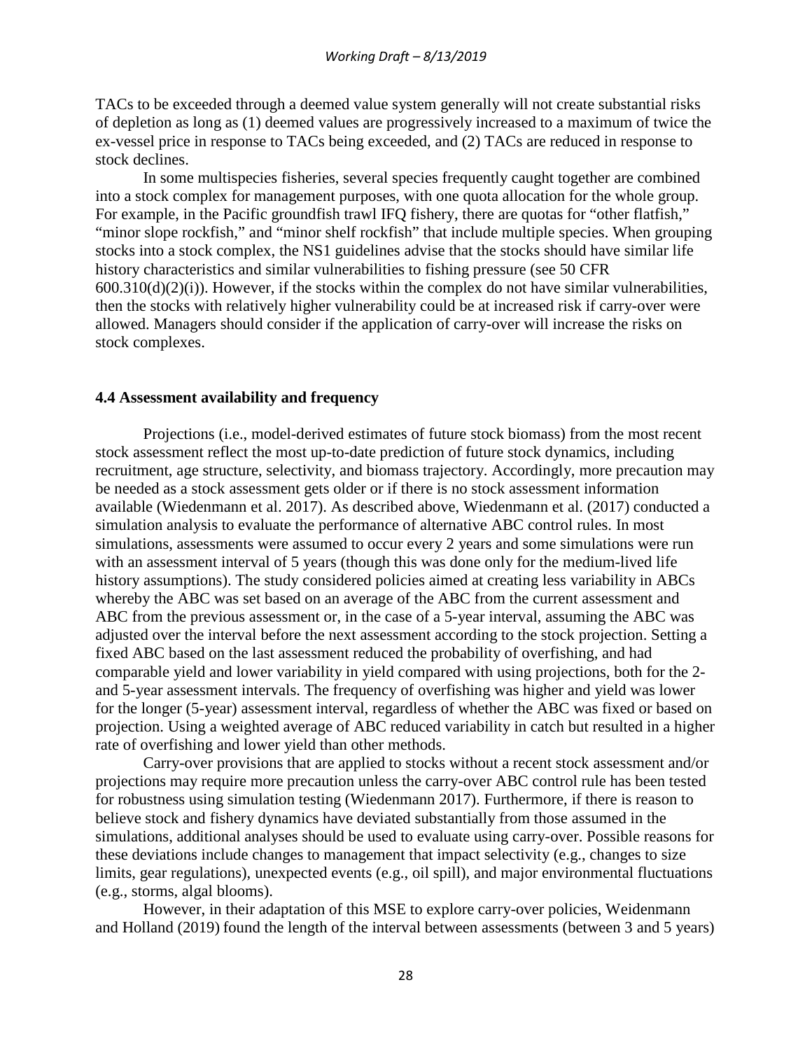TACs to be exceeded through a deemed value system generally will not create substantial risks of depletion as long as (1) deemed values are progressively increased to a maximum of twice the ex-vessel price in response to TACs being exceeded, and (2) TACs are reduced in response to stock declines.

In some multispecies fisheries, several species frequently caught together are combined into a stock complex for management purposes, with one quota allocation for the whole group. For example, in the Pacific groundfish trawl IFQ fishery, there are quotas for "other flatfish," "minor slope rockfish," and "minor shelf rockfish" that include multiple species. When grouping stocks into a stock complex, the NS1 guidelines advise that the stocks should have similar life history characteristics and similar vulnerabilities to fishing pressure (see 50 CFR 600.310(d)(2)(i)). However, if the stocks within the complex do not have similar vulnerabilities, then the stocks with relatively higher vulnerability could be at increased risk if carry-over were allowed. Managers should consider if the application of carry-over will increase the risks on stock complexes.

### 4.4 Assessment availability and frequency

Projections (i.e., model-derived estimates of future stock biomass) from the most recent stock assessment reflect the most up-to-date prediction of future stock dynamics, including recruitment, age structure, selectivity, and biomass trajectory. Accordingly, more precaution may be needed as a stock assessment gets older or if there is no stock assessment information available (Wiedenmann et al. 2017). As described above, Wiedenmann et al. (2017) conducted a simulation analysis to evaluate the performance of alternative ABC control rules. In most simulations, assessments were assumed to occur every 2 years and some simulations were run with an assessment interval of 5 years (though this was done only for the medium-lived life history assumptions). The study considered policies aimed at creating less variability in ABCs whereby the ABC was set based on an average of the ABC from the current assessment and ABC from the previous assessment or, in the case of a 5-year interval, assuming the ABC was adjusted over the interval before the next assessment according to the stock projection. Setting a fixed ABC based on the last assessment reduced the probability of overfishing, and had comparable yield and lower variability in yield compared with using projections, both for the 2- and 5-year assessment intervals. The frequency of overfishing was higher and yield was lower for the longer (5-year) assessment interval, regardless of whether the ABC was fixed or based on projection. Using a weighted average of ABC reduced variability in catch but resulted in a higher rate of overfishing and lower yield than other methods.

Carry-over provisions that are applied to stocks without a recent stock assessment and/or projections may require more precaution unless the carry-over ABC control rule has been tested for robustness using simulation testing (Wiedenmann 2017). Furthermore, if there is reason to believe stock and fishery dynamics have deviated substantially from those assumed in the simulations, additional analyses should be used to evaluate using carry-over. Possible reasons for these deviations include changes to management that impact selectivity (e.g., changes to size limits, gear regulations), unexpected events (e.g., oil spill), and major environmental fluctuations (e.g., storms, algal blooms).

However, in their adaptation of this MSE to explore carry-over policies, Weidenmann and Holland (2019) found the length of the interval between assessments (between 3 and 5 years)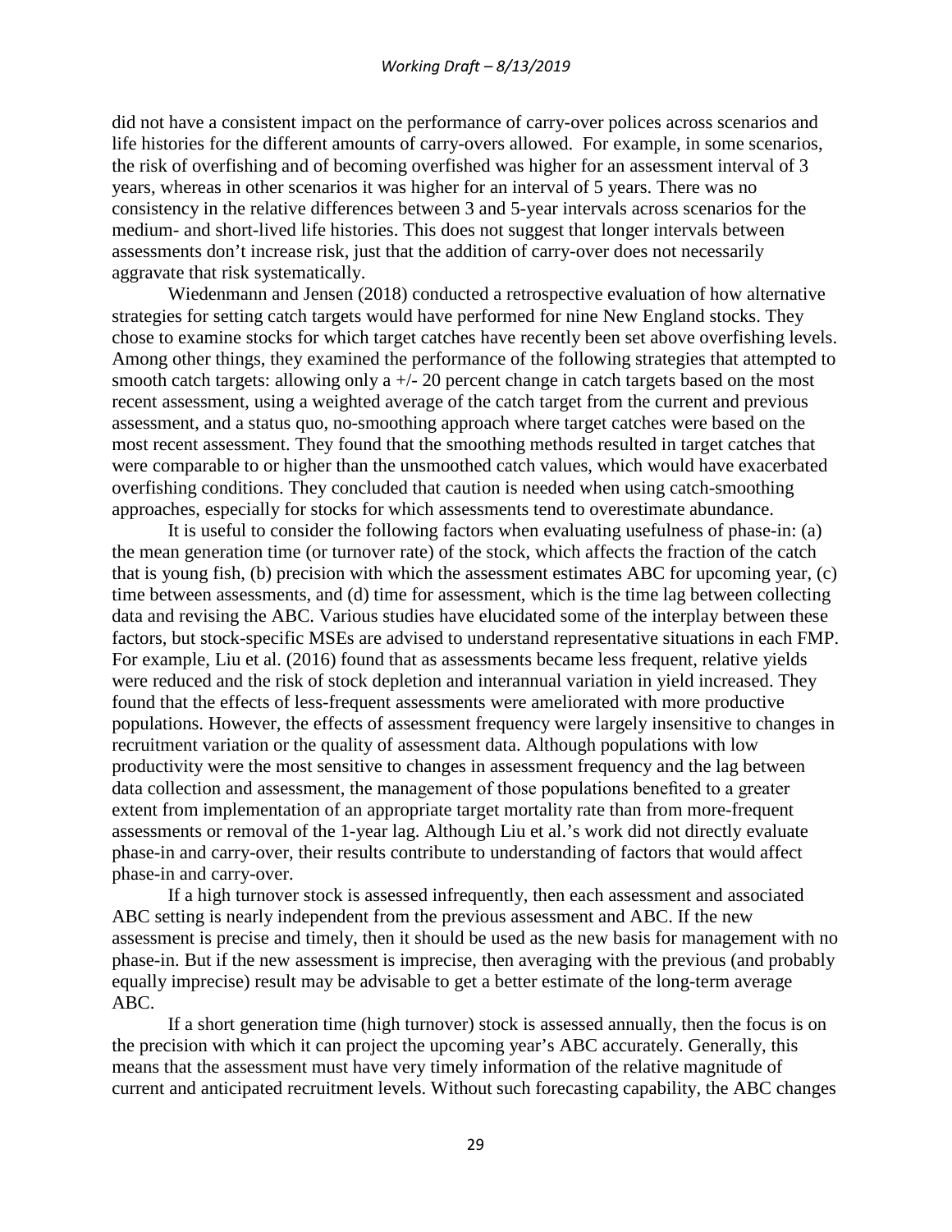did not have a consistent impact on the performance of carry-over polices across scenarios and life histories for the different amounts of carry-overs allowed. For example, in some scenarios, the risk of overfishing and of becoming overfished was higher for an assessment interval of 3 years, whereas in other scenarios it was higher for an interval of 5 years. There was no consistency in the relative differences between 3 and 5-year intervals across scenarios for the medium- and short-lived life histories. This does not suggest that longer intervals between assessments don't increase risk, just that the addition of carry-over does not necessarily aggravate that risk systematically.

Wiedenmann and Jensen (2018) conducted a retrospective evaluation of how alternative strategies for setting catch targets would have performed for nine New England stocks. They chose to examine stocks for which target catches have recently been set above overfishing levels. Among other things, they examined the performance of the following strategies that attempted to smooth catch targets: allowing only a +/- 20 percent change in catch targets based on the most recent assessment, using a weighted average of the catch target from the current and previous assessment, and a status quo, no-smoothing approach where target catches were based on the most recent assessment. They found that the smoothing methods resulted in target catches that were comparable to or higher than the unsmoothed catch values, which would have exacerbated overfishing conditions. They concluded that caution is needed when using catch-smoothing approaches, especially for stocks for which assessments tend to overestimate abundance.

It is useful to consider the following factors when evaluating usefulness of phase-in: (a) the mean generation time (or turnover rate) of the stock, which affects the fraction of the catch that is young fish, (b) precision with which the assessment estimates ABC for upcoming year, (c) time between assessments, and (d) time for assessment, which is the time lag between collecting data and revising the ABC. Various studies have elucidated some of the interplay between these factors, but stock-specific MSEs are advised to understand representative situations in each FMP. For example, Liu et al. (2016) found that as assessments became less frequent, relative yields were reduced and the risk of stock depletion and interannual variation in yield increased. They found that the effects of less-frequent assessments were ameliorated with more productive populations. However, the effects of assessment frequency were largely insensitive to changes in recruitment variation or the quality of assessment data. Although populations with low productivity were the most sensitive to changes in assessment frequency and the lag between data collection and assessment, the management of those populations benefited to a greater extent from implementation of an appropriate target mortality rate than from more-frequent assessments or removal of the 1-year lag. Although Liu et al.'s work did not directly evaluate phase-in and carry-over, their results contribute to understanding of factors that would affect phase-in and carry-over.

If a high turnover stock is assessed infrequently, then each assessment and associated ABC setting is nearly independent from the previous assessment and ABC. If the new assessment is precise and timely, then it should be used as the new basis for management with no phase-in. But if the new assessment is imprecise, then averaging with the previous (and probably equally imprecise) result may be advisable to get a better estimate of the long-term average ABC.

If a short generation time (high turnover) stock is assessed annually, then the focus is on the precision with which it can project the upcoming year's ABC accurately. Generally, this means that the assessment must have very timely information of the relative magnitude of current and anticipated recruitment levels. Without such forecasting capability, the ABC changes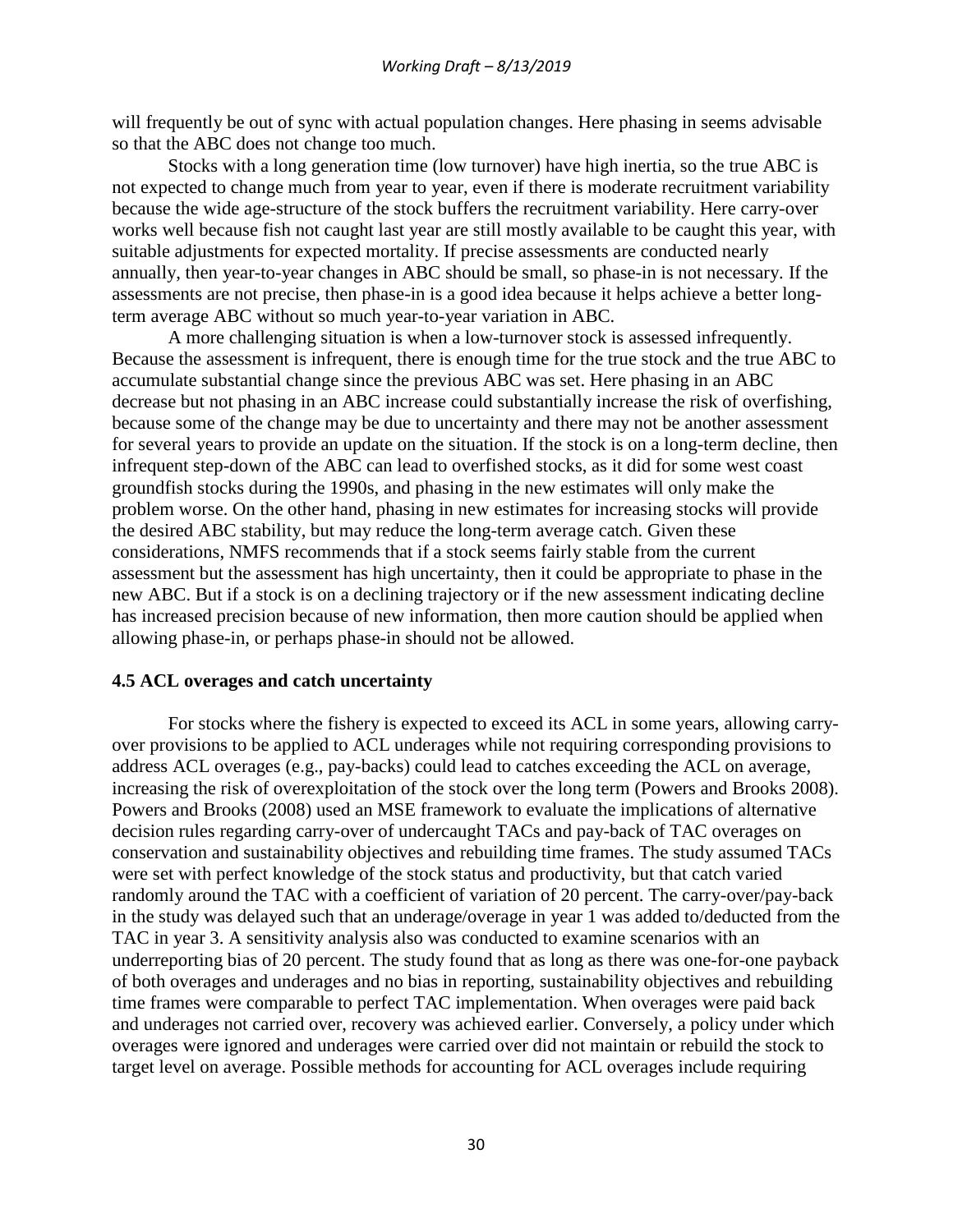will frequently be out of sync with actual population changes. Here phasing in seems advisable so that the ABC does not change too much.

Stocks with a long generation time (low turnover) have high inertia, so the true ABC is not expected to change much from year to year, even if there is moderate recruitment variability because the wide age-structure of the stock buffers the recruitment variability. Here carry-over works well because fish not caught last year are still mostly available to be caught this year, with suitable adjustments for expected mortality. If precise assessments are conducted nearly annually, then year-to-year changes in ABC should be small, so phase-in is not necessary. If the assessments are not precise, then phase-in is a good idea because it helps achieve a better long-term average ABC without so much year-to-year variation in ABC.

A more challenging situation is when a low-turnover stock is assessed infrequently. Because the assessment is infrequent, there is enough time for the true stock and the true ABC to accumulate substantial change since the previous ABC was set. Here phasing in an ABC decrease but not phasing in an ABC increase could substantially increase the risk of overfishing, because some of the change may be due to uncertainty and there may not be another assessment for several years to provide an update on the situation. If the stock is on a long-term decline, then infrequent step-down of the ABC can lead to overfished stocks, as it did for some west coast groundfish stocks during the 1990s, and phasing in the new estimates will only make the problem worse. On the other hand, phasing in new estimates for increasing stocks will provide the desired ABC stability, but may reduce the long-term average catch. Given these considerations, NMFS recommends that if a stock seems fairly stable from the current assessment but the assessment has high uncertainty, then it could be appropriate to phase in the new ABC. But if a stock is on a declining trajectory or if the new assessment indicating decline has increased precision because of new information, then more caution should be applied when allowing phase-in, or perhaps phase-in should not be allowed.

### 4.5 ACL overages and catch uncertainty

For stocks where the fishery is expected to exceed its ACL in some years, allowing carry-over provisions to be applied to ACL underages while not requiring corresponding provisions to address ACL overages (e.g., pay-backs) could lead to catches exceeding the ACL on average, increasing the risk of overexploitation of the stock over the long term (Powers and Brooks 2008). Powers and Brooks (2008) used an MSE framework to evaluate the implications of alternative decision rules regarding carry-over of undercaught TACs and pay-back of TAC overages on conservation and sustainability objectives and rebuilding time frames. The study assumed TACs were set with perfect knowledge of the stock status and productivity, but that catch varied randomly around the TAC with a coefficient of variation of 20 percent. The carry-over/pay-back in the study was delayed such that an underage/overage in year 1 was added to/deducted from the TAC in year 3. A sensitivity analysis also was conducted to examine scenarios with an underreporting bias of 20 percent. The study found that as long as there was one-for-one payback of both overages and underages and no bias in reporting, sustainability objectives and rebuilding time frames were comparable to perfect TAC implementation. When overages were paid back and underages not carried over, recovery was achieved earlier. Conversely, a policy under which overages were ignored and underages were carried over did not maintain or rebuild the stock to target level on average. Possible methods for accounting for ACL overages include requiring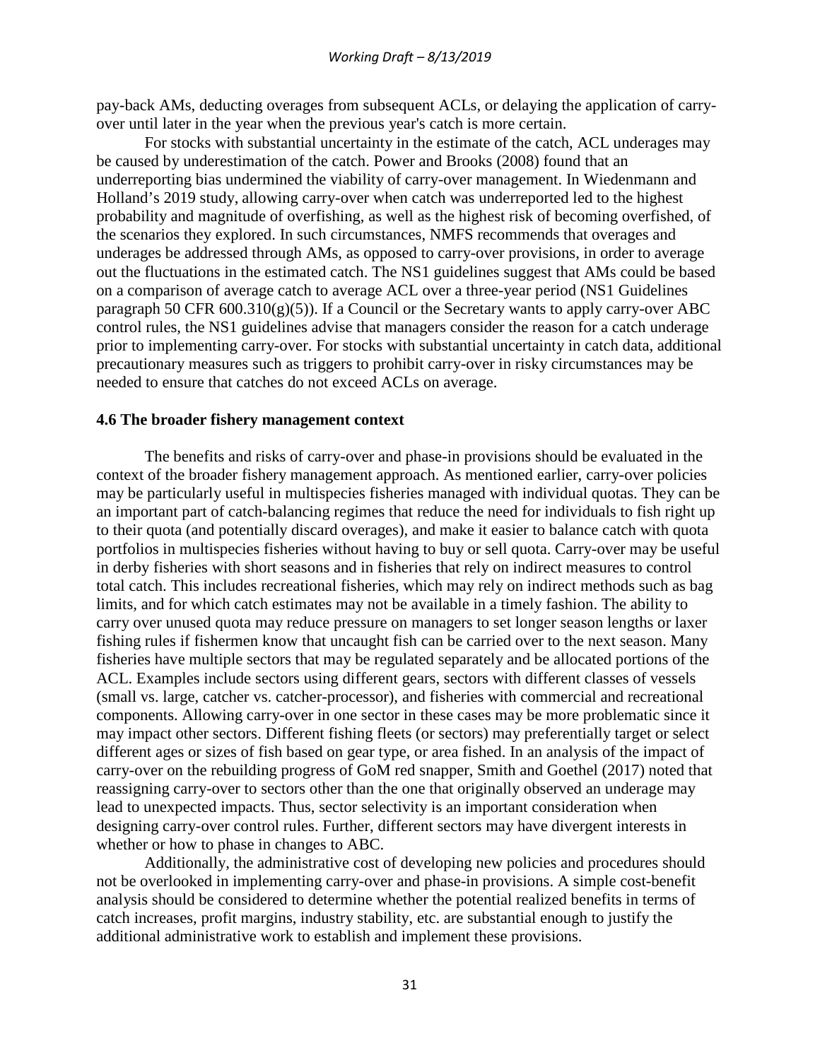pay-back AMs, deducting overages from subsequent ACLs, or delaying the application of carry-over until later in the year when the previous year's catch is more certain.

For stocks with substantial uncertainty in the estimate of the catch, ACL underages may be caused by underestimation of the catch. Power and Brooks (2008) found that an underreporting bias undermined the viability of carry-over management. In Wiedenmann and Holland's 2019 study, allowing carry-over when catch was underreported led to the highest probability and magnitude of overfishing, as well as the highest risk of becoming overfished, of the scenarios they explored. In such circumstances, NMFS recommends that overages and underages be addressed through AMs, as opposed to carry-over provisions, in order to average out the fluctuations in the estimated catch. The NS1 guidelines suggest that AMs could be based on a comparison of average catch to average ACL over a three-year period (NS1 Guidelines paragraph 50 CFR 600.310(g)(5)). If a Council or the Secretary wants to apply carry-over ABC control rules, the NS1 guidelines advise that managers consider the reason for a catch underage prior to implementing carry-over. For stocks with substantial uncertainty in catch data, additional precautionary measures such as triggers to prohibit carry-over in risky circumstances may be needed to ensure that catches do not exceed ACLs on average.

### 4.6 The broader fishery management context

The benefits and risks of carry-over and phase-in provisions should be evaluated in the context of the broader fishery management approach. As mentioned earlier, carry-over policies may be particularly useful in multispecies fisheries managed with individual quotas. They can be an important part of catch-balancing regimes that reduce the need for individuals to fish right up to their quota (and potentially discard overages), and make it easier to balance catch with quota portfolios in multispecies fisheries without having to buy or sell quota. Carry-over may be useful in derby fisheries with short seasons and in fisheries that rely on indirect measures to control total catch. This includes recreational fisheries, which may rely on indirect methods such as bag limits, and for which catch estimates may not be available in a timely fashion. The ability to carry over unused quota may reduce pressure on managers to set longer season lengths or laxer fishing rules if fishermen know that uncaught fish can be carried over to the next season. Many fisheries have multiple sectors that may be regulated separately and be allocated portions of the ACL. Examples include sectors using different gears, sectors with different classes of vessels (small vs. large, catcher vs. catcher-processor), and fisheries with commercial and recreational components. Allowing carry-over in one sector in these cases may be more problematic since it may impact other sectors. Different fishing fleets (or sectors) may preferentially target or select different ages or sizes of fish based on gear type, or area fished. In an analysis of the impact of carry-over on the rebuilding progress of GoM red snapper, Smith and Goethel (2017) noted that reassigning carry-over to sectors other than the one that originally observed an underage may lead to unexpected impacts. Thus, sector selectivity is an important consideration when designing carry-over control rules. Further, different sectors may have divergent interests in whether or how to phase in changes to ABC.

Additionally, the administrative cost of developing new policies and procedures should not be overlooked in implementing carry-over and phase-in provisions. A simple cost-benefit analysis should be considered to determine whether the potential realized benefits in terms of catch increases, profit margins, industry stability, etc. are substantial enough to justify the additional administrative work to establish and implement these provisions.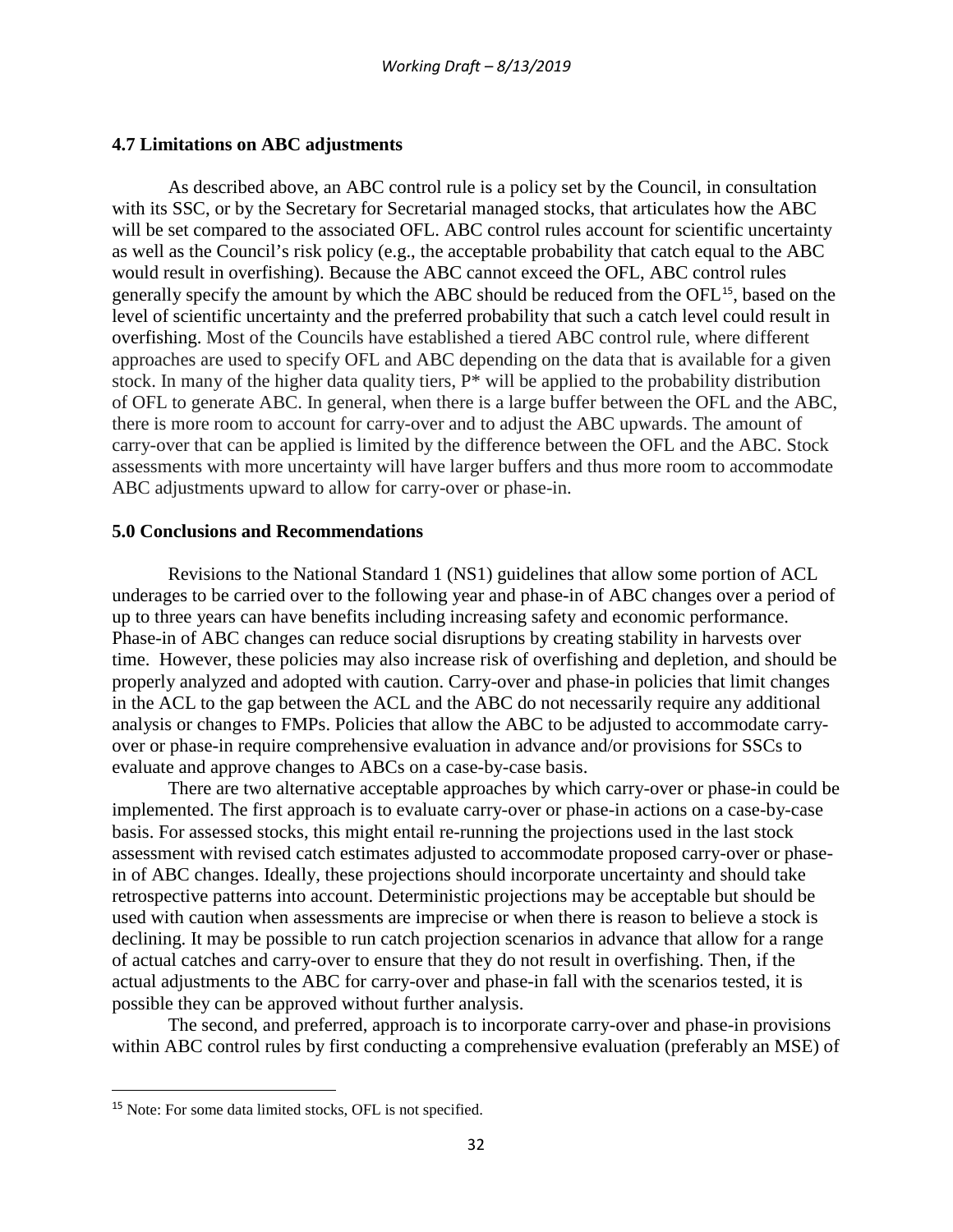## 4.7 Limitations on ABC adjustments

As described above, an ABC control rule is a policy set by the Council, in consultation with its SSC, or by the Secretary for Secretarial managed stocks, that articulates how the ABC will be set compared to the associated OFL. ABC control rules account for scientific uncertainty as well as the Council's risk policy (e.g., the acceptable probability that catch equal to the ABC would result in overfishing). Because the ABC cannot exceed the OFL, ABC control rules generally specify the amount by which the ABC should be reduced from the OFL[15], based on the level of scientific uncertainty and the preferred probability that such a catch level could result in overfishing. Most of the Councils have established a tiered ABC control rule, where different approaches are used to specify OFL and ABC depending on the data that is available for a given stock. In many of the higher data quality tiers, P* will be applied to the probability distribution of OFL to generate ABC. In general, when there is a large buffer between the OFL and the ABC, there is more room to account for carry-over and to adjust the ABC upwards. The amount of carry-over that can be applied is limited by the difference between the OFL and the ABC. Stock assessments with more uncertainty will have larger buffers and thus more room to accommodate ABC adjustments upward to allow for carry-over or phase-in.

## 5.0 Conclusions and Recommendations

Revisions to the National Standard 1 (NS1) guidelines that allow some portion of ACL underages to be carried over to the following year and phase-in of ABC changes over a period of up to three years can have benefits including increasing safety and economic performance. Phase-in of ABC changes can reduce social disruptions by creating stability in harvests over time. However, these policies may also increase risk of overfishing and depletion, and should be properly analyzed and adopted with caution. Carry-over and phase-in policies that limit changes in the ACL to the gap between the ACL and the ABC do not necessarily require any additional analysis or changes to FMPs. Policies that allow the ABC to be adjusted to accommodate carry-over or phase-in require comprehensive evaluation in advance and/or provisions for SSCs to evaluate and approve changes to ABCs on a case-by-case basis.

There are two alternative acceptable approaches by which carry-over or phase-in could be implemented. The first approach is to evaluate carry-over or phase-in actions on a case-by-case basis. For assessed stocks, this might entail re-running the projections used in the last stock assessment with revised catch estimates adjusted to accommodate proposed carry-over or phase-in of ABC changes. Ideally, these projections should incorporate uncertainty and should take retrospective patterns into account. Deterministic projections may be acceptable but should be used with caution when assessments are imprecise or when there is reason to believe a stock is declining. It may be possible to run catch projection scenarios in advance that allow for a range of actual catches and carry-over to ensure that they do not result in overfishing. Then, if the actual adjustments to the ABC for carry-over and phase-in fall with the scenarios tested, it is possible they can be approved without further analysis.

The second, and preferred, approach is to incorporate carry-over and phase-in provisions within ABC control rules by first conducting a comprehensive evaluation (preferably an MSE) of

[15] Note: For some data limited stocks, OFL is not specified.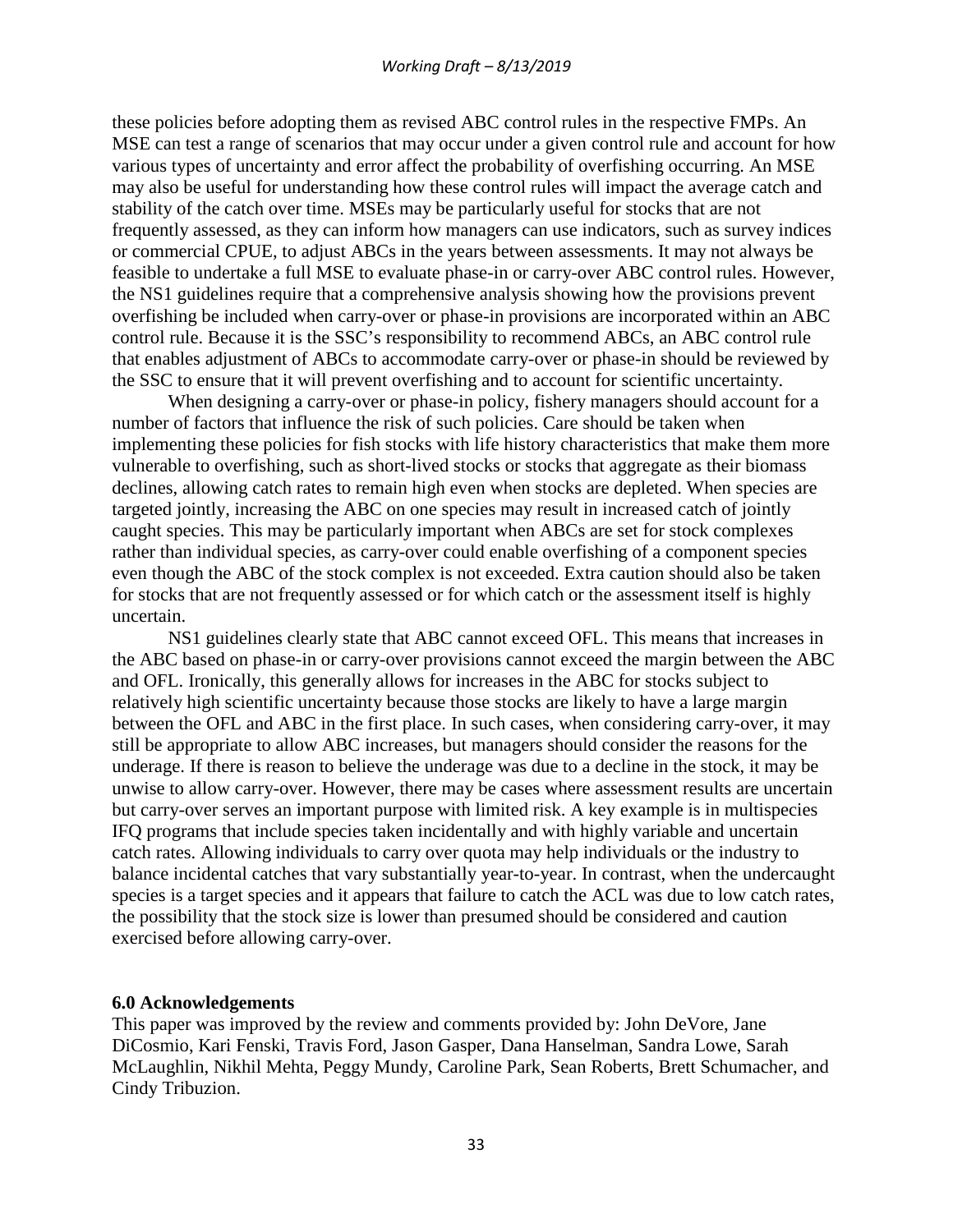these policies before adopting them as revised ABC control rules in the respective FMPs. An MSE can test a range of scenarios that may occur under a given control rule and account for how various types of uncertainty and error affect the probability of overfishing occurring. An MSE may also be useful for understanding how these control rules will impact the average catch and stability of the catch over time. MSEs may be particularly useful for stocks that are not frequently assessed, as they can inform how managers can use indicators, such as survey indices or commercial CPUE, to adjust ABCs in the years between assessments. It may not always be feasible to undertake a full MSE to evaluate phase-in or carry-over ABC control rules. However, the NS1 guidelines require that a comprehensive analysis showing how the provisions prevent overfishing be included when carry-over or phase-in provisions are incorporated within an ABC control rule. Because it is the SSC's responsibility to recommend ABCs, an ABC control rule that enables adjustment of ABCs to accommodate carry-over or phase-in should be reviewed by the SSC to ensure that it will prevent overfishing and to account for scientific uncertainty.

When designing a carry-over or phase-in policy, fishery managers should account for a number of factors that influence the risk of such policies. Care should be taken when implementing these policies for fish stocks with life history characteristics that make them more vulnerable to overfishing, such as short-lived stocks or stocks that aggregate as their biomass declines, allowing catch rates to remain high even when stocks are depleted. When species are targeted jointly, increasing the ABC on one species may result in increased catch of jointly caught species. This may be particularly important when ABCs are set for stock complexes rather than individual species, as carry-over could enable overfishing of a component species even though the ABC of the stock complex is not exceeded. Extra caution should also be taken for stocks that are not frequently assessed or for which catch or the assessment itself is highly uncertain.

NS1 guidelines clearly state that ABC cannot exceed OFL. This means that increases in the ABC based on phase-in or carry-over provisions cannot exceed the margin between the ABC and OFL. Ironically, this generally allows for increases in the ABC for stocks subject to relatively high scientific uncertainty because those stocks are likely to have a large margin between the OFL and ABC in the first place. In such cases, when considering carry-over, it may still be appropriate to allow ABC increases, but managers should consider the reasons for the underage. If there is reason to believe the underage was due to a decline in the stock, it may be unwise to allow carry-over. However, there may be cases where assessment results are uncertain but carry-over serves an important purpose with limited risk. A key example is in multispecies IFQ programs that include species taken incidentally and with highly variable and uncertain catch rates. Allowing individuals to carry over quota may help individuals or the industry to balance incidental catches that vary substantially year-to-year. In contrast, when the undercaught species is a target species and it appears that failure to catch the ACL was due to low catch rates, the possibility that the stock size is lower than presumed should be considered and caution exercised before allowing carry-over.

## 6.0 Acknowledgements

This paper was improved by the review and comments provided by: John DeVore, Jane DiCosmio, Kari Fenski, Travis Ford, Jason Gasper, Dana Hanselman, Sandra Lowe, Sarah McLaughlin, Nikhil Mehta, Peggy Mundy, Caroline Park, Sean Roberts, Brett Schumacher, and Cindy Tribuzion.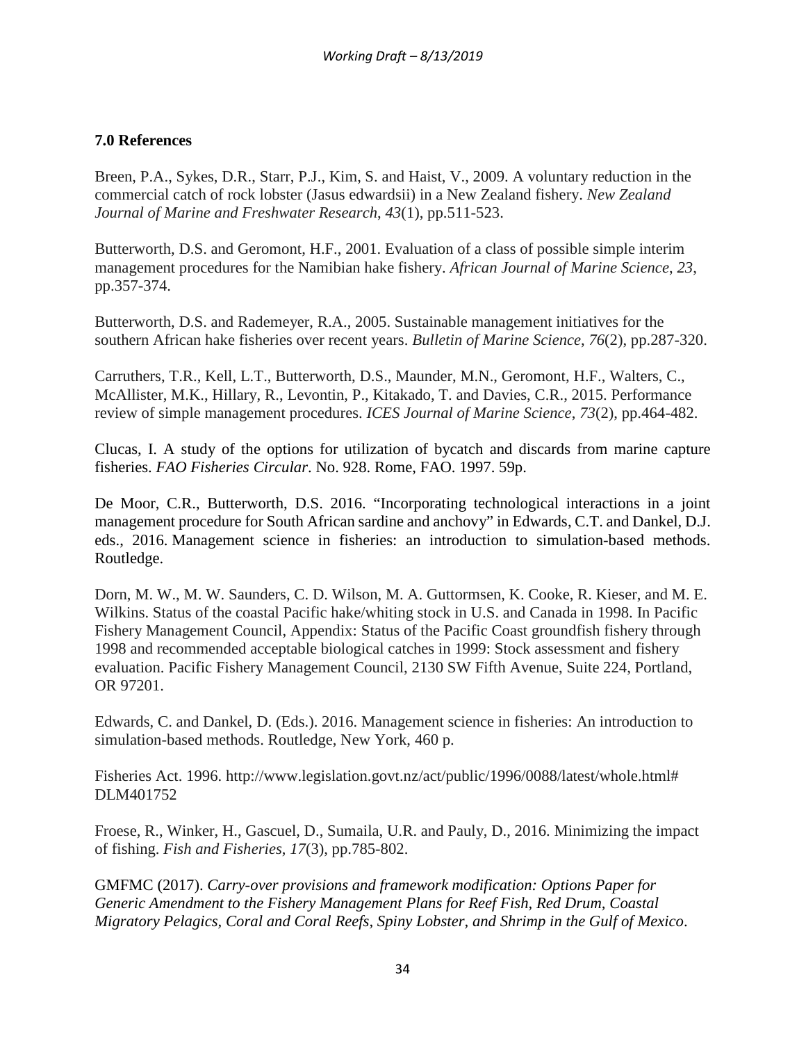## 7.0 References

Breen, P.A., Sykes, D.R., Starr, P.J., Kim, S. and Haist, V., 2009. A voluntary reduction in the commercial catch of rock lobster (Jasus edwardsii) in a New Zealand fishery. *New Zealand Journal of Marine and Freshwater Research*, *43*(1), pp.511-523.

Butterworth, D.S. and Geromont, H.F., 2001. Evaluation of a class of possible simple interim management procedures for the Namibian hake fishery. *African Journal of Marine Science*, *23*, pp.357-374.

Butterworth, D.S. and Rademeyer, R.A., 2005. Sustainable management initiatives for the southern African hake fisheries over recent years. *Bulletin of Marine Science*, *76*(2), pp.287-320.

Carruthers, T.R., Kell, L.T., Butterworth, D.S., Maunder, M.N., Geromont, H.F., Walters, C., McAllister, M.K., Hillary, R., Levontin, P., Kitakado, T. and Davies, C.R., 2015. Performance review of simple management procedures. *ICES Journal of Marine Science*, *73*(2), pp.464-482.

Clucas, I. A study of the options for utilization of bycatch and discards from marine capture fisheries. *FAO Fisheries Circular*. No. 928. Rome, FAO. 1997. 59p.

De Moor, C.R., Butterworth, D.S. 2016. "Incorporating technological interactions in a joint management procedure for South African sardine and anchovy" in Edwards, C.T. and Dankel, D.J. eds., 2016. Management science in fisheries: an introduction to simulation-based methods. Routledge.

Dorn, M. W., M. W. Saunders, C. D. Wilson, M. A. Guttormsen, K. Cooke, R. Kieser, and M. E. Wilkins. Status of the coastal Pacific hake/whiting stock in U.S. and Canada in 1998. In Pacific Fishery Management Council, Appendix: Status of the Pacific Coast groundfish fishery through 1998 and recommended acceptable biological catches in 1999: Stock assessment and fishery evaluation. Pacific Fishery Management Council, 2130 SW Fifth Avenue, Suite 224, Portland, OR 97201.

Edwards, C. and Dankel, D. (Eds.). 2016. Management science in fisheries: An introduction to simulation-based methods. Routledge, New York, 460 p.

Fisheries Act. 1996. http://www.legislation.govt.nz/act/public/1996/0088/latest/whole.html# DLM401752

Froese, R., Winker, H., Gascuel, D., Sumaila, U.R. and Pauly, D., 2016. Minimizing the impact of fishing. *Fish and Fisheries*, *17*(3), pp.785-802.

GMFMC (2017). *Carry-over provisions and framework modification: Options Paper for Generic Amendment to the Fishery Management Plans for Reef Fish, Red Drum, Coastal Migratory Pelagics, Coral and Coral Reefs, Spiny Lobster, and Shrimp in the Gulf of Mexico*.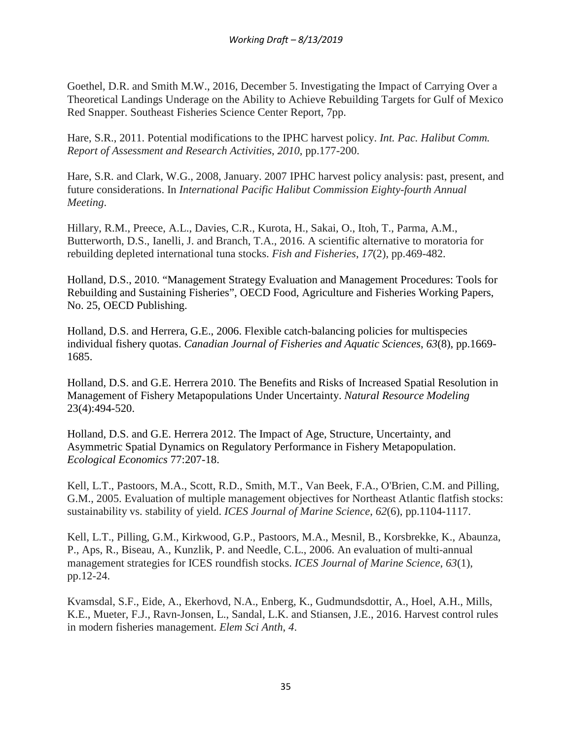Goethel, D.R. and Smith M.W., 2016, December 5. Investigating the Impact of Carrying Over a Theoretical Landings Underage on the Ability to Achieve Rebuilding Targets for Gulf of Mexico Red Snapper. Southeast Fisheries Science Center Report, 7pp.

Hare, S.R., 2011. Potential modifications to the IPHC harvest policy. *Int. Pac. Halibut Comm. Report of Assessment and Research Activities*, *2010*, pp.177-200.

Hare, S.R. and Clark, W.G., 2008, January. 2007 IPHC harvest policy analysis: past, present, and future considerations. In *International Pacific Halibut Commission Eighty-fourth Annual Meeting*.

Hillary, R.M., Preece, A.L., Davies, C.R., Kurota, H., Sakai, O., Itoh, T., Parma, A.M., Butterworth, D.S., Ianelli, J. and Branch, T.A., 2016. A scientific alternative to moratoria for rebuilding depleted international tuna stocks. *Fish and Fisheries*, *17*(2), pp.469-482.

Holland, D.S., 2010. "Management Strategy Evaluation and Management Procedures: Tools for Rebuilding and Sustaining Fisheries", OECD Food, Agriculture and Fisheries Working Papers, No. 25, OECD Publishing.

Holland, D.S. and Herrera, G.E., 2006. Flexible catch-balancing policies for multispecies individual fishery quotas. *Canadian Journal of Fisheries and Aquatic Sciences*, *63*(8), pp.1669-1685.

Holland, D.S. and G.E. Herrera 2010. The Benefits and Risks of Increased Spatial Resolution in Management of Fishery Metapopulations Under Uncertainty. *Natural Resource Modeling* 23(4):494-520.

Holland, D.S. and G.E. Herrera 2012. The Impact of Age, Structure, Uncertainty, and Asymmetric Spatial Dynamics on Regulatory Performance in Fishery Metapopulation. *Ecological Economics* 77:207-18.

Kell, L.T., Pastoors, M.A., Scott, R.D., Smith, M.T., Van Beek, F.A., O'Brien, C.M. and Pilling, G.M., 2005. Evaluation of multiple management objectives for Northeast Atlantic flatfish stocks: sustainability vs. stability of yield. *ICES Journal of Marine Science*, *62*(6), pp.1104-1117.

Kell, L.T., Pilling, G.M., Kirkwood, G.P., Pastoors, M.A., Mesnil, B., Korsbrekke, K., Abaunza, P., Aps, R., Biseau, A., Kunzlik, P. and Needle, C.L., 2006. An evaluation of multi-annual management strategies for ICES roundfish stocks. *ICES Journal of Marine Science*, *63*(1), pp.12-24.

Kvamsdal, S.F., Eide, A., Ekerhovd, N.A., Enberg, K., Gudmundsdottir, A., Hoel, A.H., Mills, K.E., Mueter, F.J., Ravn-Jonsen, L., Sandal, L.K. and Stiansen, J.E., 2016. Harvest control rules in modern fisheries management. *Elem Sci Anth*, *4*.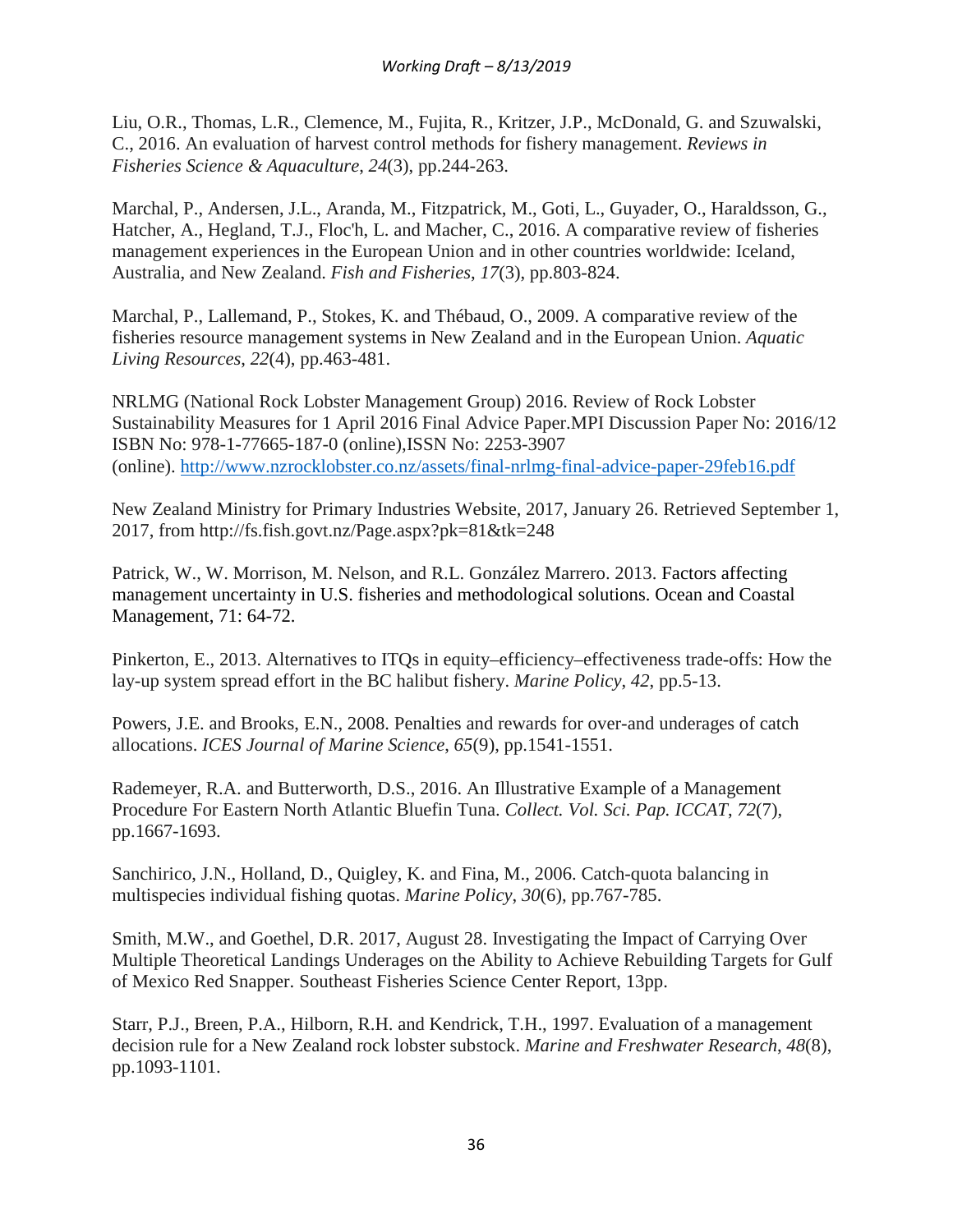Liu, O.R., Thomas, L.R., Clemence, M., Fujita, R., Kritzer, J.P., McDonald, G. and Szuwalski, C., 2016. An evaluation of harvest control methods for fishery management. *Reviews in Fisheries Science & Aquaculture*, *24*(3), pp.244-263.

Marchal, P., Andersen, J.L., Aranda, M., Fitzpatrick, M., Goti, L., Guyader, O., Haraldsson, G., Hatcher, A., Hegland, T.J., Floc'h, L. and Macher, C., 2016. A comparative review of fisheries management experiences in the European Union and in other countries worldwide: Iceland, Australia, and New Zealand. *Fish and Fisheries*, *17*(3), pp.803-824.

Marchal, P., Lallemand, P., Stokes, K. and Thébaud, O., 2009. A comparative review of the fisheries resource management systems in New Zealand and in the European Union. *Aquatic Living Resources*, *22*(4), pp.463-481.

NRLMG (National Rock Lobster Management Group) 2016. Review of Rock Lobster Sustainability Measures for 1 April 2016 Final Advice Paper.MPI Discussion Paper No: 2016/12 ISBN No: 978-1-77665-187-0 (online),ISSN No: 2253-3907 (online). http://www.nzrocklobster.co.nz/assets/final-nrlmg-final-advice-paper-29feb16.pdf

New Zealand Ministry for Primary Industries Website, 2017, January 26. Retrieved September 1, 2017, from http://fs.fish.govt.nz/Page.aspx?pk=81&tk=248

Patrick, W., W. Morrison, M. Nelson, and R.L. González Marrero. 2013. Factors affecting management uncertainty in U.S. fisheries and methodological solutions. Ocean and Coastal Management, 71: 64-72.

Pinkerton, E., 2013. Alternatives to ITQs in equity–efficiency–effectiveness trade-offs: How the lay-up system spread effort in the BC halibut fishery. *Marine Policy*, *42*, pp.5-13.

Powers, J.E. and Brooks, E.N., 2008. Penalties and rewards for over-and underages of catch allocations. *ICES Journal of Marine Science*, *65*(9), pp.1541-1551.

Rademeyer, R.A. and Butterworth, D.S., 2016. An Illustrative Example of a Management Procedure For Eastern North Atlantic Bluefin Tuna. *Collect. Vol. Sci. Pap. ICCAT*, *72*(7), pp.1667-1693.

Sanchirico, J.N., Holland, D., Quigley, K. and Fina, M., 2006. Catch-quota balancing in multispecies individual fishing quotas. *Marine Policy*, *30*(6), pp.767-785.

Smith, M.W., and Goethel, D.R. 2017, August 28. Investigating the Impact of Carrying Over Multiple Theoretical Landings Underages on the Ability to Achieve Rebuilding Targets for Gulf of Mexico Red Snapper. Southeast Fisheries Science Center Report, 13pp.

Starr, P.J., Breen, P.A., Hilborn, R.H. and Kendrick, T.H., 1997. Evaluation of a management decision rule for a New Zealand rock lobster substock. *Marine and Freshwater Research*, *48*(8), pp.1093-1101.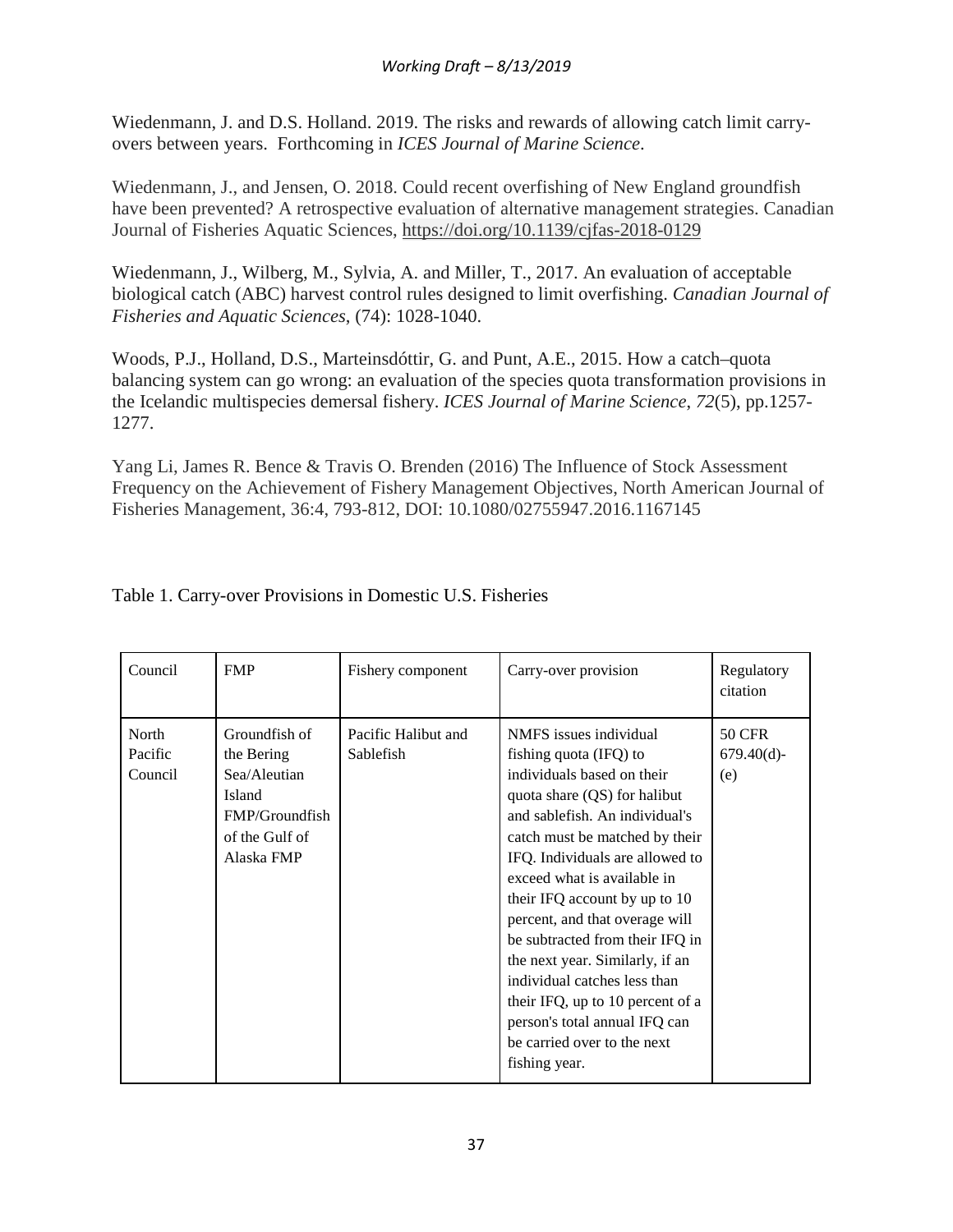Wiedenmann, J. and D.S. Holland. 2019. The risks and rewards of allowing catch limit carry-overs between years. Forthcoming in *ICES Journal of Marine Science*.

Wiedenmann, J., and Jensen, O. 2018. Could recent overfishing of New England groundfish have been prevented? A retrospective evaluation of alternative management strategies. Canadian Journal of Fisheries Aquatic Sciences, https://doi.org/10.1139/cjfas-2018-0129

Wiedenmann, J., Wilberg, M., Sylvia, A. and Miller, T., 2017. An evaluation of acceptable biological catch (ABC) harvest control rules designed to limit overfishing. *Canadian Journal of Fisheries and Aquatic Sciences*, (74): 1028-1040.

Woods, P.J., Holland, D.S., Marteinsdóttir, G. and Punt, A.E., 2015. How a catch–quota balancing system can go wrong: an evaluation of the species quota transformation provisions in the Icelandic multispecies demersal fishery. *ICES Journal of Marine Science*, *72*(5), pp.1257-1277.

Yang Li, James R. Bence & Travis O. Brenden (2016) The Influence of Stock Assessment Frequency on the Achievement of Fishery Management Objectives, North American Journal of Fisheries Management, 36:4, 793-812, DOI: 10.1080/02755947.2016.1167145

Table 1. Carry-over Provisions in Domestic U.S. Fisheries

| Council | FMP | Fishery component | Carry-over provision | Regulatory citation |
|---|---|---|---|---|
| North Pacific Council | Groundfish of the Bering Sea/Aleutian Island FMP/Groundfish of the Gulf of Alaska FMP | Pacific Halibut and Sablefish | NMFS issues individual fishing quota (IFQ) to individuals based on their quota share (QS) for halibut and sablefish. An individual's catch must be matched by their IFQ. Individuals are allowed to exceed what is available in their IFQ account by up to 10 percent, and that overage will be subtracted from their IFQ in the next year. Similarly, if an individual catches less than their IFQ, up to 10 percent of a person's total annual IFQ can be carried over to the next fishing year. | 50 CFR 679.40(d)-(e) |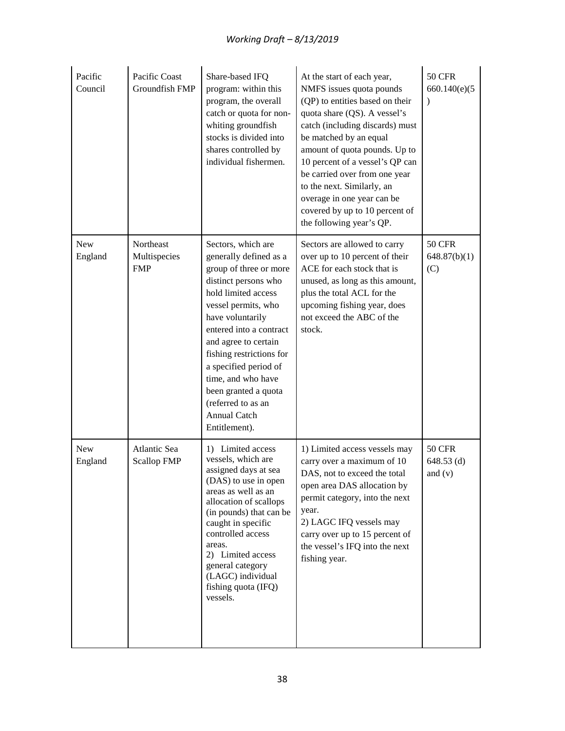| Pacific Council | Pacific Coast Groundfish FMP | Share-based IFQ program: within this program, the overall catch or quota for non-whiting groundfish stocks is divided into shares controlled by individual fishermen. | At the start of each year, NMFS issues quota pounds (QP) to entities based on their quota share (QS). A vessel's catch (including discards) must be matched by an equal amount of quota pounds. Up to 10 percent of a vessel's QP can be carried over from one year to the next. Similarly, an overage in one year can be covered by up to 10 percent of the following year's QP. | 50 CFR 660.140(e)(5) |
|---|---|---|---|---|
| New England | Northeast Multispecies FMP | Sectors, which are generally defined as a group of three or more distinct persons who hold limited access vessel permits, who have voluntarily entered into a contract and agree to certain fishing restrictions for a specified period of time, and who have been granted a quota (referred to as an Annual Catch Entitlement). | Sectors are allowed to carry over up to 10 percent of their ACE for each stock that is unused, as long as this amount, plus the total ACL for the upcoming fishing year, does not exceed the ABC of the stock. | 50 CFR 648.87(b)(1)(C) |
| New England | Atlantic Sea Scallop FMP | 1) Limited access vessels, which are assigned days at sea (DAS) to use in open areas as well as an allocation of scallops (in pounds) that can be caught in specific controlled access areas.<br>2) Limited access general category (LAGC) individual fishing quota (IFQ) vessels. | 1) Limited access vessels may carry over a maximum of 10 DAS, not to exceed the total open area DAS allocation by permit category, into the next year.<br>2) LAGC IFQ vessels may carry over up to 15 percent of the vessel's IFQ into the next fishing year. | 50 CFR 648.53 (d) and (v) |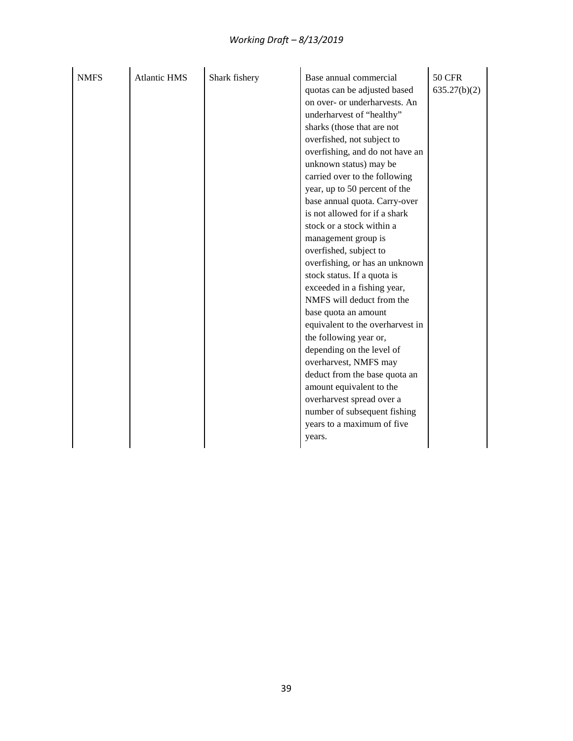| NMFS | Atlantic HMS | Shark fishery | Base annual commercial quotas can be adjusted based on over- or underharvests. An underharvest of "healthy" sharks (those that are not overfished, not subject to overfishing, and do not have an unknown status) may be carried over to the following year, up to 50 percent of the base annual quota. Carry-over is not allowed for if a shark stock or a stock within a management group is overfished, subject to overfishing, or has an unknown stock status. If a quota is exceeded in a fishing year, NMFS will deduct from the base quota an amount equivalent to the overharvest in the following year or, depending on the level of overharvest, NMFS may deduct from the base quota an amount equivalent to the overharvest spread over a number of subsequent fishing years to a maximum of five years. | 50 CFR 635.27(b)(2) |
|---|---|---|---|---|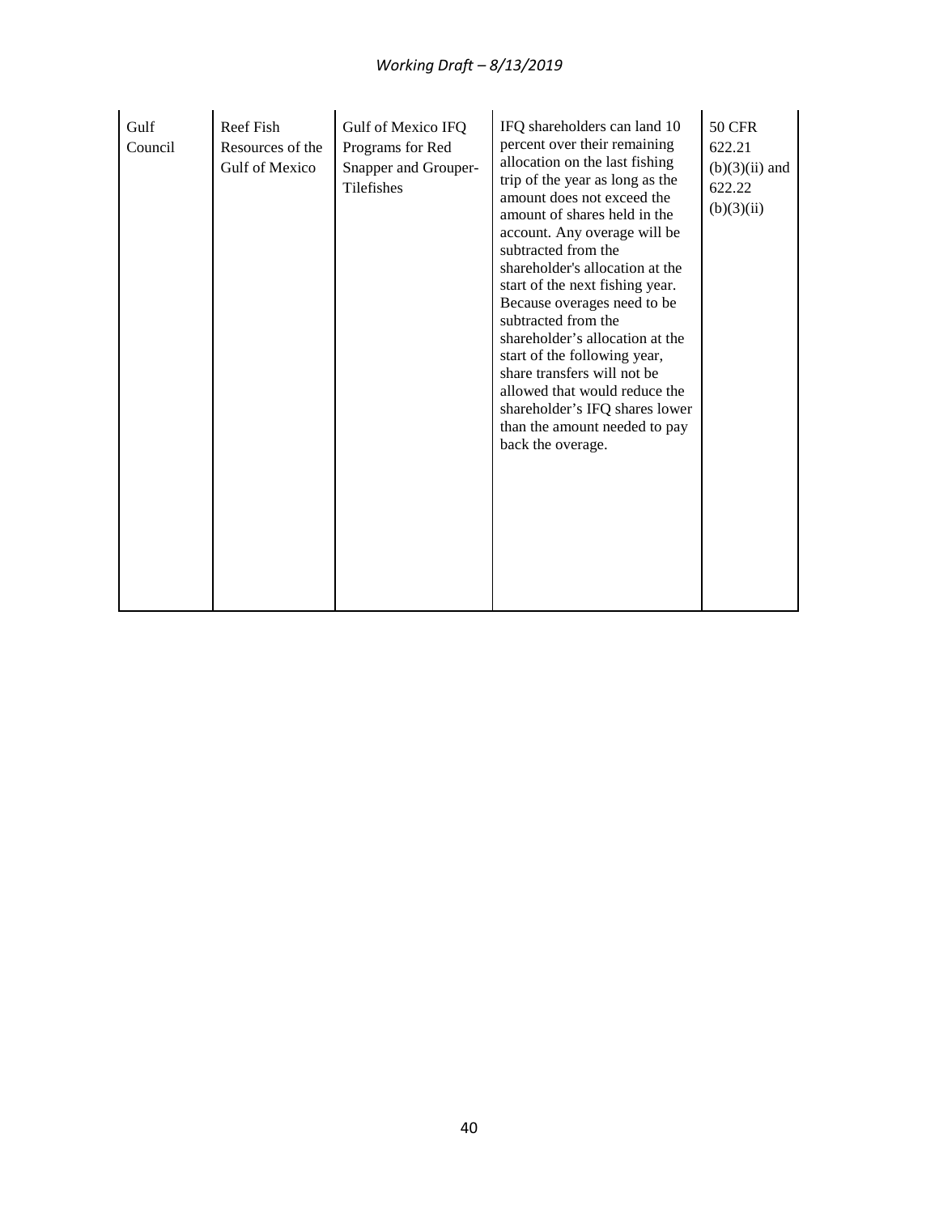| | | | | |
|---|---|---|---|---|
| Gulf Council | Reef Fish Resources of the Gulf of Mexico | Gulf of Mexico IFQ Programs for Red Snapper and Grouper-Tilefishes | IFQ shareholders can land 10 percent over their remaining allocation on the last fishing trip of the year as long as the amount does not exceed the amount of shares held in the account. Any overage will be subtracted from the shareholder's allocation at the start of the next fishing year. Because overages need to be subtracted from the shareholder's allocation at the start of the following year, share transfers will not be allowed that would reduce the shareholder's IFQ shares lower than the amount needed to pay back the overage. | 50 CFR 622.21 (b)(3)(ii) and 622.22 (b)(3)(ii) |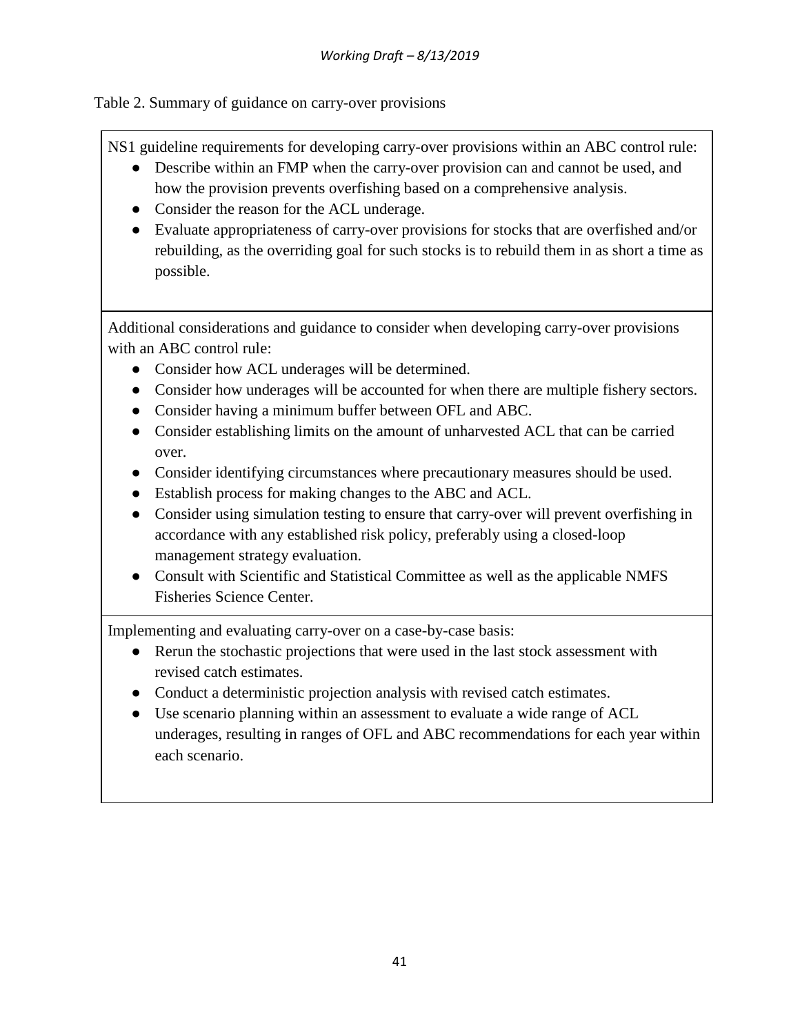Table 2. Summary of guidance on carry-over provisions

| NS1 guideline requirements for developing carry-over provisions within an ABC control rule:<br>• Describe within an FMP when the carry-over provision can and cannot be used, and how the provision prevents overfishing based on a comprehensive analysis.<br>• Consider the reason for the ACL underage.<br>• Evaluate appropriateness of carry-over provisions for stocks that are overfished and/or rebuilding, as the overriding goal for such stocks is to rebuild them in as short a time as possible. |
|---|
| Additional considerations and guidance to consider when developing carry-over provisions with an ABC control rule:<br>• Consider how ACL underages will be determined.<br>• Consider how underages will be accounted for when there are multiple fishery sectors.<br>• Consider having a minimum buffer between OFL and ABC.<br>• Consider establishing limits on the amount of unharvested ACL that can be carried over.<br>• Consider identifying circumstances where precautionary measures should be used.<br>• Establish process for making changes to the ABC and ACL.<br>• Consider using simulation testing to ensure that carry-over will prevent overfishing in accordance with any established risk policy, preferably using a closed-loop management strategy evaluation.<br>• Consult with Scientific and Statistical Committee as well as the applicable NMFS Fisheries Science Center. |
| Implementing and evaluating carry-over on a case-by-case basis:<br>• Rerun the stochastic projections that were used in the last stock assessment with revised catch estimates.<br>• Conduct a deterministic projection analysis with revised catch estimates.<br>• Use scenario planning within an assessment to evaluate a wide range of ACL underages, resulting in ranges of OFL and ABC recommendations for each year within each scenario. |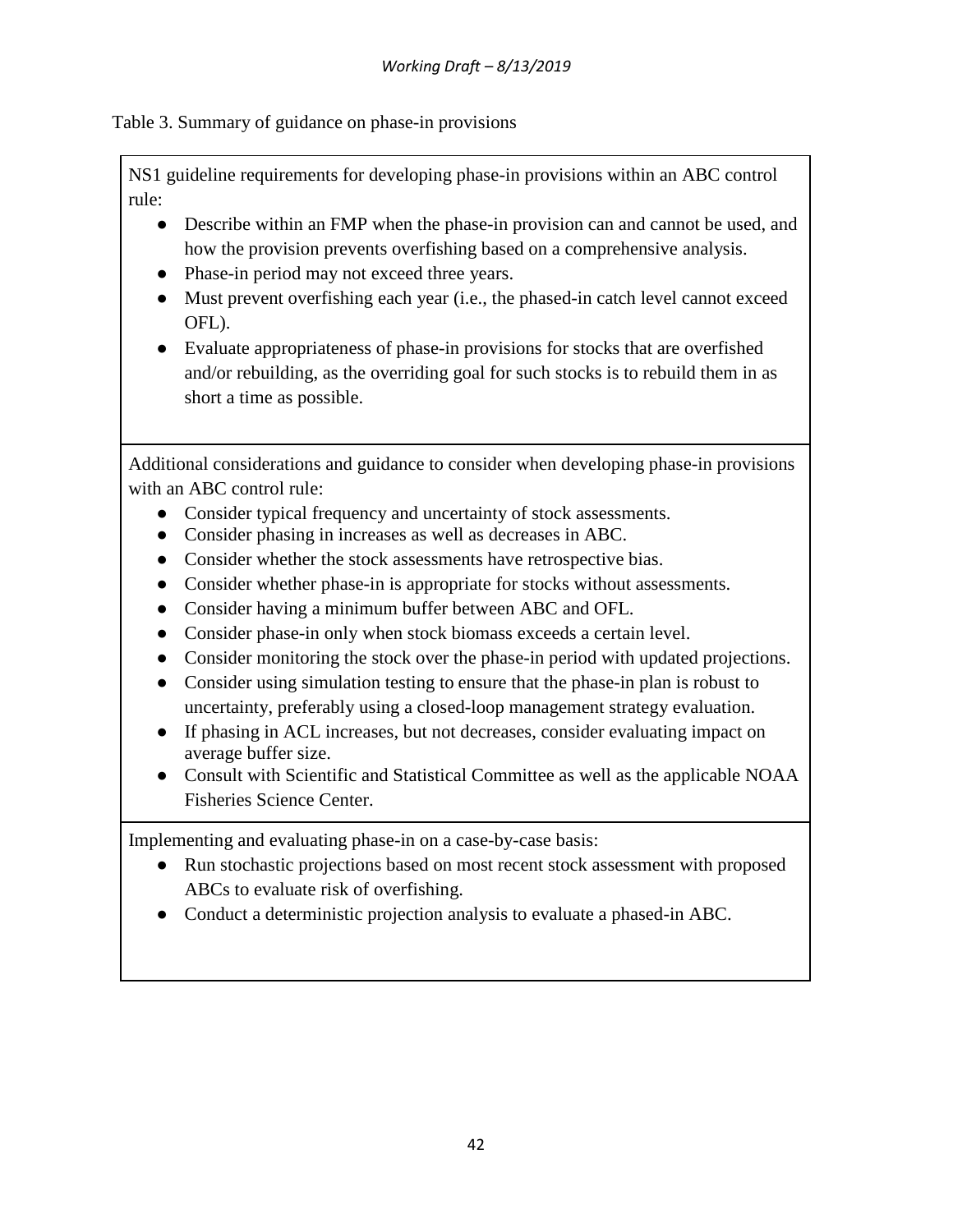Table 3. Summary of guidance on phase-in provisions

| |
|---|
| NS1 guideline requirements for developing phase-in provisions within an ABC control rule:<br>● Describe within an FMP when the phase-in provision can and cannot be used, and how the provision prevents overfishing based on a comprehensive analysis.<br>● Phase-in period may not exceed three years.<br>● Must prevent overfishing each year (i.e., the phased-in catch level cannot exceed OFL).<br>● Evaluate appropriateness of phase-in provisions for stocks that are overfished and/or rebuilding, as the overriding goal for such stocks is to rebuild them in as short a time as possible. |
| Additional considerations and guidance to consider when developing phase-in provisions with an ABC control rule:<br>● Consider typical frequency and uncertainty of stock assessments.<br>● Consider phasing in increases as well as decreases in ABC.<br>● Consider whether the stock assessments have retrospective bias.<br>● Consider whether phase-in is appropriate for stocks without assessments.<br>● Consider having a minimum buffer between ABC and OFL.<br>● Consider phase-in only when stock biomass exceeds a certain level.<br>● Consider monitoring the stock over the phase-in period with updated projections.<br>● Consider using simulation testing to ensure that the phase-in plan is robust to uncertainty, preferably using a closed-loop management strategy evaluation.<br>● If phasing in ACL increases, but not decreases, consider evaluating impact on average buffer size.<br>● Consult with Scientific and Statistical Committee as well as the applicable NOAA Fisheries Science Center. |
| Implementing and evaluating phase-in on a case-by-case basis:<br>● Run stochastic projections based on most recent stock assessment with proposed ABCs to evaluate risk of overfishing.<br>● Conduct a deterministic projection analysis to evaluate a phased-in ABC. |